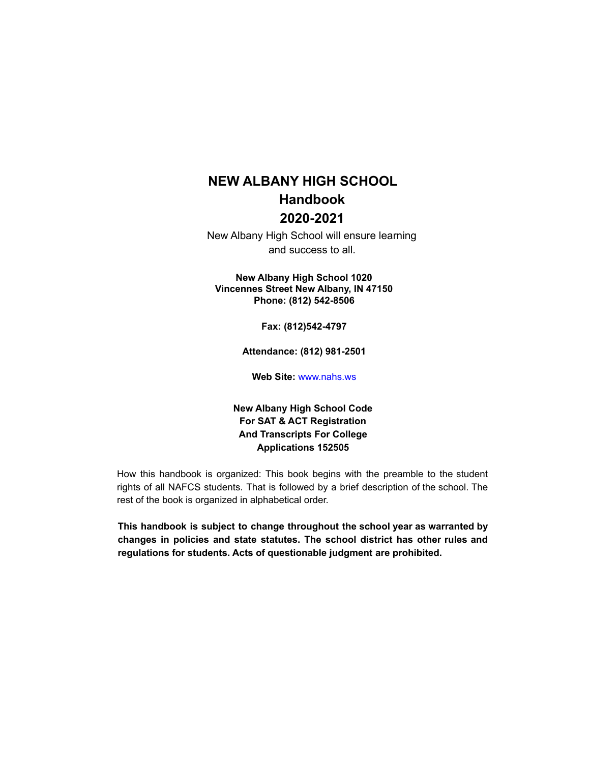# NEW ALBANY HIGH SCHOOL
# Handbook
# 2020-2021

New Albany High School will ensure learning and success to all.

**New Albany High School 1020 Vincennes Street New Albany, IN 47150**
**Phone: (812) 542-8506**

**Fax: (812)542-4797**

**Attendance: (812) 981-2501**

**Web Site:** www.nahs.ws

**New Albany High School Code For SAT & ACT Registration And Transcripts For College Applications 152505**

How this handbook is organized: This book begins with the preamble to the student rights of all NAFCS students. That is followed by a brief description of the school. The rest of the book is organized in alphabetical order.

**This handbook is subject to change throughout the school year as warranted by changes in policies and state statutes. The school district has other rules and regulations for students. Acts of questionable judgment are prohibited.**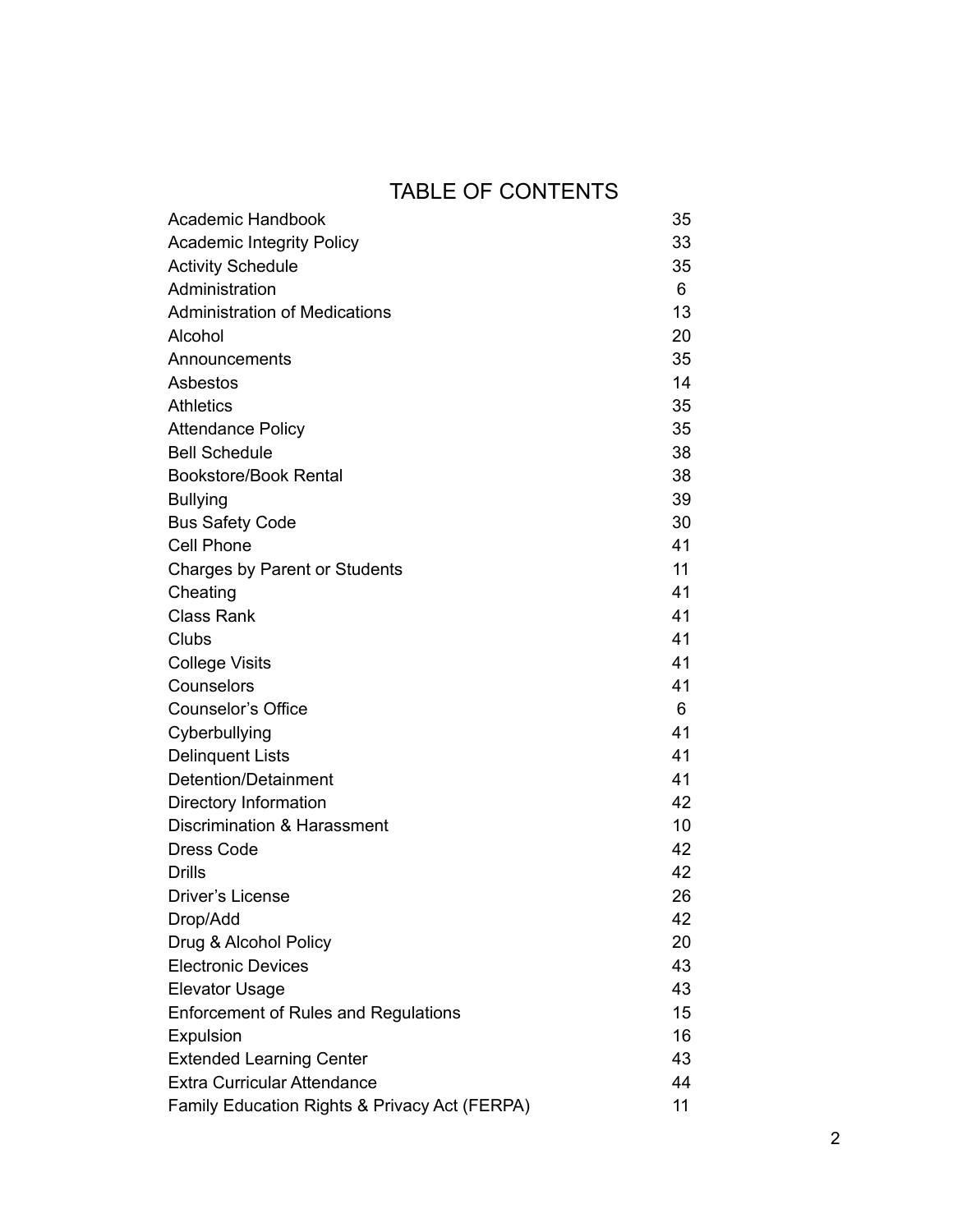# TABLE OF CONTENTS

| | |
|---|---|
| Academic Handbook | 35 |
| Academic Integrity Policy | 33 |
| Activity Schedule | 35 |
| Administration | 6 |
| Administration of Medications | 13 |
| Alcohol | 20 |
| Announcements | 35 |
| Asbestos | 14 |
| Athletics | 35 |
| Attendance Policy | 35 |
| Bell Schedule | 38 |
| Bookstore/Book Rental | 38 |
| Bullying | 39 |
| Bus Safety Code | 30 |
| Cell Phone | 41 |
| Charges by Parent or Students | 11 |
| Cheating | 41 |
| Class Rank | 41 |
| Clubs | 41 |
| College Visits | 41 |
| Counselors | 41 |
| Counselor's Office | 6 |
| Cyberbullying | 41 |
| Delinquent Lists | 41 |
| Detention/Detainment | 41 |
| Directory Information | 42 |
| Discrimination & Harassment | 10 |
| Dress Code | 42 |
| Drills | 42 |
| Driver's License | 26 |
| Drop/Add | 42 |
| Drug & Alcohol Policy | 20 |
| Electronic Devices | 43 |
| Elevator Usage | 43 |
| Enforcement of Rules and Regulations | 15 |
| Expulsion | 16 |
| Extended Learning Center | 43 |
| Extra Curricular Attendance | 44 |
| Family Education Rights & Privacy Act (FERPA) | 11 |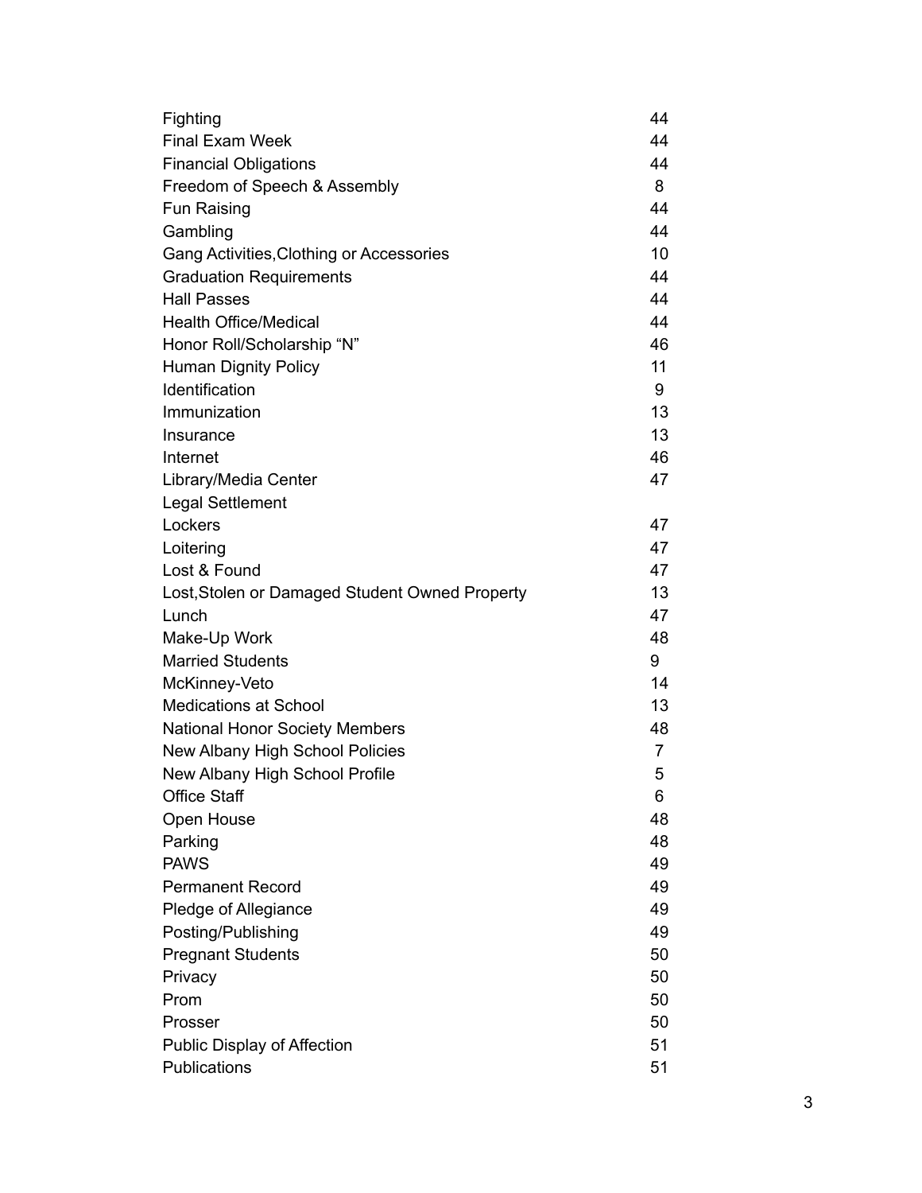| | |
|---|---|
| Fighting | 44 |
| Final Exam Week | 44 |
| Financial Obligations | 44 |
| Freedom of Speech & Assembly | 8 |
| Fun Raising | 44 |
| Gambling | 44 |
| Gang Activities,Clothing or Accessories | 10 |
| Graduation Requirements | 44 |
| Hall Passes | 44 |
| Health Office/Medical | 44 |
| Honor Roll/Scholarship “N” | 46 |
| Human Dignity Policy | 11 |
| Identification | 9 |
| Immunization | 13 |
| Insurance | 13 |
| Internet | 46 |
| Library/Media Center | 47 |
| Legal Settlement | |
| Lockers | 47 |
| Loitering | 47 |
| Lost & Found | 47 |
| Lost,Stolen or Damaged Student Owned Property | 13 |
| Lunch | 47 |
| Make-Up Work | 48 |
| Married Students | 9 |
| McKinney-Veto | 14 |
| Medications at School | 13 |
| National Honor Society Members | 48 |
| New Albany High School Policies | 7 |
| New Albany High School Profile | 5 |
| Office Staff | 6 |
| Open House | 48 |
| Parking | 48 |
| PAWS | 49 |
| Permanent Record | 49 |
| Pledge of Allegiance | 49 |
| Posting/Publishing | 49 |
| Pregnant Students | 50 |
| Privacy | 50 |
| Prom | 50 |
| Prosser | 50 |
| Public Display of Affection | 51 |
| Publications | 51 |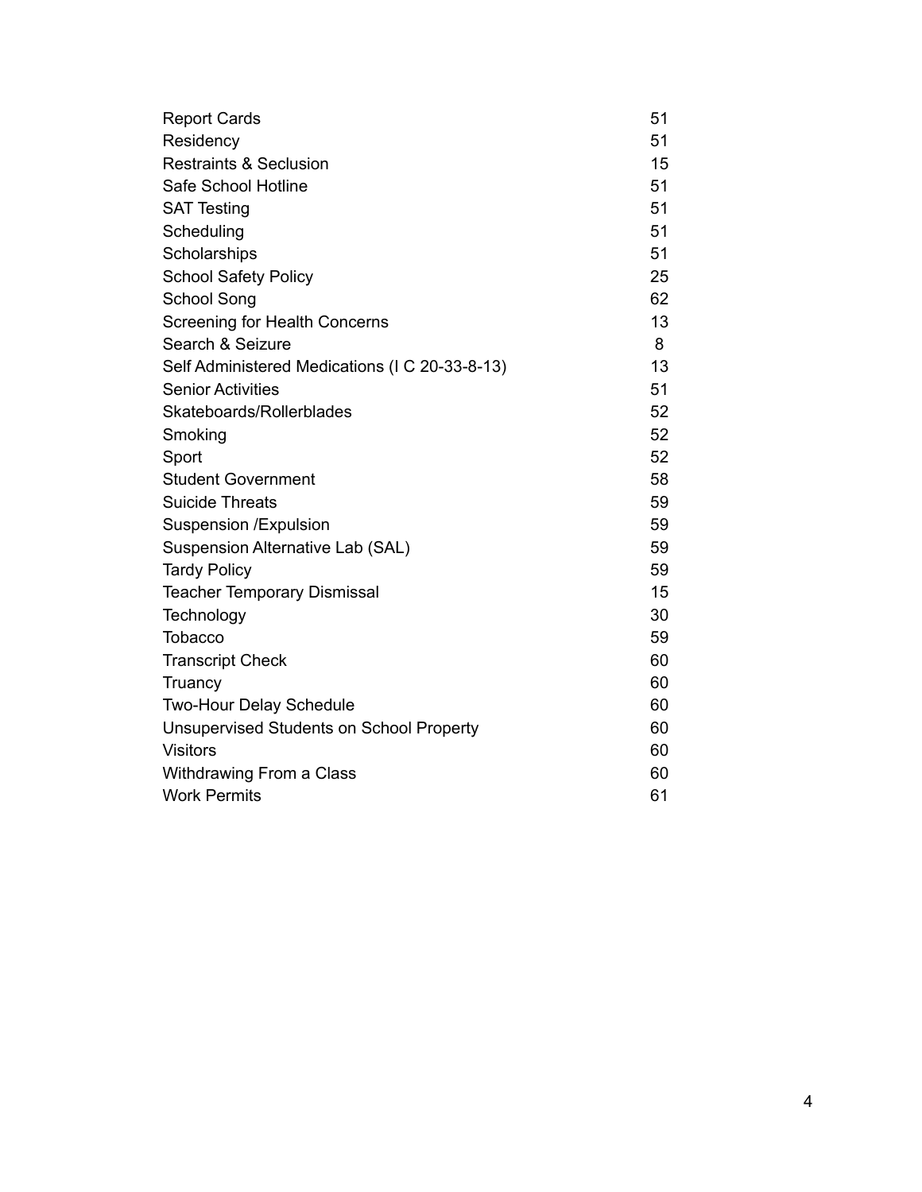| | |
|---|---|
| Report Cards | 51 |
| Residency | 51 |
| Restraints & Seclusion | 15 |
| Safe School Hotline | 51 |
| SAT Testing | 51 |
| Scheduling | 51 |
| Scholarships | 51 |
| School Safety Policy | 25 |
| School Song | 62 |
| Screening for Health Concerns | 13 |
| Search & Seizure | 8 |
| Self Administered Medications (I C 20-33-8-13) | 13 |
| Senior Activities | 51 |
| Skateboards/Rollerblades | 52 |
| Smoking | 52 |
| Sport | 52 |
| Student Government | 58 |
| Suicide Threats | 59 |
| Suspension /Expulsion | 59 |
| Suspension Alternative Lab (SAL) | 59 |
| Tardy Policy | 59 |
| Teacher Temporary Dismissal | 15 |
| Technology | 30 |
| Tobacco | 59 |
| Transcript Check | 60 |
| Truancy | 60 |
| Two-Hour Delay Schedule | 60 |
| Unsupervised Students on School Property | 60 |
| Visitors | 60 |
| Withdrawing From a Class | 60 |
| Work Permits | 61 |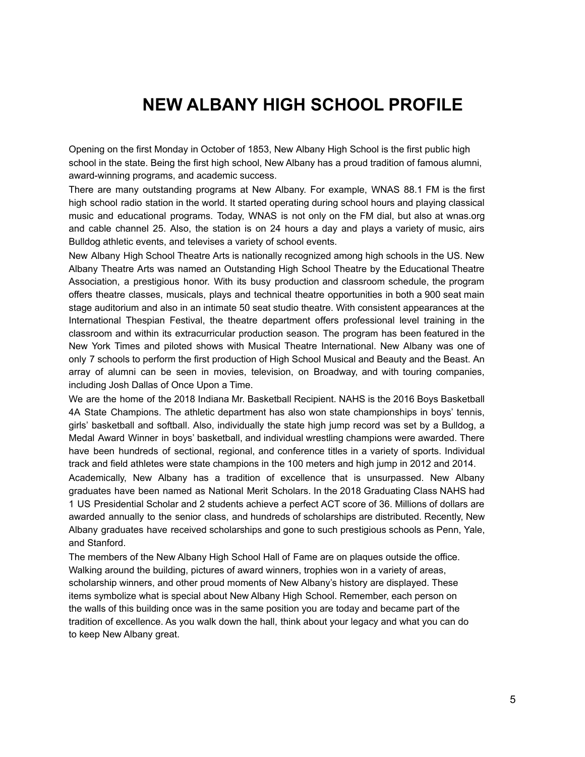# NEW ALBANY HIGH SCHOOL PROFILE

Opening on the first Monday in October of 1853, New Albany High School is the first public high school in the state. Being the first high school, New Albany has a proud tradition of famous alumni, award-winning programs, and academic success.

There are many outstanding programs at New Albany. For example, WNAS 88.1 FM is the first high school radio station in the world. It started operating during school hours and playing classical music and educational programs. Today, WNAS is not only on the FM dial, but also at wnas.org and cable channel 25. Also, the station is on 24 hours a day and plays a variety of music, airs Bulldog athletic events, and televises a variety of school events.

New Albany High School Theatre Arts is nationally recognized among high schools in the US. New Albany Theatre Arts was named an Outstanding High School Theatre by the Educational Theatre Association, a prestigious honor. With its busy production and classroom schedule, the program offers theatre classes, musicals, plays and technical theatre opportunities in both a 900 seat main stage auditorium and also in an intimate 50 seat studio theatre. With consistent appearances at the International Thespian Festival, the theatre department offers professional level training in the classroom and within its extracurricular production season. The program has been featured in the New York Times and piloted shows with Musical Theatre International. New Albany was one of only 7 schools to perform the first production of High School Musical and Beauty and the Beast. An array of alumni can be seen in movies, television, on Broadway, and with touring companies, including Josh Dallas of Once Upon a Time.

We are the home of the 2018 Indiana Mr. Basketball Recipient. NAHS is the 2016 Boys Basketball 4A State Champions. The athletic department has also won state championships in boys' tennis, girls' basketball and softball. Also, individually the state high jump record was set by a Bulldog, a Medal Award Winner in boys' basketball, and individual wrestling champions were awarded. There have been hundreds of sectional, regional, and conference titles in a variety of sports. Individual track and field athletes were state champions in the 100 meters and high jump in 2012 and 2014.

Academically, New Albany has a tradition of excellence that is unsurpassed. New Albany graduates have been named as National Merit Scholars. In the 2018 Graduating Class NAHS had 1 US Presidential Scholar and 2 students achieve a perfect ACT score of 36. Millions of dollars are awarded annually to the senior class, and hundreds of scholarships are distributed. Recently, New Albany graduates have received scholarships and gone to such prestigious schools as Penn, Yale, and Stanford.

The members of the New Albany High School Hall of Fame are on plaques outside the office. Walking around the building, pictures of award winners, trophies won in a variety of areas, scholarship winners, and other proud moments of New Albany's history are displayed. These items symbolize what is special about New Albany High School. Remember, each person on the walls of this building once was in the same position you are today and became part of the tradition of excellence. As you walk down the hall, think about your legacy and what you can do to keep New Albany great.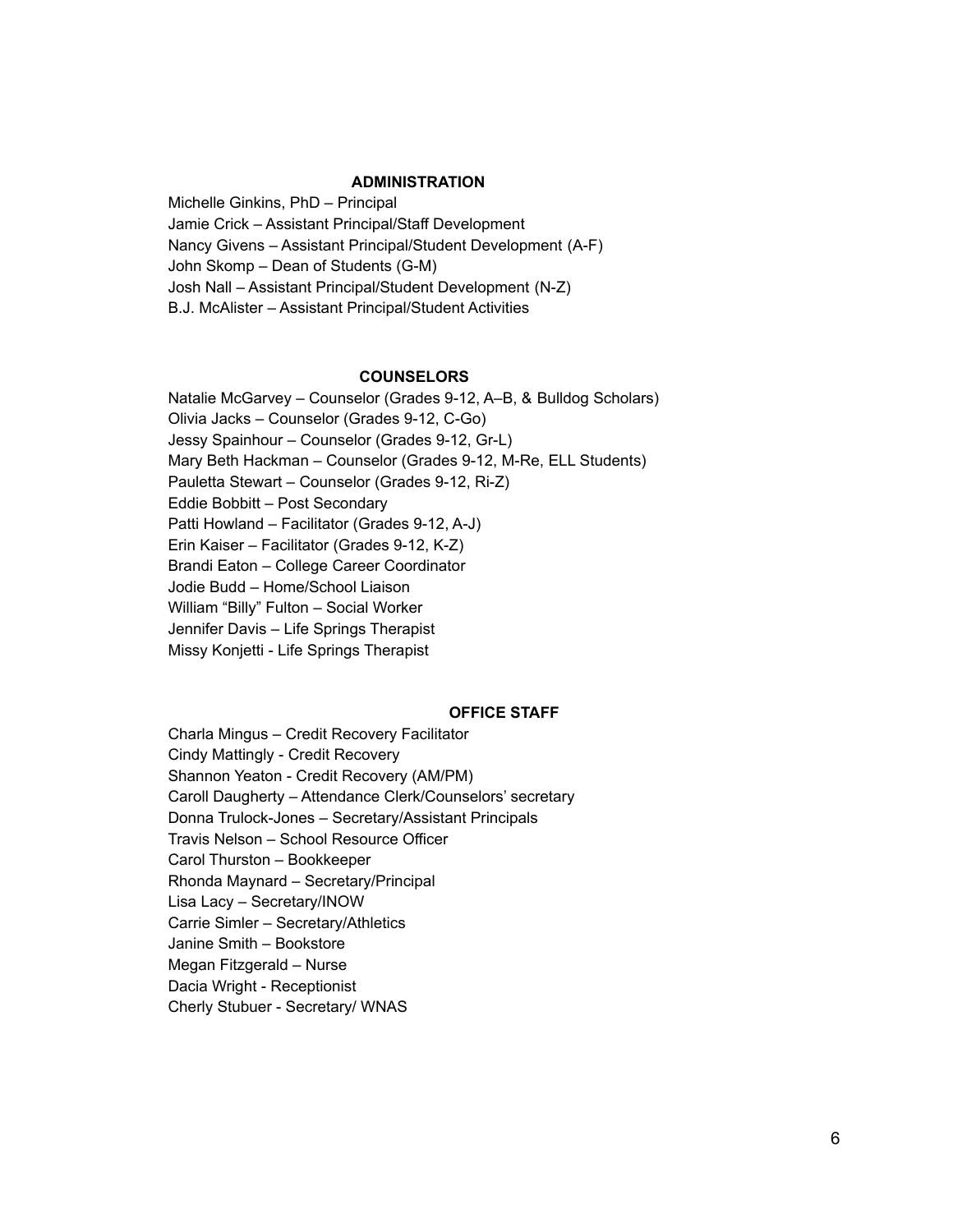## ADMINISTRATION

Michelle Ginkins, PhD – Principal
Jamie Crick – Assistant Principal/Staff Development
Nancy Givens – Assistant Principal/Student Development (A-F)
John Skomp – Dean of Students (G-M)
Josh Nall – Assistant Principal/Student Development (N-Z)
B.J. McAlister – Assistant Principal/Student Activities

## COUNSELORS

Natalie McGarvey – Counselor (Grades 9-12, A–B, & Bulldog Scholars)
Olivia Jacks – Counselor (Grades 9-12, C-Go)
Jessy Spainhour – Counselor (Grades 9-12, Gr-L)
Mary Beth Hackman – Counselor (Grades 9-12, M-Re, ELL Students)
Pauletta Stewart – Counselor (Grades 9-12, Ri-Z)
Eddie Bobbitt – Post Secondary
Patti Howland – Facilitator (Grades 9-12, A-J)
Erin Kaiser – Facilitator (Grades 9-12, K-Z)
Brandi Eaton – College Career Coordinator
Jodie Budd – Home/School Liaison
William "Billy" Fulton – Social Worker
Jennifer Davis – Life Springs Therapist
Missy Konjetti - Life Springs Therapist

## OFFICE STAFF

Charla Mingus – Credit Recovery Facilitator
Cindy Mattingly - Credit Recovery
Shannon Yeaton - Credit Recovery (AM/PM)
Caroll Daugherty – Attendance Clerk/Counselors' secretary
Donna Trulock-Jones – Secretary/Assistant Principals
Travis Nelson – School Resource Officer
Carol Thurston – Bookkeeper
Rhonda Maynard – Secretary/Principal
Lisa Lacy – Secretary/INOW
Carrie Simler – Secretary/Athletics
Janine Smith – Bookstore
Megan Fitzgerald – Nurse
Dacia Wright - Receptionist
Cherly Stubuer - Secretary/ WNAS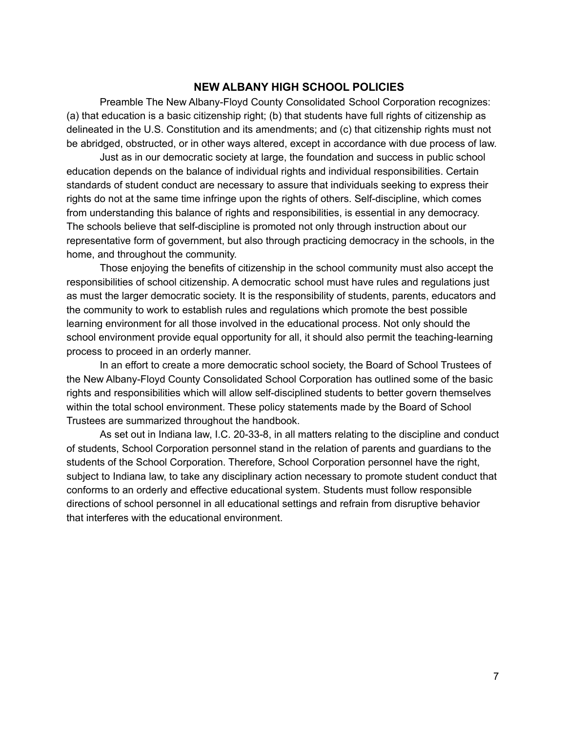# NEW ALBANY HIGH SCHOOL POLICIES

Preamble The New Albany-Floyd County Consolidated School Corporation recognizes: (a) that education is a basic citizenship right; (b) that students have full rights of citizenship as delineated in the U.S. Constitution and its amendments; and (c) that citizenship rights must not be abridged, obstructed, or in other ways altered, except in accordance with due process of law.

Just as in our democratic society at large, the foundation and success in public school education depends on the balance of individual rights and individual responsibilities. Certain standards of student conduct are necessary to assure that individuals seeking to express their rights do not at the same time infringe upon the rights of others. Self-discipline, which comes from understanding this balance of rights and responsibilities, is essential in any democracy. The schools believe that self-discipline is promoted not only through instruction about our representative form of government, but also through practicing democracy in the schools, in the home, and throughout the community.

Those enjoying the benefits of citizenship in the school community must also accept the responsibilities of school citizenship. A democratic school must have rules and regulations just as must the larger democratic society. It is the responsibility of students, parents, educators and the community to work to establish rules and regulations which promote the best possible learning environment for all those involved in the educational process. Not only should the school environment provide equal opportunity for all, it should also permit the teaching-learning process to proceed in an orderly manner.

In an effort to create a more democratic school society, the Board of School Trustees of the New Albany-Floyd County Consolidated School Corporation has outlined some of the basic rights and responsibilities which will allow self-disciplined students to better govern themselves within the total school environment. These policy statements made by the Board of School Trustees are summarized throughout the handbook.

As set out in Indiana law, I.C. 20-33-8, in all matters relating to the discipline and conduct of students, School Corporation personnel stand in the relation of parents and guardians to the students of the School Corporation. Therefore, School Corporation personnel have the right, subject to Indiana law, to take any disciplinary action necessary to promote student conduct that conforms to an orderly and effective educational system. Students must follow responsible directions of school personnel in all educational settings and refrain from disruptive behavior that interferes with the educational environment.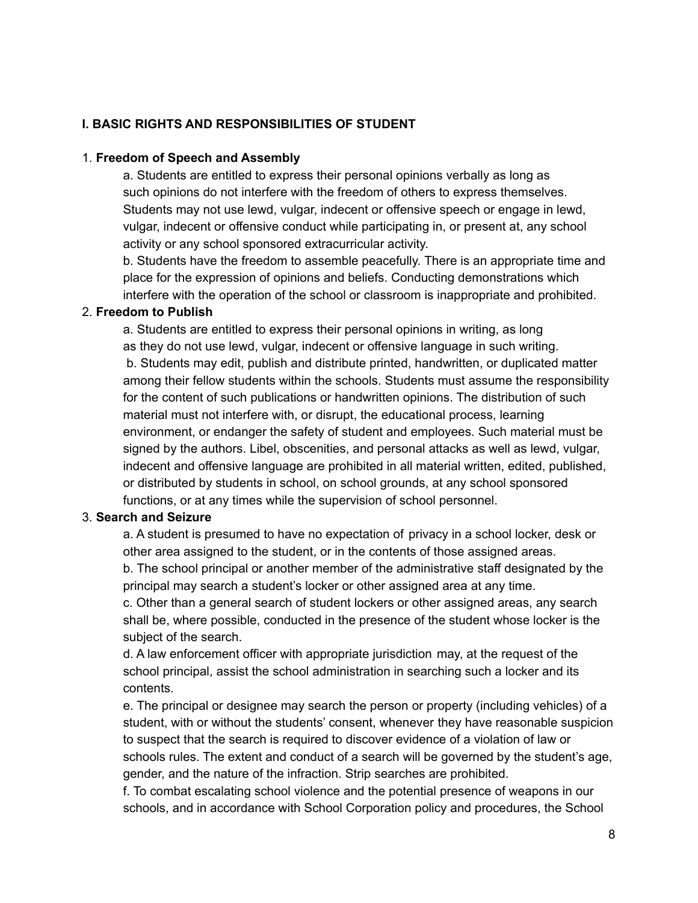## I. BASIC RIGHTS AND RESPONSIBILITIES OF STUDENT

1. **Freedom of Speech and Assembly**

   a. Students are entitled to express their personal opinions verbally as long as such opinions do not interfere with the freedom of others to express themselves. Students may not use lewd, vulgar, indecent or offensive speech or engage in lewd, vulgar, indecent or offensive conduct while participating in, or present at, any school activity or any school sponsored extracurricular activity.

   b. Students have the freedom to assemble peacefully. There is an appropriate time and place for the expression of opinions and beliefs. Conducting demonstrations which interfere with the operation of the school or classroom is inappropriate and prohibited.

2. **Freedom to Publish**

   a. Students are entitled to express their personal opinions in writing, as long as they do not use lewd, vulgar, indecent or offensive language in such writing.

   b. Students may edit, publish and distribute printed, handwritten, or duplicated matter among their fellow students within the schools. Students must assume the responsibility for the content of such publications or handwritten opinions. The distribution of such material must not interfere with, or disrupt, the educational process, learning environment, or endanger the safety of student and employees. Such material must be signed by the authors. Libel, obscenities, and personal attacks as well as lewd, vulgar, indecent and offensive language are prohibited in all material written, edited, published, or distributed by students in school, on school grounds, at any school sponsored functions, or at any times while the supervision of school personnel.

3. **Search and Seizure**

   a. A student is presumed to have no expectation of privacy in a school locker, desk or other area assigned to the student, or in the contents of those assigned areas.

   b. The school principal or another member of the administrative staff designated by the principal may search a student's locker or other assigned area at any time.

   c. Other than a general search of student lockers or other assigned areas, any search shall be, where possible, conducted in the presence of the student whose locker is the subject of the search.

   d. A law enforcement officer with appropriate jurisdiction may, at the request of the school principal, assist the school administration in searching such a locker and its contents.

   e. The principal or designee may search the person or property (including vehicles) of a student, with or without the students' consent, whenever they have reasonable suspicion to suspect that the search is required to discover evidence of a violation of law or schools rules. The extent and conduct of a search will be governed by the student's age, gender, and the nature of the infraction. Strip searches are prohibited.

   f. To combat escalating school violence and the potential presence of weapons in our schools, and in accordance with School Corporation policy and procedures, the School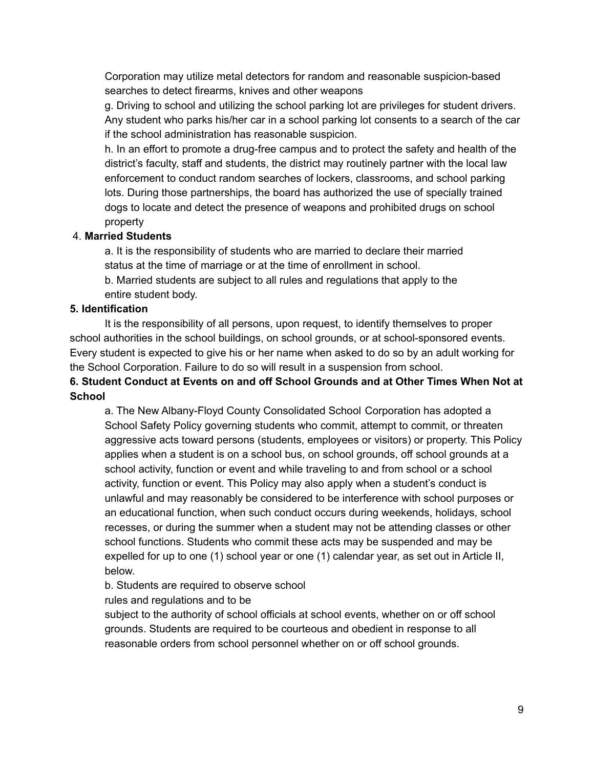Corporation may utilize metal detectors for random and reasonable suspicion-based searches to detect firearms, knives and other weapons

g. Driving to school and utilizing the school parking lot are privileges for student drivers. Any student who parks his/her car in a school parking lot consents to a search of the car if the school administration has reasonable suspicion.

h. In an effort to promote a drug-free campus and to protect the safety and health of the district's faculty, staff and students, the district may routinely partner with the local law enforcement to conduct random searches of lockers, classrooms, and school parking lots. During those partnerships, the board has authorized the use of specially trained dogs to locate and detect the presence of weapons and prohibited drugs on school property

4. **Married Students**

a. It is the responsibility of students who are married to declare their married status at the time of marriage or at the time of enrollment in school.

b. Married students are subject to all rules and regulations that apply to the entire student body.

**5. Identification**

It is the responsibility of all persons, upon request, to identify themselves to proper school authorities in the school buildings, on school grounds, or at school-sponsored events. Every student is expected to give his or her name when asked to do so by an adult working for the School Corporation. Failure to do so will result in a suspension from school.

**6. Student Conduct at Events on and off School Grounds and at Other Times When Not at School**

a. The New Albany-Floyd County Consolidated School Corporation has adopted a School Safety Policy governing students who commit, attempt to commit, or threaten aggressive acts toward persons (students, employees or visitors) or property. This Policy applies when a student is on a school bus, on school grounds, off school grounds at a school activity, function or event and while traveling to and from school or a school activity, function or event. This Policy may also apply when a student's conduct is unlawful and may reasonably be considered to be interference with school purposes or an educational function, when such conduct occurs during weekends, holidays, school recesses, or during the summer when a student may not be attending classes or other school functions. Students who commit these acts may be suspended and may be expelled for up to one (1) school year or one (1) calendar year, as set out in Article II, below.

b. Students are required to observe school rules and regulations and to be subject to the authority of school officials at school events, whether on or off school grounds. Students are required to be courteous and obedient in response to all reasonable orders from school personnel whether on or off school grounds.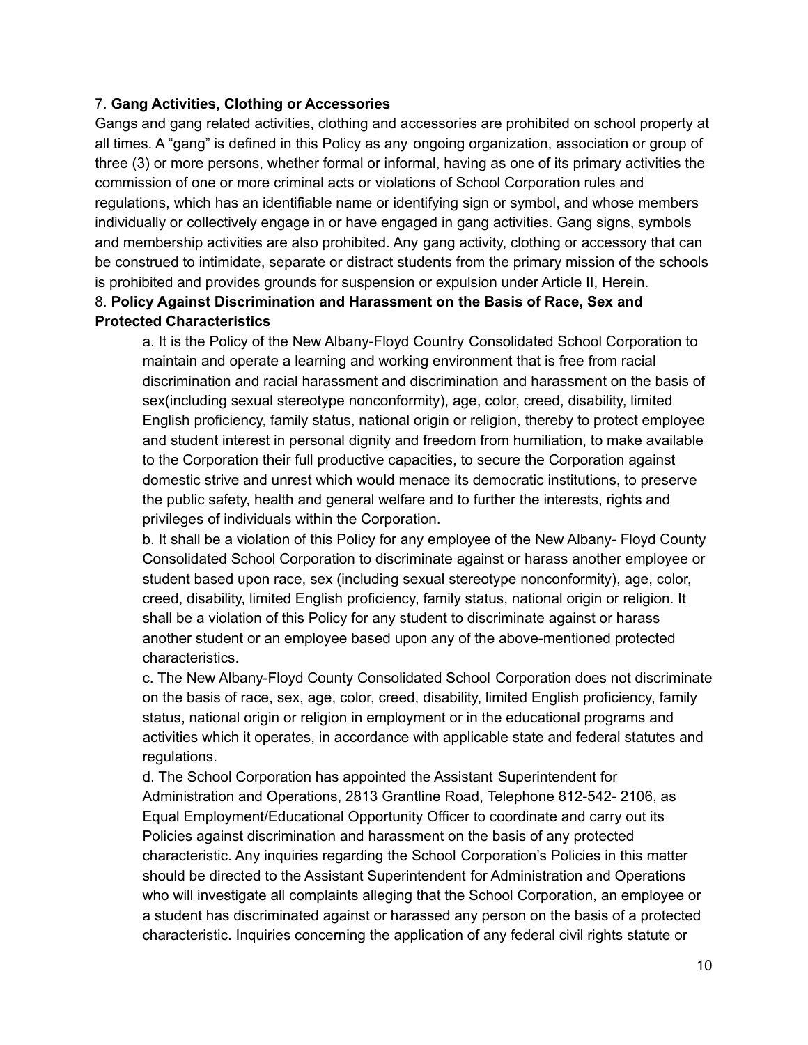7. **Gang Activities, Clothing or Accessories**

Gangs and gang related activities, clothing and accessories are prohibited on school property at all times. A "gang" is defined in this Policy as any ongoing organization, association or group of three (3) or more persons, whether formal or informal, having as one of its primary activities the commission of one or more criminal acts or violations of School Corporation rules and regulations, which has an identifiable name or identifying sign or symbol, and whose members individually or collectively engage in or have engaged in gang activities. Gang signs, symbols and membership activities are also prohibited. Any gang activity, clothing or accessory that can be construed to intimidate, separate or distract students from the primary mission of the schools is prohibited and provides grounds for suspension or expulsion under Article II, Herein.

8. **Policy Against Discrimination and Harassment on the Basis of Race, Sex and Protected Characteristics**

a. It is the Policy of the New Albany-Floyd Country Consolidated School Corporation to maintain and operate a learning and working environment that is free from racial discrimination and racial harassment and discrimination and harassment on the basis of sex(including sexual stereotype nonconformity), age, color, creed, disability, limited English proficiency, family status, national origin or religion, thereby to protect employee and student interest in personal dignity and freedom from humiliation, to make available to the Corporation their full productive capacities, to secure the Corporation against domestic strive and unrest which would menace its democratic institutions, to preserve the public safety, health and general welfare and to further the interests, rights and privileges of individuals within the Corporation.

b. It shall be a violation of this Policy for any employee of the New Albany- Floyd County Consolidated School Corporation to discriminate against or harass another employee or student based upon race, sex (including sexual stereotype nonconformity), age, color, creed, disability, limited English proficiency, family status, national origin or religion. It shall be a violation of this Policy for any student to discriminate against or harass another student or an employee based upon any of the above-mentioned protected characteristics.

c. The New Albany-Floyd County Consolidated School Corporation does not discriminate on the basis of race, sex, age, color, creed, disability, limited English proficiency, family status, national origin or religion in employment or in the educational programs and activities which it operates, in accordance with applicable state and federal statutes and regulations.

d. The School Corporation has appointed the Assistant Superintendent for Administration and Operations, 2813 Grantline Road, Telephone 812-542- 2106, as Equal Employment/Educational Opportunity Officer to coordinate and carry out its Policies against discrimination and harassment on the basis of any protected characteristic. Any inquiries regarding the School Corporation's Policies in this matter should be directed to the Assistant Superintendent for Administration and Operations who will investigate all complaints alleging that the School Corporation, an employee or a student has discriminated against or harassed any person on the basis of a protected characteristic. Inquiries concerning the application of any federal civil rights statute or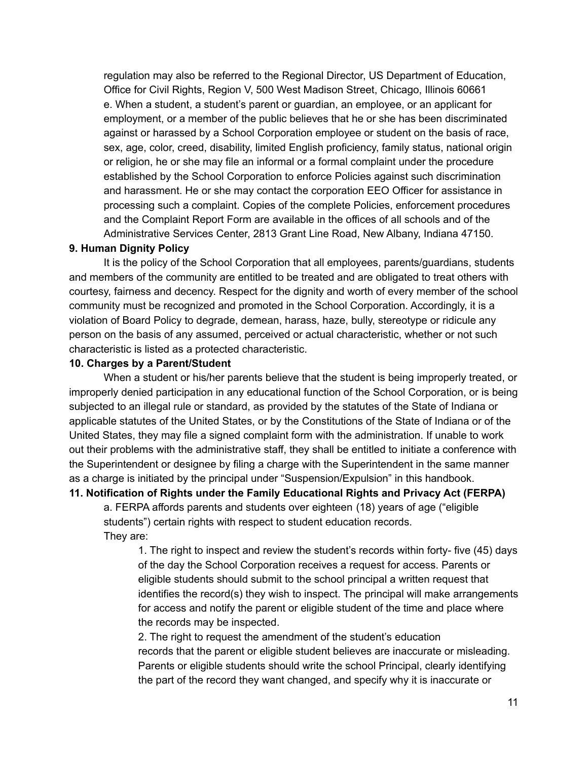regulation may also be referred to the Regional Director, US Department of Education, Office for Civil Rights, Region V, 500 West Madison Street, Chicago, Illinois 60661

e. When a student, a student's parent or guardian, an employee, or an applicant for employment, or a member of the public believes that he or she has been discriminated against or harassed by a School Corporation employee or student on the basis of race, sex, age, color, creed, disability, limited English proficiency, family status, national origin or religion, he or she may file an informal or a formal complaint under the procedure established by the School Corporation to enforce Policies against such discrimination and harassment. He or she may contact the corporation EEO Officer for assistance in processing such a complaint. Copies of the complete Policies, enforcement procedures and the Complaint Report Form are available in the offices of all schools and of the Administrative Services Center, 2813 Grant Line Road, New Albany, Indiana 47150.

**9. Human Dignity Policy**

It is the policy of the School Corporation that all employees, parents/guardians, students and members of the community are entitled to be treated and are obligated to treat others with courtesy, fairness and decency. Respect for the dignity and worth of every member of the school community must be recognized and promoted in the School Corporation. Accordingly, it is a violation of Board Policy to degrade, demean, harass, haze, bully, stereotype or ridicule any person on the basis of any assumed, perceived or actual characteristic, whether or not such characteristic is listed as a protected characteristic.

**10. Charges by a Parent/Student**

When a student or his/her parents believe that the student is being improperly treated, or improperly denied participation in any educational function of the School Corporation, or is being subjected to an illegal rule or standard, as provided by the statutes of the State of Indiana or applicable statutes of the United States, or by the Constitutions of the State of Indiana or of the United States, they may file a signed complaint form with the administration. If unable to work out their problems with the administrative staff, they shall be entitled to initiate a conference with the Superintendent or designee by filing a charge with the Superintendent in the same manner as a charge is initiated by the principal under "Suspension/Expulsion" in this handbook.

**11. Notification of Rights under the Family Educational Rights and Privacy Act (FERPA)**

a. FERPA affords parents and students over eighteen (18) years of age ("eligible students") certain rights with respect to student education records.
They are:

1. The right to inspect and review the student's records within forty- five (45) days of the day the School Corporation receives a request for access. Parents or eligible students should submit to the school principal a written request that identifies the record(s) they wish to inspect. The principal will make arrangements for access and notify the parent or eligible student of the time and place where the records may be inspected.

2. The right to request the amendment of the student's education records that the parent or eligible student believes are inaccurate or misleading. Parents or eligible students should write the school Principal, clearly identifying the part of the record they want changed, and specify why it is inaccurate or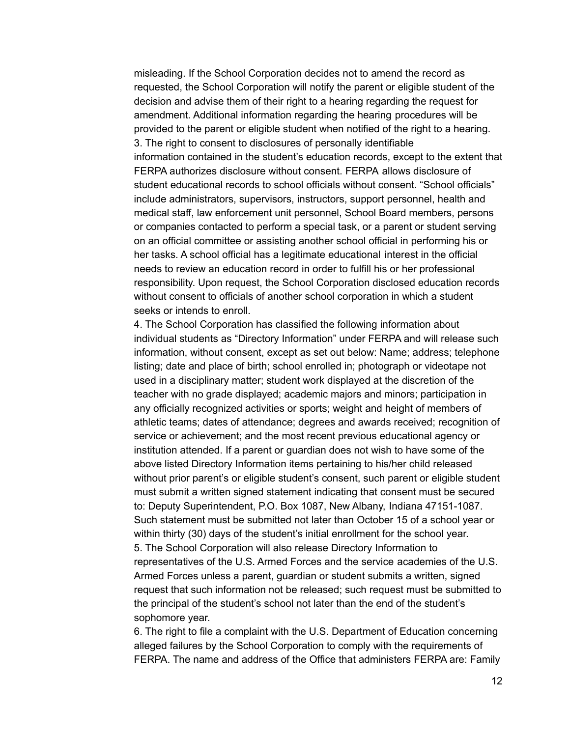misleading. If the School Corporation decides not to amend the record as requested, the School Corporation will notify the parent or eligible student of the decision and advise them of their right to a hearing regarding the request for amendment. Additional information regarding the hearing procedures will be provided to the parent or eligible student when notified of the right to a hearing.

3. The right to consent to disclosures of personally identifiable information contained in the student's education records, except to the extent that FERPA authorizes disclosure without consent. FERPA allows disclosure of student educational records to school officials without consent. "School officials" include administrators, supervisors, instructors, support personnel, health and medical staff, law enforcement unit personnel, School Board members, persons or companies contacted to perform a special task, or a parent or student serving on an official committee or assisting another school official in performing his or her tasks. A school official has a legitimate educational interest in the official needs to review an education record in order to fulfill his or her professional responsibility. Upon request, the School Corporation disclosed education records without consent to officials of another school corporation in which a student seeks or intends to enroll.

4. The School Corporation has classified the following information about individual students as "Directory Information" under FERPA and will release such information, without consent, except as set out below: Name; address; telephone listing; date and place of birth; school enrolled in; photograph or videotape not used in a disciplinary matter; student work displayed at the discretion of the teacher with no grade displayed; academic majors and minors; participation in any officially recognized activities or sports; weight and height of members of athletic teams; dates of attendance; degrees and awards received; recognition of service or achievement; and the most recent previous educational agency or institution attended. If a parent or guardian does not wish to have some of the above listed Directory Information items pertaining to his/her child released without prior parent's or eligible student's consent, such parent or eligible student must submit a written signed statement indicating that consent must be secured to: Deputy Superintendent, P.O. Box 1087, New Albany, Indiana 47151-1087. Such statement must be submitted not later than October 15 of a school year or within thirty (30) days of the student's initial enrollment for the school year.

5. The School Corporation will also release Directory Information to representatives of the U.S. Armed Forces and the service academies of the U.S. Armed Forces unless a parent, guardian or student submits a written, signed request that such information not be released; such request must be submitted to the principal of the student's school not later than the end of the student's sophomore year.

6. The right to file a complaint with the U.S. Department of Education concerning alleged failures by the School Corporation to comply with the requirements of FERPA. The name and address of the Office that administers FERPA are: Family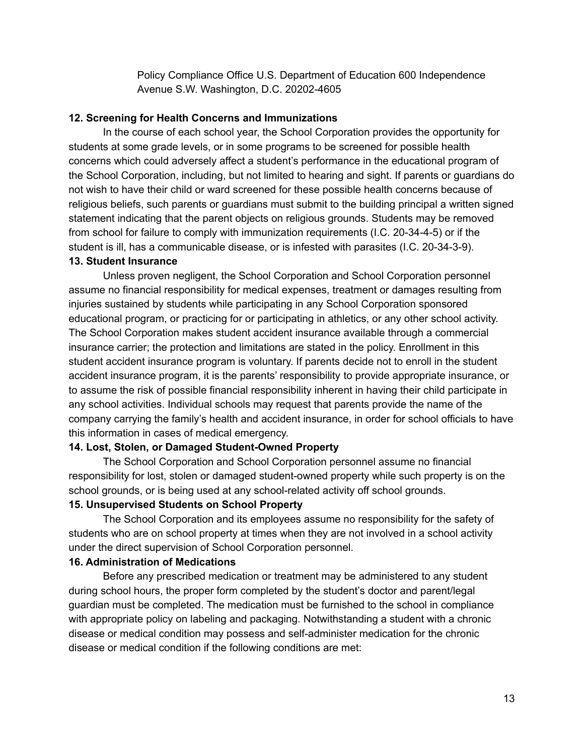Policy Compliance Office U.S. Department of Education 600 Independence Avenue S.W. Washington, D.C. 20202-4605

**12. Screening for Health Concerns and Immunizations**

In the course of each school year, the School Corporation provides the opportunity for students at some grade levels, or in some programs to be screened for possible health concerns which could adversely affect a student's performance in the educational program of the School Corporation, including, but not limited to hearing and sight. If parents or guardians do not wish to have their child or ward screened for these possible health concerns because of religious beliefs, such parents or guardians must submit to the building principal a written signed statement indicating that the parent objects on religious grounds. Students may be removed from school for failure to comply with immunization requirements (I.C. 20-34-4-5) or if the student is ill, has a communicable disease, or is infested with parasites (I.C. 20-34-3-9).

**13. Student Insurance**

Unless proven negligent, the School Corporation and School Corporation personnel assume no financial responsibility for medical expenses, treatment or damages resulting from injuries sustained by students while participating in any School Corporation sponsored educational program, or practicing for or participating in athletics, or any other school activity. The School Corporation makes student accident insurance available through a commercial insurance carrier; the protection and limitations are stated in the policy. Enrollment in this student accident insurance program is voluntary. If parents decide not to enroll in the student accident insurance program, it is the parents' responsibility to provide appropriate insurance, or to assume the risk of possible financial responsibility inherent in having their child participate in any school activities. Individual schools may request that parents provide the name of the company carrying the family's health and accident insurance, in order for school officials to have this information in cases of medical emergency.

**14. Lost, Stolen, or Damaged Student-Owned Property**

The School Corporation and School Corporation personnel assume no financial responsibility for lost, stolen or damaged student-owned property while such property is on the school grounds, or is being used at any school-related activity off school grounds.

**15. Unsupervised Students on School Property**

The School Corporation and its employees assume no responsibility for the safety of students who are on school property at times when they are not involved in a school activity under the direct supervision of School Corporation personnel.

**16. Administration of Medications**

Before any prescribed medication or treatment may be administered to any student during school hours, the proper form completed by the student's doctor and parent/legal guardian must be completed. The medication must be furnished to the school in compliance with appropriate policy on labeling and packaging. Notwithstanding a student with a chronic disease or medical condition may possess and self-administer medication for the chronic disease or medical condition if the following conditions are met: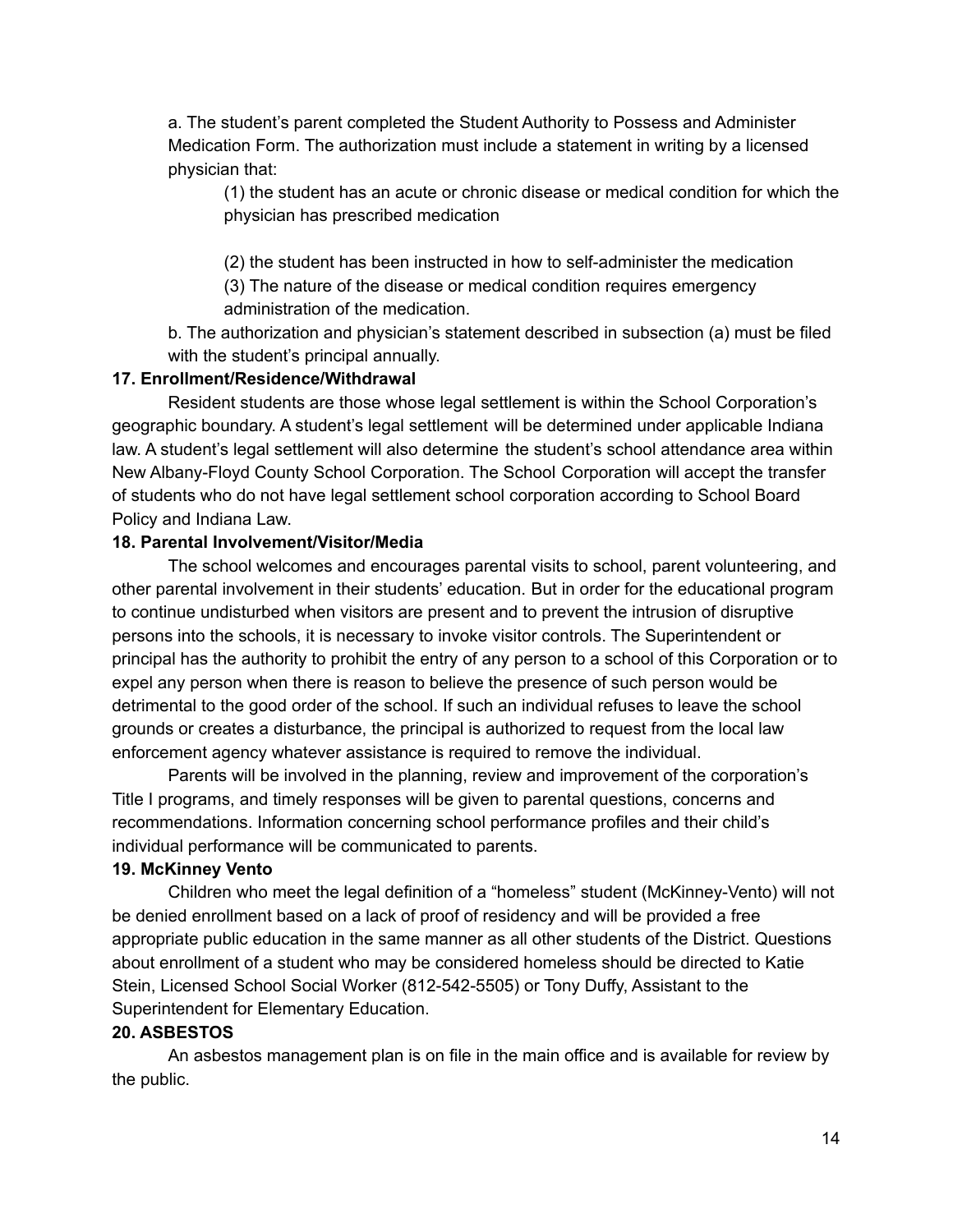a. The student's parent completed the Student Authority to Possess and Administer Medication Form. The authorization must include a statement in writing by a licensed physician that:

(1) the student has an acute or chronic disease or medical condition for which the physician has prescribed medication

(2) the student has been instructed in how to self-administer the medication

(3) The nature of the disease or medical condition requires emergency administration of the medication.

b. The authorization and physician's statement described in subsection (a) must be filed with the student's principal annually.

**17. Enrollment/Residence/Withdrawal**

Resident students are those whose legal settlement is within the School Corporation's geographic boundary. A student's legal settlement will be determined under applicable Indiana law. A student's legal settlement will also determine the student's school attendance area within New Albany-Floyd County School Corporation. The School Corporation will accept the transfer of students who do not have legal settlement school corporation according to School Board Policy and Indiana Law.

**18. Parental Involvement/Visitor/Media**

The school welcomes and encourages parental visits to school, parent volunteering, and other parental involvement in their students' education. But in order for the educational program to continue undisturbed when visitors are present and to prevent the intrusion of disruptive persons into the schools, it is necessary to invoke visitor controls. The Superintendent or principal has the authority to prohibit the entry of any person to a school of this Corporation or to expel any person when there is reason to believe the presence of such person would be detrimental to the good order of the school. If such an individual refuses to leave the school grounds or creates a disturbance, the principal is authorized to request from the local law enforcement agency whatever assistance is required to remove the individual.

Parents will be involved in the planning, review and improvement of the corporation's Title I programs, and timely responses will be given to parental questions, concerns and recommendations. Information concerning school performance profiles and their child's individual performance will be communicated to parents.

**19. McKinney Vento**

Children who meet the legal definition of a "homeless" student (McKinney-Vento) will not be denied enrollment based on a lack of proof of residency and will be provided a free appropriate public education in the same manner as all other students of the District. Questions about enrollment of a student who may be considered homeless should be directed to Katie Stein, Licensed School Social Worker (812-542-5505) or Tony Duffy, Assistant to the Superintendent for Elementary Education.

**20. ASBESTOS**

An asbestos management plan is on file in the main office and is available for review by the public.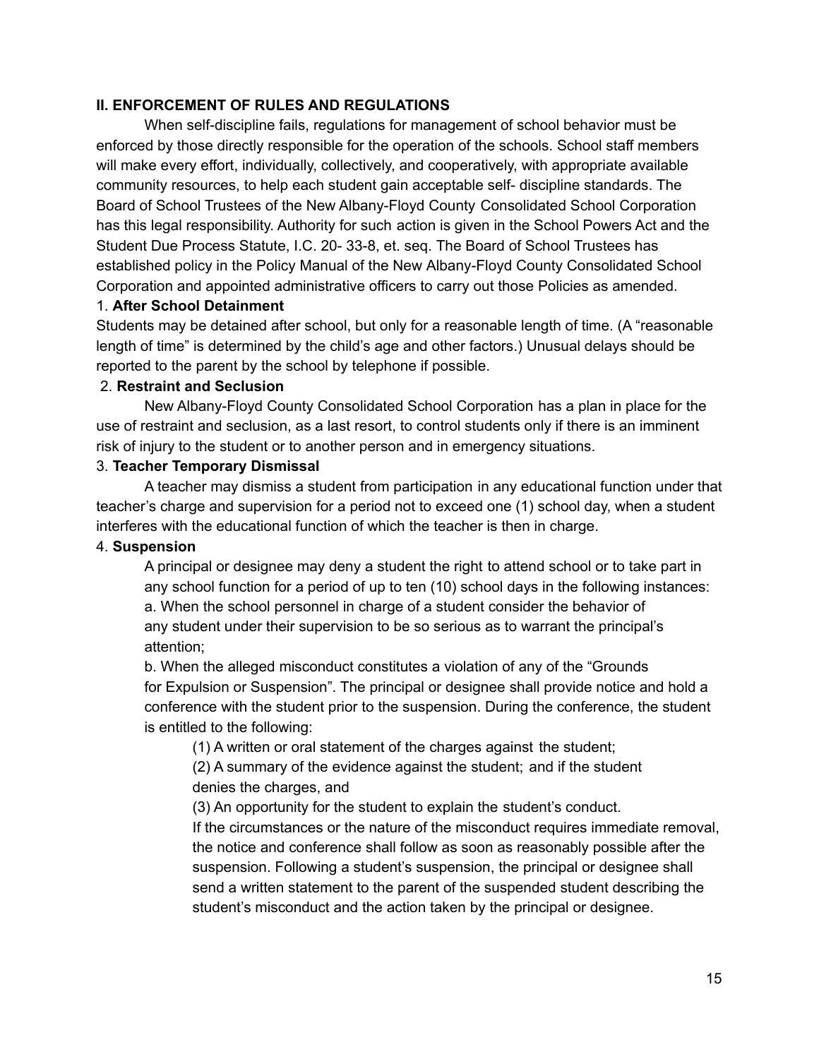## II. ENFORCEMENT OF RULES AND REGULATIONS

When self-discipline fails, regulations for management of school behavior must be enforced by those directly responsible for the operation of the schools. School staff members will make every effort, individually, collectively, and cooperatively, with appropriate available community resources, to help each student gain acceptable self- discipline standards. The Board of School Trustees of the New Albany-Floyd County Consolidated School Corporation has this legal responsibility. Authority for such action is given in the School Powers Act and the Student Due Process Statute, I.C. 20- 33-8, et. seq. The Board of School Trustees has established policy in the Policy Manual of the New Albany-Floyd County Consolidated School Corporation and appointed administrative officers to carry out those Policies as amended.

1. **After School Detainment**

Students may be detained after school, but only for a reasonable length of time. (A "reasonable length of time" is determined by the child's age and other factors.) Unusual delays should be reported to the parent by the school by telephone if possible.

2. **Restraint and Seclusion**

New Albany-Floyd County Consolidated School Corporation has a plan in place for the use of restraint and seclusion, as a last resort, to control students only if there is an imminent risk of injury to the student or to another person and in emergency situations.

3. **Teacher Temporary Dismissal**

A teacher may dismiss a student from participation in any educational function under that teacher's charge and supervision for a period not to exceed one (1) school day, when a student interferes with the educational function of which the teacher is then in charge.

4. **Suspension**

A principal or designee may deny a student the right to attend school or to take part in any school function for a period of up to ten (10) school days in the following instances:

a. When the school personnel in charge of a student consider the behavior of any student under their supervision to be so serious as to warrant the principal's attention;

b. When the alleged misconduct constitutes a violation of any of the "Grounds for Expulsion or Suspension". The principal or designee shall provide notice and hold a conference with the student prior to the suspension. During the conference, the student is entitled to the following:

(1) A written or oral statement of the charges against the student;

(2) A summary of the evidence against the student; and if the student denies the charges, and

(3) An opportunity for the student to explain the student's conduct.

If the circumstances or the nature of the misconduct requires immediate removal, the notice and conference shall follow as soon as reasonably possible after the suspension. Following a student's suspension, the principal or designee shall send a written statement to the parent of the suspended student describing the student's misconduct and the action taken by the principal or designee.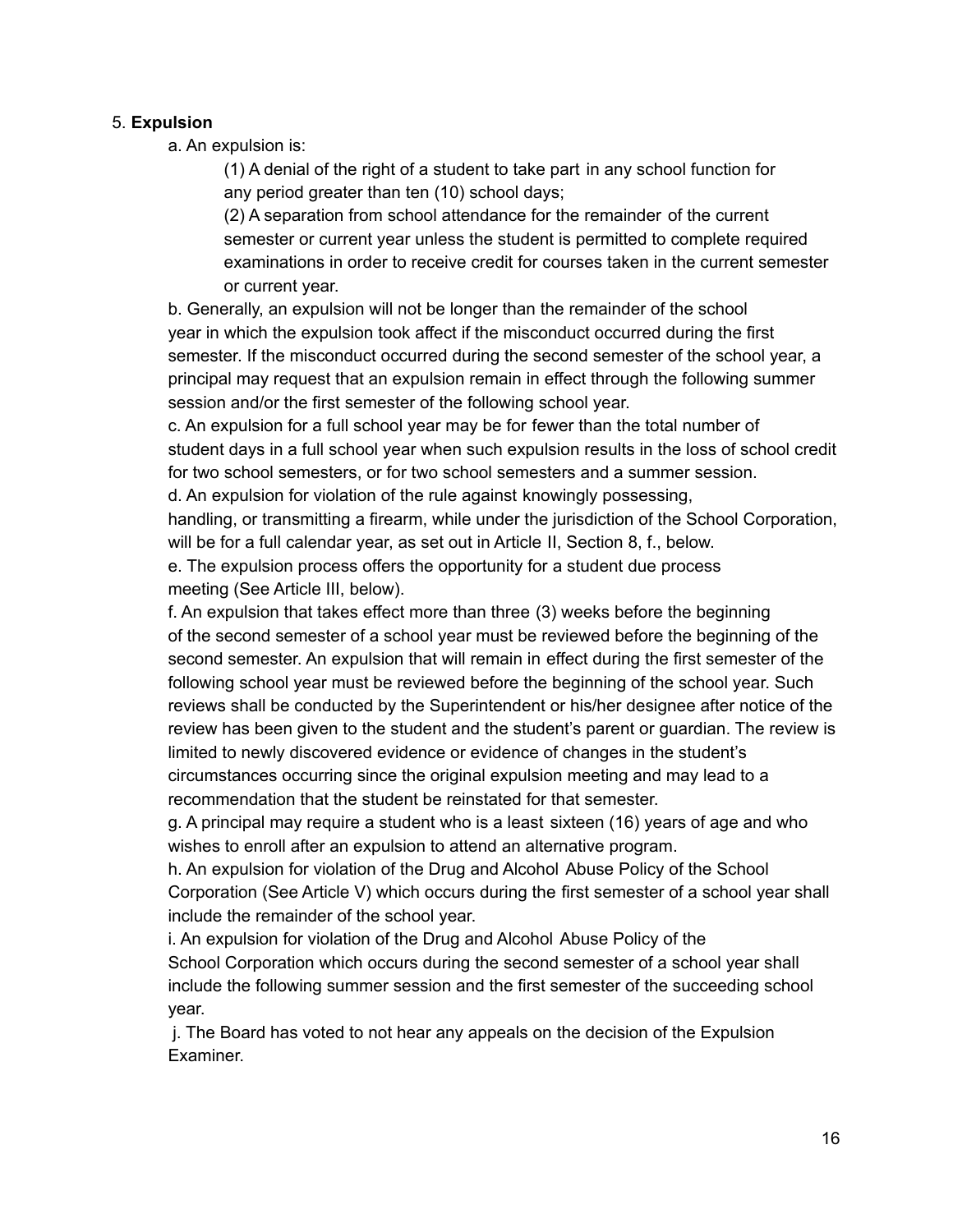5. **Expulsion**

a. An expulsion is:

(1) A denial of the right of a student to take part in any school function for any period greater than ten (10) school days;

(2) A separation from school attendance for the remainder of the current semester or current year unless the student is permitted to complete required examinations in order to receive credit for courses taken in the current semester or current year.

b. Generally, an expulsion will not be longer than the remainder of the school year in which the expulsion took affect if the misconduct occurred during the first semester. If the misconduct occurred during the second semester of the school year, a principal may request that an expulsion remain in effect through the following summer session and/or the first semester of the following school year.

c. An expulsion for a full school year may be for fewer than the total number of student days in a full school year when such expulsion results in the loss of school credit for two school semesters, or for two school semesters and a summer session.

d. An expulsion for violation of the rule against knowingly possessing, handling, or transmitting a firearm, while under the jurisdiction of the School Corporation, will be for a full calendar year, as set out in Article II, Section 8, f., below.

e. The expulsion process offers the opportunity for a student due process meeting (See Article III, below).

f. An expulsion that takes effect more than three (3) weeks before the beginning of the second semester of a school year must be reviewed before the beginning of the second semester. An expulsion that will remain in effect during the first semester of the following school year must be reviewed before the beginning of the school year. Such reviews shall be conducted by the Superintendent or his/her designee after notice of the review has been given to the student and the student's parent or guardian. The review is limited to newly discovered evidence or evidence of changes in the student's circumstances occurring since the original expulsion meeting and may lead to a recommendation that the student be reinstated for that semester.

g. A principal may require a student who is a least sixteen (16) years of age and who wishes to enroll after an expulsion to attend an alternative program.

h. An expulsion for violation of the Drug and Alcohol Abuse Policy of the School Corporation (See Article V) which occurs during the first semester of a school year shall include the remainder of the school year.

i. An expulsion for violation of the Drug and Alcohol Abuse Policy of the School Corporation which occurs during the second semester of a school year shall include the following summer session and the first semester of the succeeding school year.

j. The Board has voted to not hear any appeals on the decision of the Expulsion Examiner.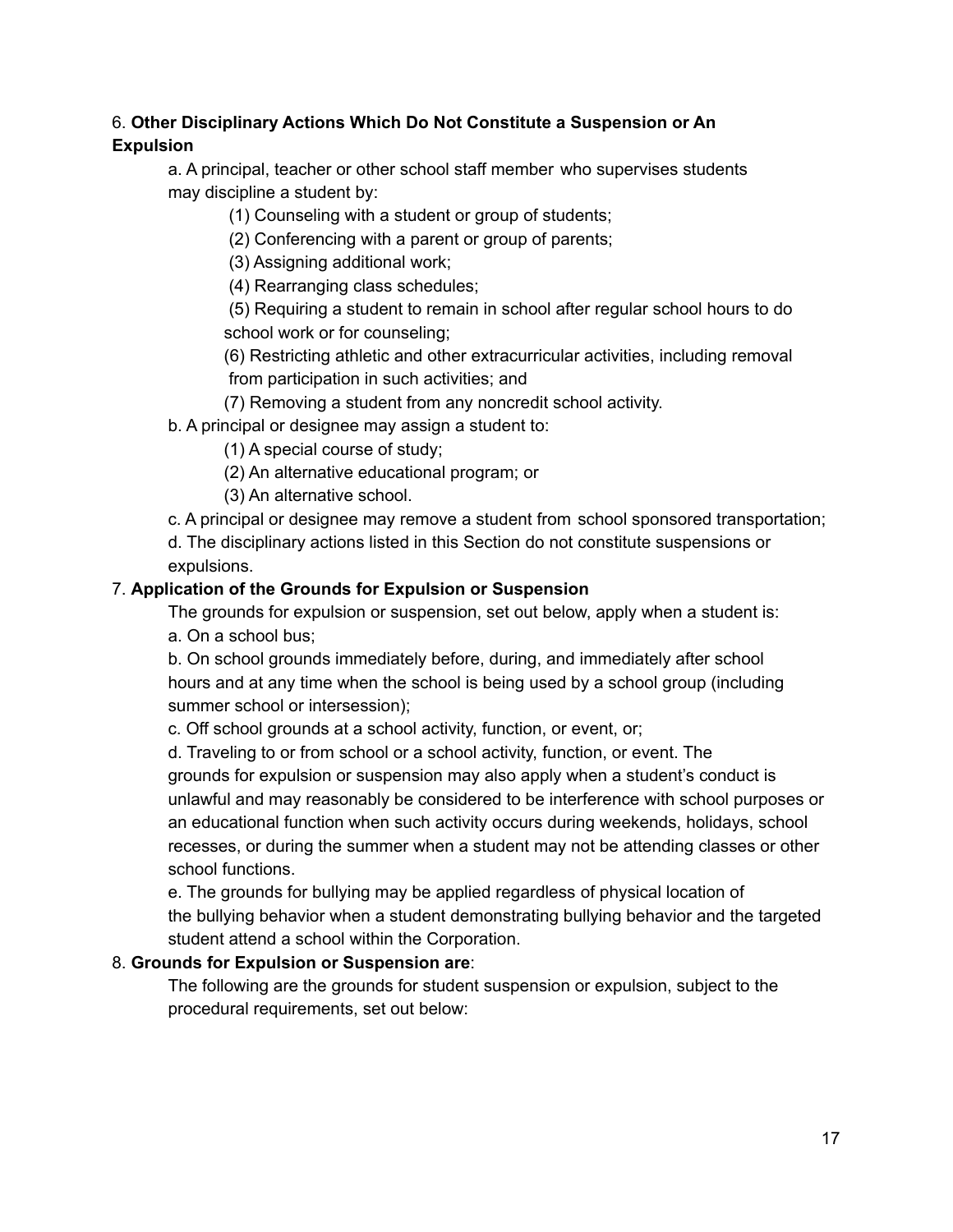6. **Other Disciplinary Actions Which Do Not Constitute a Suspension or An Expulsion**

a. A principal, teacher or other school staff member who supervises students may discipline a student by:

(1) Counseling with a student or group of students;

(2) Conferencing with a parent or group of parents;

(3) Assigning additional work;

(4) Rearranging class schedules;

(5) Requiring a student to remain in school after regular school hours to do school work or for counseling;

(6) Restricting athletic and other extracurricular activities, including removal from participation in such activities; and

(7) Removing a student from any noncredit school activity.

b. A principal or designee may assign a student to:

(1) A special course of study;

(2) An alternative educational program; or

(3) An alternative school.

c. A principal or designee may remove a student from school sponsored transportation;

d. The disciplinary actions listed in this Section do not constitute suspensions or expulsions.

7. **Application of the Grounds for Expulsion or Suspension**

The grounds for expulsion or suspension, set out below, apply when a student is:

a. On a school bus;

b. On school grounds immediately before, during, and immediately after school hours and at any time when the school is being used by a school group (including summer school or intersession);

c. Off school grounds at a school activity, function, or event, or;

d. Traveling to or from school or a school activity, function, or event. The grounds for expulsion or suspension may also apply when a student's conduct is unlawful and may reasonably be considered to be interference with school purposes or an educational function when such activity occurs during weekends, holidays, school recesses, or during the summer when a student may not be attending classes or other school functions.

e. The grounds for bullying may be applied regardless of physical location of the bullying behavior when a student demonstrating bullying behavior and the targeted student attend a school within the Corporation.

8. **Grounds for Expulsion or Suspension are**:

The following are the grounds for student suspension or expulsion, subject to the procedural requirements, set out below: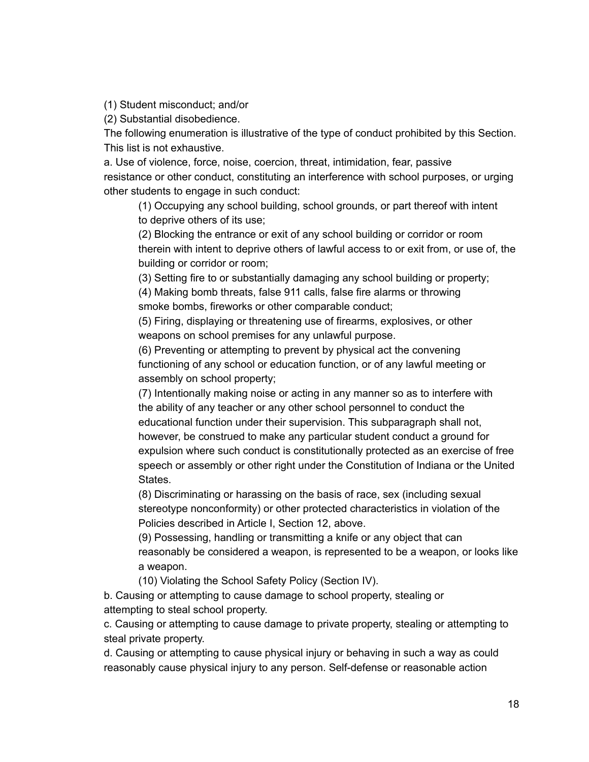(1) Student misconduct; and/or

(2) Substantial disobedience.

The following enumeration is illustrative of the type of conduct prohibited by this Section. This list is not exhaustive.

a. Use of violence, force, noise, coercion, threat, intimidation, fear, passive resistance or other conduct, constituting an interference with school purposes, or urging other students to engage in such conduct:

> (1) Occupying any school building, school grounds, or part thereof with intent to deprive others of its use;
>
> (2) Blocking the entrance or exit of any school building or corridor or room therein with intent to deprive others of lawful access to or exit from, or use of, the building or corridor or room;
>
> (3) Setting fire to or substantially damaging any school building or property;
>
> (4) Making bomb threats, false 911 calls, false fire alarms or throwing smoke bombs, fireworks or other comparable conduct;
>
> (5) Firing, displaying or threatening use of firearms, explosives, or other weapons on school premises for any unlawful purpose.
>
> (6) Preventing or attempting to prevent by physical act the convening functioning of any school or education function, or of any lawful meeting or assembly on school property;
>
> (7) Intentionally making noise or acting in any manner so as to interfere with the ability of any teacher or any other school personnel to conduct the educational function under their supervision. This subparagraph shall not, however, be construed to make any particular student conduct a ground for expulsion where such conduct is constitutionally protected as an exercise of free speech or assembly or other right under the Constitution of Indiana or the United States.
>
> (8) Discriminating or harassing on the basis of race, sex (including sexual stereotype nonconformity) or other protected characteristics in violation of the Policies described in Article I, Section 12, above.
>
> (9) Possessing, handling or transmitting a knife or any object that can reasonably be considered a weapon, is represented to be a weapon, or looks like a weapon.
>
> (10) Violating the School Safety Policy (Section IV).

b. Causing or attempting to cause damage to school property, stealing or attempting to steal school property.

c. Causing or attempting to cause damage to private property, stealing or attempting to steal private property.

d. Causing or attempting to cause physical injury or behaving in such a way as could reasonably cause physical injury to any person. Self-defense or reasonable action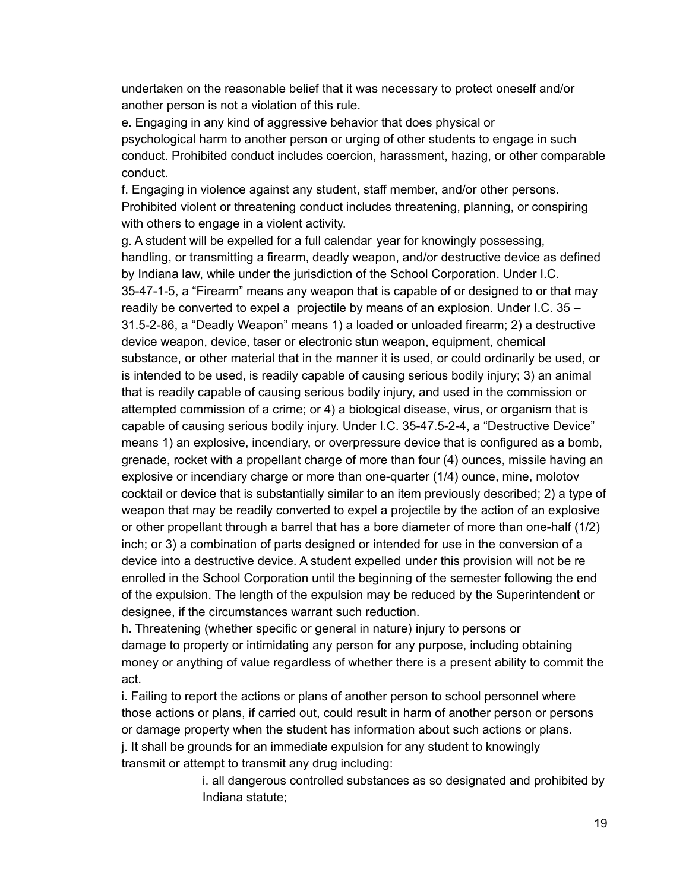undertaken on the reasonable belief that it was necessary to protect oneself and/or another person is not a violation of this rule.

e. Engaging in any kind of aggressive behavior that does physical or psychological harm to another person or urging of other students to engage in such conduct. Prohibited conduct includes coercion, harassment, hazing, or other comparable conduct.

f. Engaging in violence against any student, staff member, and/or other persons. Prohibited violent or threatening conduct includes threatening, planning, or conspiring with others to engage in a violent activity.

g. A student will be expelled for a full calendar year for knowingly possessing, handling, or transmitting a firearm, deadly weapon, and/or destructive device as defined by Indiana law, while under the jurisdiction of the School Corporation. Under I.C. 35-47-1-5, a "Firearm" means any weapon that is capable of or designed to or that may readily be converted to expel a projectile by means of an explosion. Under I.C. 35 – 31.5-2-86, a "Deadly Weapon" means 1) a loaded or unloaded firearm; 2) a destructive device weapon, device, taser or electronic stun weapon, equipment, chemical substance, or other material that in the manner it is used, or could ordinarily be used, or is intended to be used, is readily capable of causing serious bodily injury; 3) an animal that is readily capable of causing serious bodily injury, and used in the commission or attempted commission of a crime; or 4) a biological disease, virus, or organism that is capable of causing serious bodily injury. Under I.C. 35-47.5-2-4, a "Destructive Device" means 1) an explosive, incendiary, or overpressure device that is configured as a bomb, grenade, rocket with a propellant charge of more than four (4) ounces, missile having an explosive or incendiary charge or more than one-quarter (1/4) ounce, mine, molotov cocktail or device that is substantially similar to an item previously described; 2) a type of weapon that may be readily converted to expel a projectile by the action of an explosive or other propellant through a barrel that has a bore diameter of more than one-half (1/2) inch; or 3) a combination of parts designed or intended for use in the conversion of a device into a destructive device. A student expelled under this provision will not be re enrolled in the School Corporation until the beginning of the semester following the end of the expulsion. The length of the expulsion may be reduced by the Superintendent or designee, if the circumstances warrant such reduction.

h. Threatening (whether specific or general in nature) injury to persons or damage to property or intimidating any person for any purpose, including obtaining money or anything of value regardless of whether there is a present ability to commit the act.

i. Failing to report the actions or plans of another person to school personnel where those actions or plans, if carried out, could result in harm of another person or persons or damage property when the student has information about such actions or plans.

j. It shall be grounds for an immediate expulsion for any student to knowingly transmit or attempt to transmit any drug including:

> i. all dangerous controlled substances as so designated and prohibited by Indiana statute;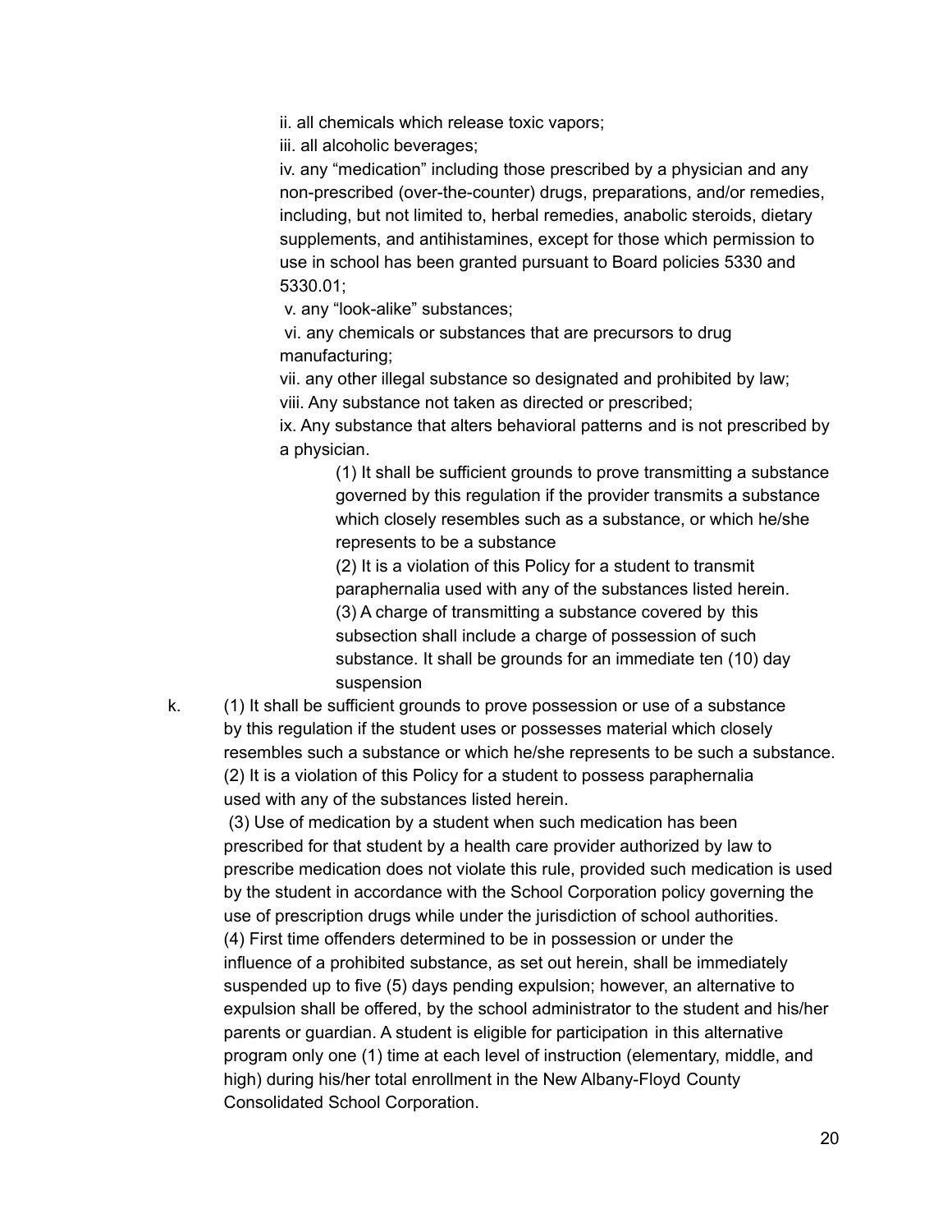ii. all chemicals which release toxic vapors;

iii. all alcoholic beverages;

iv. any "medication" including those prescribed by a physician and any non-prescribed (over-the-counter) drugs, preparations, and/or remedies, including, but not limited to, herbal remedies, anabolic steroids, dietary supplements, and antihistamines, except for those which permission to use in school has been granted pursuant to Board policies 5330 and 5330.01;

v. any "look-alike" substances;

vi. any chemicals or substances that are precursors to drug manufacturing;

vii. any other illegal substance so designated and prohibited by law;

viii. Any substance not taken as directed or prescribed;

ix. Any substance that alters behavioral patterns and is not prescribed by a physician.

(1) It shall be sufficient grounds to prove transmitting a substance governed by this regulation if the provider transmits a substance which closely resembles such as a substance, or which he/she represents to be a substance

(2) It is a violation of this Policy for a student to transmit paraphernalia used with any of the substances listed herein.

(3) A charge of transmitting a substance covered by this subsection shall include a charge of possession of such substance. It shall be grounds for an immediate ten (10) day suspension

k. (1) It shall be sufficient grounds to prove possession or use of a substance by this regulation if the student uses or possesses material which closely resembles such a substance or which he/she represents to be such a substance.

(2) It is a violation of this Policy for a student to possess paraphernalia used with any of the substances listed herein.

(3) Use of medication by a student when such medication has been prescribed for that student by a health care provider authorized by law to prescribe medication does not violate this rule, provided such medication is used by the student in accordance with the School Corporation policy governing the use of prescription drugs while under the jurisdiction of school authorities.

(4) First time offenders determined to be in possession or under the influence of a prohibited substance, as set out herein, shall be immediately suspended up to five (5) days pending expulsion; however, an alternative to expulsion shall be offered, by the school administrator to the student and his/her parents or guardian. A student is eligible for participation in this alternative program only one (1) time at each level of instruction (elementary, middle, and high) during his/her total enrollment in the New Albany-Floyd County Consolidated School Corporation.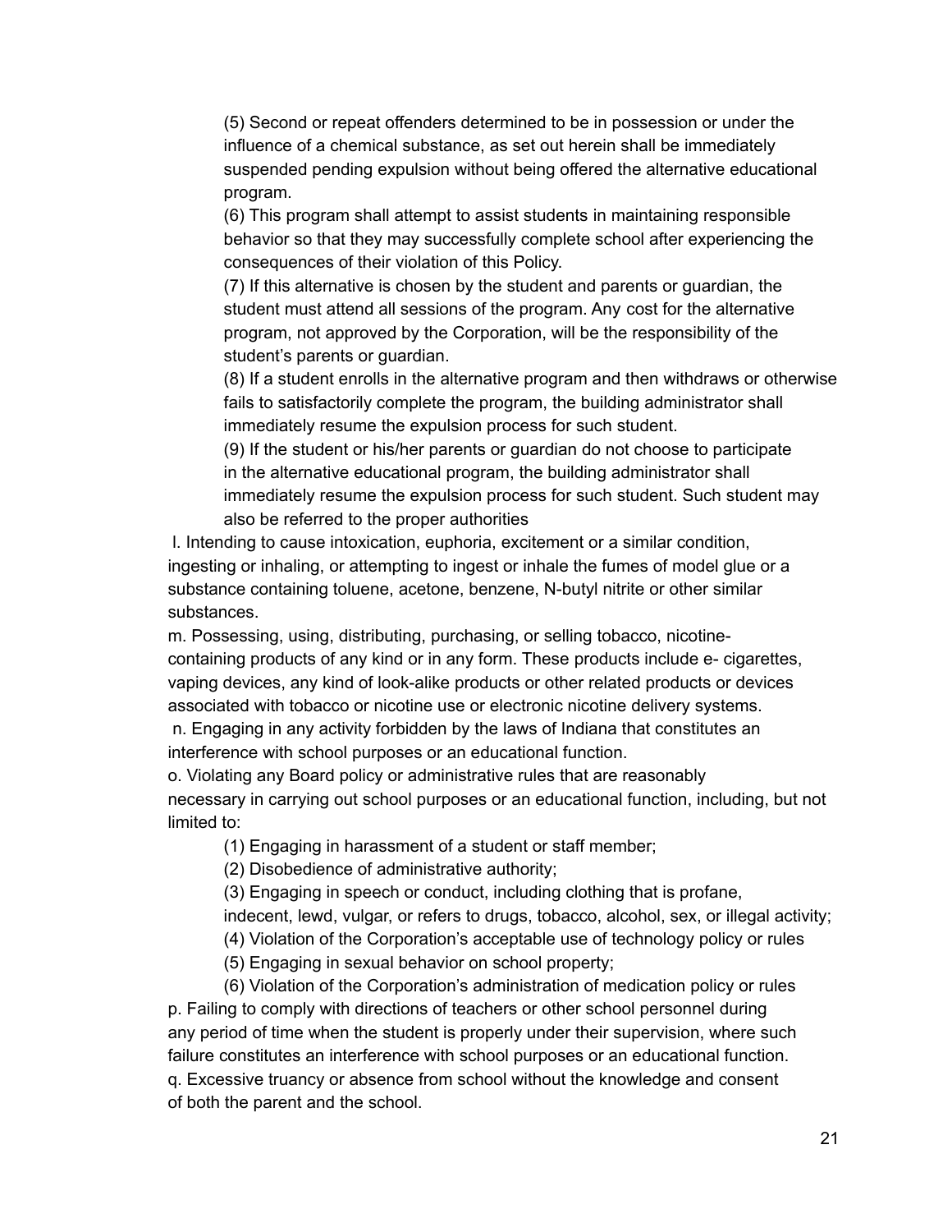(5) Second or repeat offenders determined to be in possession or under the influence of a chemical substance, as set out herein shall be immediately suspended pending expulsion without being offered the alternative educational program.

(6) This program shall attempt to assist students in maintaining responsible behavior so that they may successfully complete school after experiencing the consequences of their violation of this Policy.

(7) If this alternative is chosen by the student and parents or guardian, the student must attend all sessions of the program. Any cost for the alternative program, not approved by the Corporation, will be the responsibility of the student's parents or guardian.

(8) If a student enrolls in the alternative program and then withdraws or otherwise fails to satisfactorily complete the program, the building administrator shall immediately resume the expulsion process for such student.

(9) If the student or his/her parents or guardian do not choose to participate in the alternative educational program, the building administrator shall immediately resume the expulsion process for such student. Such student may also be referred to the proper authorities

l. Intending to cause intoxication, euphoria, excitement or a similar condition, ingesting or inhaling, or attempting to ingest or inhale the fumes of model glue or a substance containing toluene, acetone, benzene, N-butyl nitrite or other similar substances.

m. Possessing, using, distributing, purchasing, or selling tobacco, nicotine-containing products of any kind or in any form. These products include e- cigarettes, vaping devices, any kind of look-alike products or other related products or devices associated with tobacco or nicotine use or electronic nicotine delivery systems.

n. Engaging in any activity forbidden by the laws of Indiana that constitutes an interference with school purposes or an educational function.

o. Violating any Board policy or administrative rules that are reasonably necessary in carrying out school purposes or an educational function, including, but not limited to:

(1) Engaging in harassment of a student or staff member;

(2) Disobedience of administrative authority;

(3) Engaging in speech or conduct, including clothing that is profane, indecent, lewd, vulgar, or refers to drugs, tobacco, alcohol, sex, or illegal activity;

(4) Violation of the Corporation's acceptable use of technology policy or rules

(5) Engaging in sexual behavior on school property;

(6) Violation of the Corporation's administration of medication policy or rules

p. Failing to comply with directions of teachers or other school personnel during any period of time when the student is properly under their supervision, where such failure constitutes an interference with school purposes or an educational function.

q. Excessive truancy or absence from school without the knowledge and consent of both the parent and the school.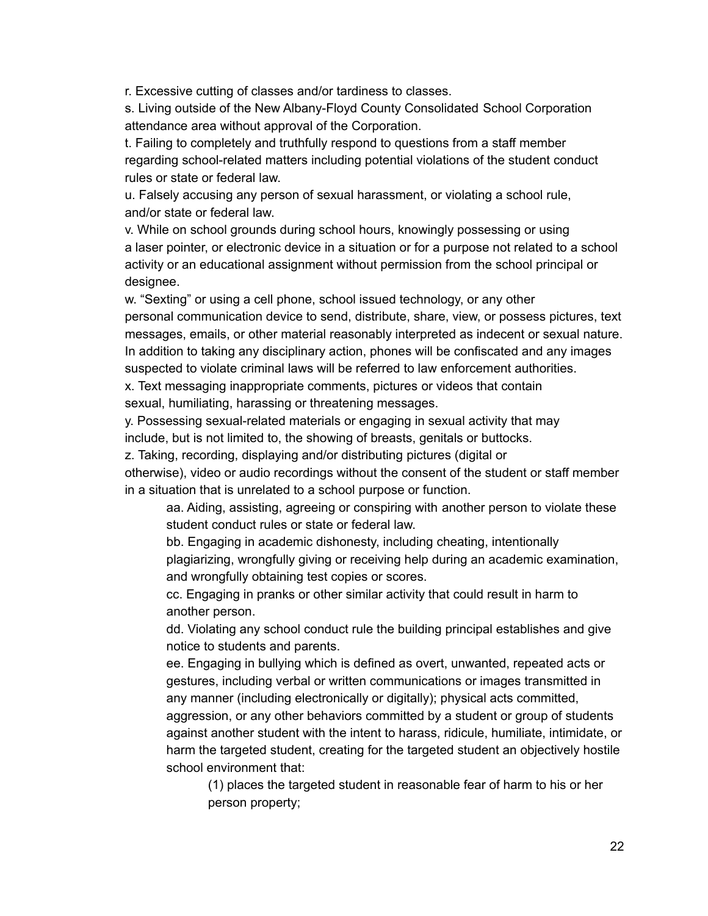r. Excessive cutting of classes and/or tardiness to classes.

s. Living outside of the New Albany-Floyd County Consolidated School Corporation attendance area without approval of the Corporation.

t. Failing to completely and truthfully respond to questions from a staff member regarding school-related matters including potential violations of the student conduct rules or state or federal law.

u. Falsely accusing any person of sexual harassment, or violating a school rule, and/or state or federal law.

v. While on school grounds during school hours, knowingly possessing or using a laser pointer, or electronic device in a situation or for a purpose not related to a school activity or an educational assignment without permission from the school principal or designee.

w. "Sexting" or using a cell phone, school issued technology, or any other personal communication device to send, distribute, share, view, or possess pictures, text messages, emails, or other material reasonably interpreted as indecent or sexual nature. In addition to taking any disciplinary action, phones will be confiscated and any images suspected to violate criminal laws will be referred to law enforcement authorities.

x. Text messaging inappropriate comments, pictures or videos that contain sexual, humiliating, harassing or threatening messages.

y. Possessing sexual-related materials or engaging in sexual activity that may include, but is not limited to, the showing of breasts, genitals or buttocks.

z. Taking, recording, displaying and/or distributing pictures (digital or otherwise), video or audio recordings without the consent of the student or staff member in a situation that is unrelated to a school purpose or function.

> aa. Aiding, assisting, agreeing or conspiring with another person to violate these student conduct rules or state or federal law.
>
> bb. Engaging in academic dishonesty, including cheating, intentionally plagiarizing, wrongfully giving or receiving help during an academic examination, and wrongfully obtaining test copies or scores.
>
> cc. Engaging in pranks or other similar activity that could result in harm to another person.
>
> dd. Violating any school conduct rule the building principal establishes and give notice to students and parents.
>
> ee. Engaging in bullying which is defined as overt, unwanted, repeated acts or gestures, including verbal or written communications or images transmitted in any manner (including electronically or digitally); physical acts committed, aggression, or any other behaviors committed by a student or group of students against another student with the intent to harass, ridicule, humiliate, intimidate, or harm the targeted student, creating for the targeted student an objectively hostile school environment that:
>
> > (1) places the targeted student in reasonable fear of harm to his or her person property;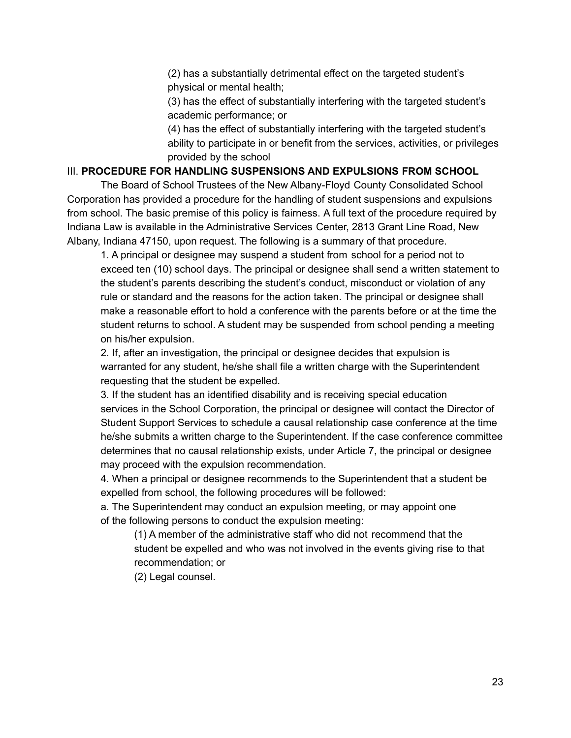(2) has a substantially detrimental effect on the targeted student's physical or mental health;

(3) has the effect of substantially interfering with the targeted student's academic performance; or

(4) has the effect of substantially interfering with the targeted student's ability to participate in or benefit from the services, activities, or privileges provided by the school

## III. **PROCEDURE FOR HANDLING SUSPENSIONS AND EXPULSIONS FROM SCHOOL**

The Board of School Trustees of the New Albany-Floyd County Consolidated School Corporation has provided a procedure for the handling of student suspensions and expulsions from school. The basic premise of this policy is fairness. A full text of the procedure required by Indiana Law is available in the Administrative Services Center, 2813 Grant Line Road, New Albany, Indiana 47150, upon request. The following is a summary of that procedure.

1. A principal or designee may suspend a student from school for a period not to exceed ten (10) school days. The principal or designee shall send a written statement to the student's parents describing the student's conduct, misconduct or violation of any rule or standard and the reasons for the action taken. The principal or designee shall make a reasonable effort to hold a conference with the parents before or at the time the student returns to school. A student may be suspended from school pending a meeting on his/her expulsion.

2. If, after an investigation, the principal or designee decides that expulsion is warranted for any student, he/she shall file a written charge with the Superintendent requesting that the student be expelled.

3. If the student has an identified disability and is receiving special education services in the School Corporation, the principal or designee will contact the Director of Student Support Services to schedule a causal relationship case conference at the time he/she submits a written charge to the Superintendent. If the case conference committee determines that no causal relationship exists, under Article 7, the principal or designee may proceed with the expulsion recommendation.

4. When a principal or designee recommends to the Superintendent that a student be expelled from school, the following procedures will be followed:

a. The Superintendent may conduct an expulsion meeting, or may appoint one of the following persons to conduct the expulsion meeting:

(1) A member of the administrative staff who did not recommend that the student be expelled and who was not involved in the events giving rise to that recommendation; or

(2) Legal counsel.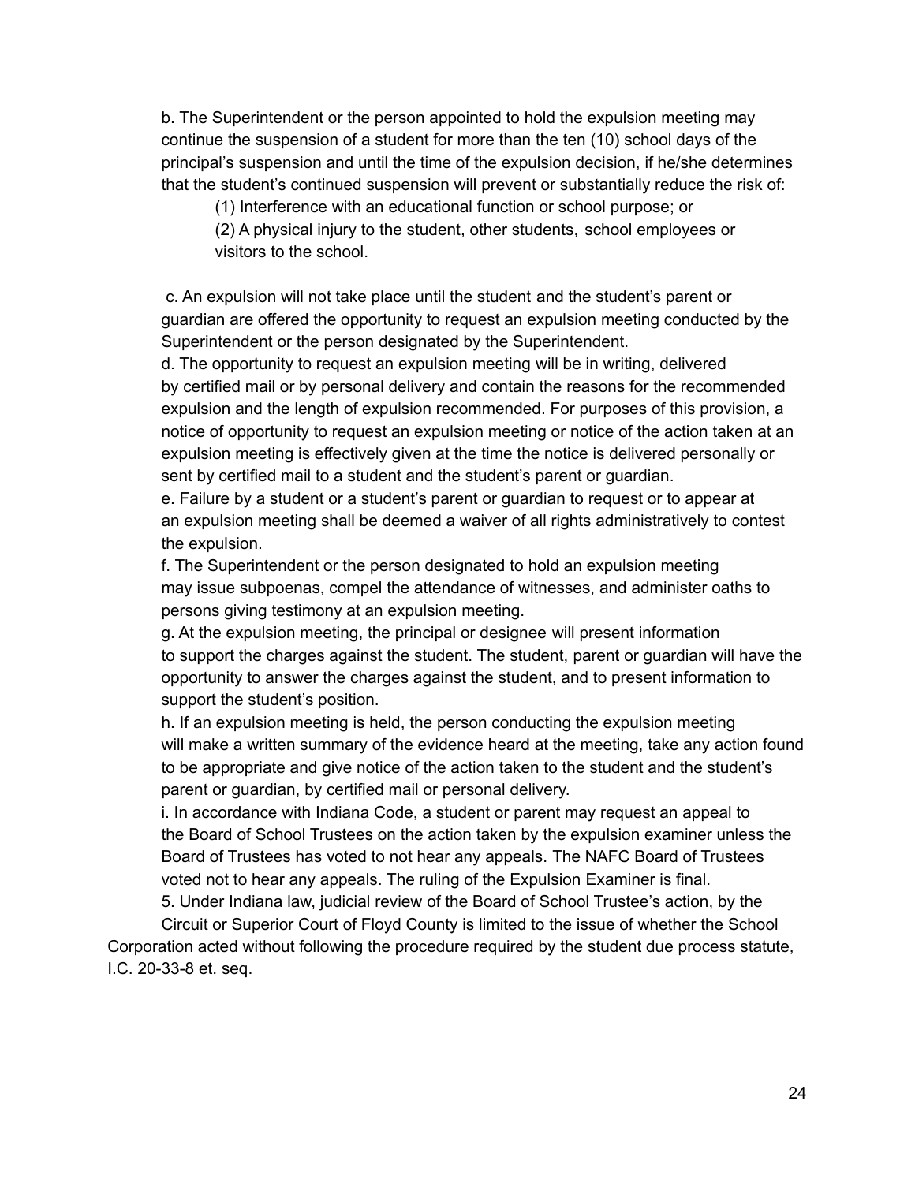b. The Superintendent or the person appointed to hold the expulsion meeting may continue the suspension of a student for more than the ten (10) school days of the principal's suspension and until the time of the expulsion decision, if he/she determines that the student's continued suspension will prevent or substantially reduce the risk of:

(1) Interference with an educational function or school purpose; or

(2) A physical injury to the student, other students, school employees or visitors to the school.

c. An expulsion will not take place until the student and the student's parent or guardian are offered the opportunity to request an expulsion meeting conducted by the Superintendent or the person designated by the Superintendent.

d. The opportunity to request an expulsion meeting will be in writing, delivered by certified mail or by personal delivery and contain the reasons for the recommended expulsion and the length of expulsion recommended. For purposes of this provision, a notice of opportunity to request an expulsion meeting or notice of the action taken at an expulsion meeting is effectively given at the time the notice is delivered personally or sent by certified mail to a student and the student's parent or guardian.

e. Failure by a student or a student's parent or guardian to request or to appear at an expulsion meeting shall be deemed a waiver of all rights administratively to contest the expulsion.

f. The Superintendent or the person designated to hold an expulsion meeting may issue subpoenas, compel the attendance of witnesses, and administer oaths to persons giving testimony at an expulsion meeting.

g. At the expulsion meeting, the principal or designee will present information to support the charges against the student. The student, parent or guardian will have the opportunity to answer the charges against the student, and to present information to support the student's position.

h. If an expulsion meeting is held, the person conducting the expulsion meeting will make a written summary of the evidence heard at the meeting, take any action found to be appropriate and give notice of the action taken to the student and the student's parent or guardian, by certified mail or personal delivery.

i. In accordance with Indiana Code, a student or parent may request an appeal to the Board of School Trustees on the action taken by the expulsion examiner unless the Board of Trustees has voted to not hear any appeals. The NAFC Board of Trustees voted not to hear any appeals. The ruling of the Expulsion Examiner is final.

5. Under Indiana law, judicial review of the Board of School Trustee's action, by the Circuit or Superior Court of Floyd County is limited to the issue of whether the School Corporation acted without following the procedure required by the student due process statute, I.C. 20-33-8 et. seq.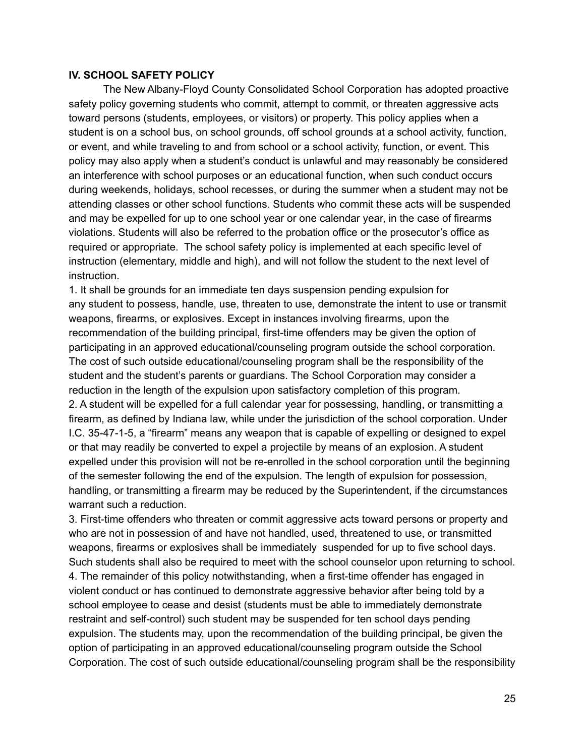**IV. SCHOOL SAFETY POLICY**

The New Albany-Floyd County Consolidated School Corporation has adopted proactive safety policy governing students who commit, attempt to commit, or threaten aggressive acts toward persons (students, employees, or visitors) or property. This policy applies when a student is on a school bus, on school grounds, off school grounds at a school activity, function, or event, and while traveling to and from school or a school activity, function, or event. This policy may also apply when a student's conduct is unlawful and may reasonably be considered an interference with school purposes or an educational function, when such conduct occurs during weekends, holidays, school recesses, or during the summer when a student may not be attending classes or other school functions. Students who commit these acts will be suspended and may be expelled for up to one school year or one calendar year, in the case of firearms violations. Students will also be referred to the probation office or the prosecutor's office as required or appropriate. The school safety policy is implemented at each specific level of instruction (elementary, middle and high), and will not follow the student to the next level of instruction.

1. It shall be grounds for an immediate ten days suspension pending expulsion for any student to possess, handle, use, threaten to use, demonstrate the intent to use or transmit weapons, firearms, or explosives. Except in instances involving firearms, upon the recommendation of the building principal, first-time offenders may be given the option of participating in an approved educational/counseling program outside the school corporation. The cost of such outside educational/counseling program shall be the responsibility of the student and the student's parents or guardians. The School Corporation may consider a reduction in the length of the expulsion upon satisfactory completion of this program.
2. A student will be expelled for a full calendar year for possessing, handling, or transmitting a firearm, as defined by Indiana law, while under the jurisdiction of the school corporation. Under I.C. 35-47-1-5, a "firearm" means any weapon that is capable of expelling or designed to expel or that may readily be converted to expel a projectile by means of an explosion. A student expelled under this provision will not be re-enrolled in the school corporation until the beginning of the semester following the end of the expulsion. The length of expulsion for possession, handling, or transmitting a firearm may be reduced by the Superintendent, if the circumstances warrant such a reduction.
3. First-time offenders who threaten or commit aggressive acts toward persons or property and who are not in possession of and have not handled, used, threatened to use, or transmitted weapons, firearms or explosives shall be immediately suspended for up to five school days. Such students shall also be required to meet with the school counselor upon returning to school.
4. The remainder of this policy notwithstanding, when a first-time offender has engaged in violent conduct or has continued to demonstrate aggressive behavior after being told by a school employee to cease and desist (students must be able to immediately demonstrate restraint and self-control) such student may be suspended for ten school days pending expulsion. The students may, upon the recommendation of the building principal, be given the option of participating in an approved educational/counseling program outside the School Corporation. The cost of such outside educational/counseling program shall be the responsibility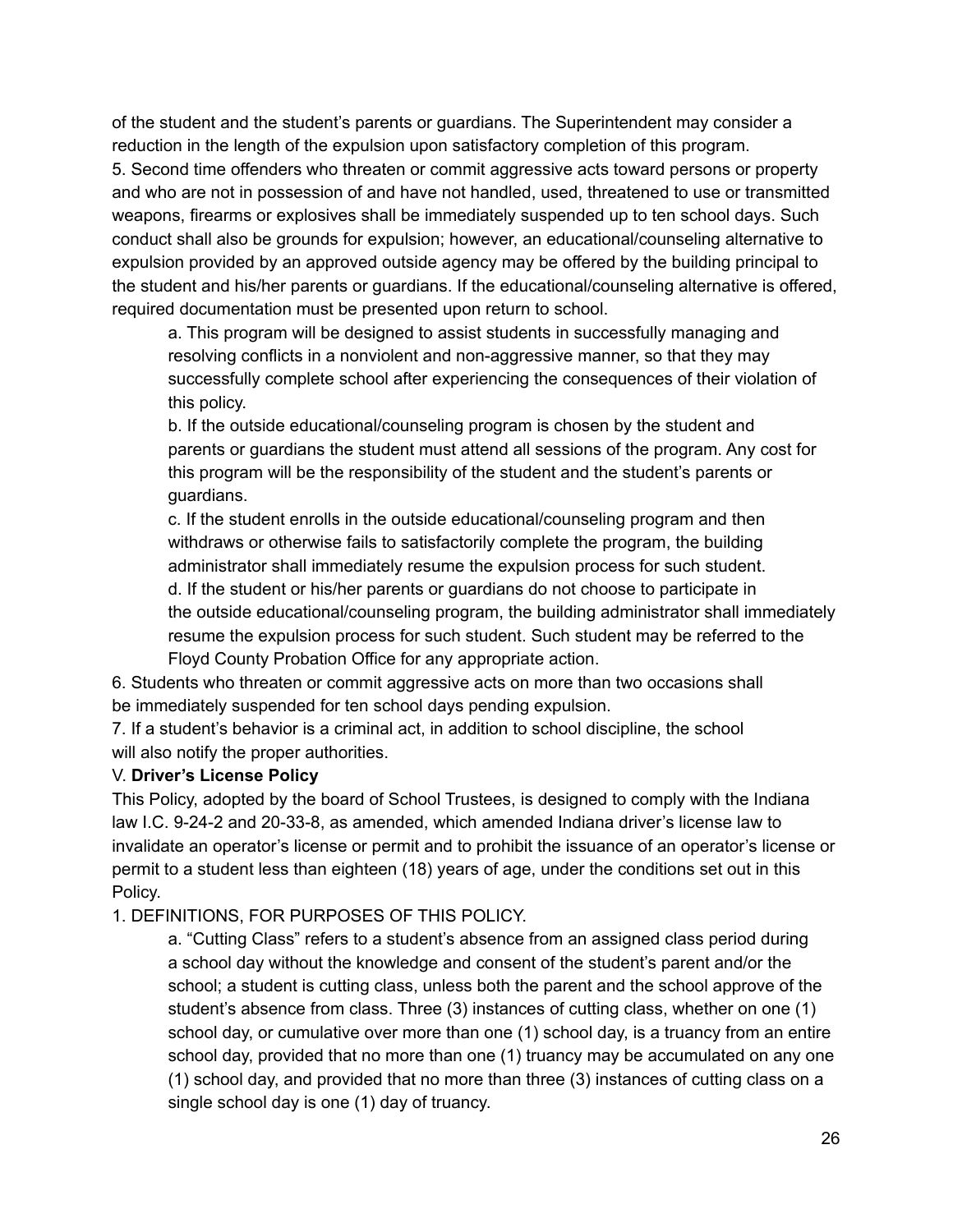of the student and the student's parents or guardians. The Superintendent may consider a reduction in the length of the expulsion upon satisfactory completion of this program.

5. Second time offenders who threaten or commit aggressive acts toward persons or property and who are not in possession of and have not handled, used, threatened to use or transmitted weapons, firearms or explosives shall be immediately suspended up to ten school days. Such conduct shall also be grounds for expulsion; however, an educational/counseling alternative to expulsion provided by an approved outside agency may be offered by the building principal to the student and his/her parents or guardians. If the educational/counseling alternative is offered, required documentation must be presented upon return to school.

   a. This program will be designed to assist students in successfully managing and resolving conflicts in a nonviolent and non-aggressive manner, so that they may successfully complete school after experiencing the consequences of their violation of this policy.

   b. If the outside educational/counseling program is chosen by the student and parents or guardians the student must attend all sessions of the program. Any cost for this program will be the responsibility of the student and the student's parents or guardians.

   c. If the student enrolls in the outside educational/counseling program and then withdraws or otherwise fails to satisfactorily complete the program, the building administrator shall immediately resume the expulsion process for such student.

   d. If the student or his/her parents or guardians do not choose to participate in the outside educational/counseling program, the building administrator shall immediately resume the expulsion process for such student. Such student may be referred to the Floyd County Probation Office for any appropriate action.

6. Students who threaten or commit aggressive acts on more than two occasions shall be immediately suspended for ten school days pending expulsion.

7. If a student's behavior is a criminal act, in addition to school discipline, the school will also notify the proper authorities.

V. **Driver's License Policy**

This Policy, adopted by the board of School Trustees, is designed to comply with the Indiana law I.C. 9-24-2 and 20-33-8, as amended, which amended Indiana driver's license law to invalidate an operator's license or permit and to prohibit the issuance of an operator's license or permit to a student less than eighteen (18) years of age, under the conditions set out in this Policy.

1. DEFINITIONS, FOR PURPOSES OF THIS POLICY.

   a. "Cutting Class" refers to a student's absence from an assigned class period during a school day without the knowledge and consent of the student's parent and/or the school; a student is cutting class, unless both the parent and the school approve of the student's absence from class. Three (3) instances of cutting class, whether on one (1) school day, or cumulative over more than one (1) school day, is a truancy from an entire school day, provided that no more than one (1) truancy may be accumulated on any one (1) school day, and provided that no more than three (3) instances of cutting class on a single school day is one (1) day of truancy.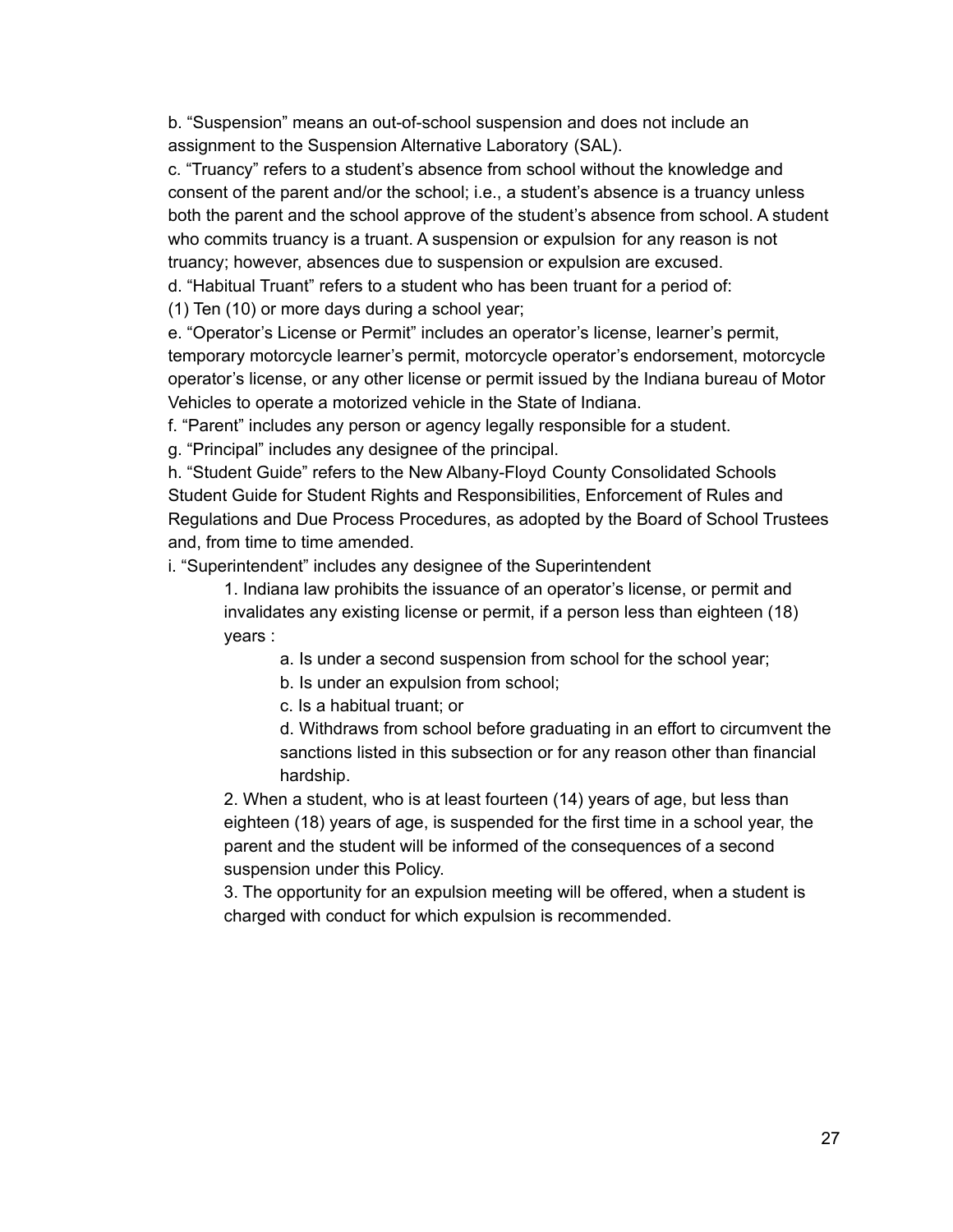b. “Suspension” means an out-of-school suspension and does not include an assignment to the Suspension Alternative Laboratory (SAL).

c. “Truancy” refers to a student’s absence from school without the knowledge and consent of the parent and/or the school; i.e., a student’s absence is a truancy unless both the parent and the school approve of the student’s absence from school. A student who commits truancy is a truant. A suspension or expulsion for any reason is not truancy; however, absences due to suspension or expulsion are excused.

d. “Habitual Truant” refers to a student who has been truant for a period of:

(1) Ten (10) or more days during a school year;

e. “Operator’s License or Permit” includes an operator’s license, learner’s permit, temporary motorcycle learner’s permit, motorcycle operator’s endorsement, motorcycle operator’s license, or any other license or permit issued by the Indiana bureau of Motor Vehicles to operate a motorized vehicle in the State of Indiana.

f. “Parent” includes any person or agency legally responsible for a student.

g. “Principal” includes any designee of the principal.

h. “Student Guide” refers to the New Albany-Floyd County Consolidated Schools Student Guide for Student Rights and Responsibilities, Enforcement of Rules and Regulations and Due Process Procedures, as adopted by the Board of School Trustees and, from time to time amended.

i. “Superintendent” includes any designee of the Superintendent

1. Indiana law prohibits the issuance of an operator’s license, or permit and invalidates any existing license or permit, if a person less than eighteen (18) years :
    - a. Is under a second suspension from school for the school year;
    - b. Is under an expulsion from school;
    - c. Is a habitual truant; or
    - d. Withdraws from school before graduating in an effort to circumvent the sanctions listed in this subsection or for any reason other than financial hardship.
2. When a student, who is at least fourteen (14) years of age, but less than eighteen (18) years of age, is suspended for the first time in a school year, the parent and the student will be informed of the consequences of a second suspension under this Policy.
3. The opportunity for an expulsion meeting will be offered, when a student is charged with conduct for which expulsion is recommended.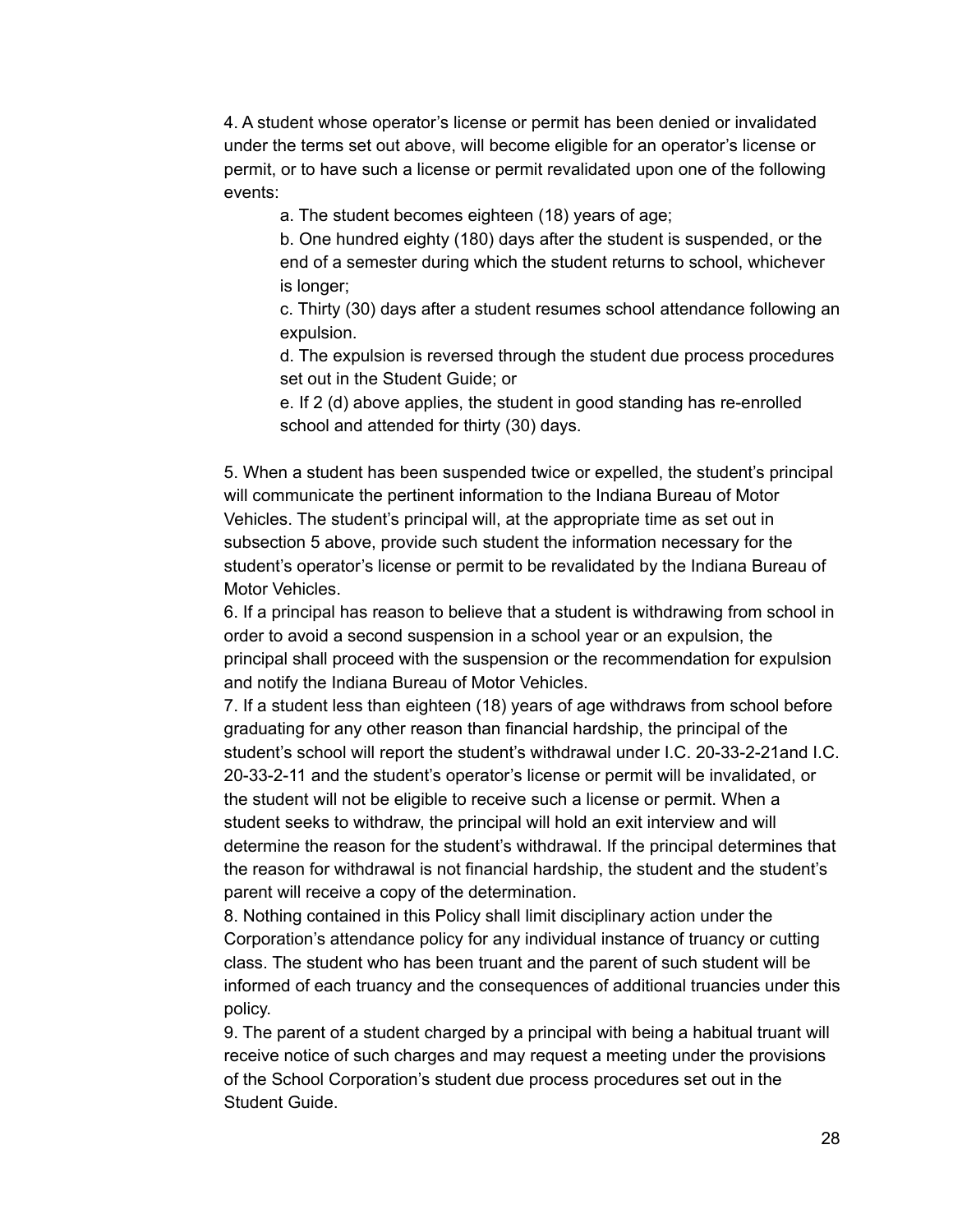4. A student whose operator's license or permit has been denied or invalidated under the terms set out above, will become eligible for an operator's license or permit, or to have such a license or permit revalidated upon one of the following events:

  a. The student becomes eighteen (18) years of age;
  b. One hundred eighty (180) days after the student is suspended, or the end of a semester during which the student returns to school, whichever is longer;
  c. Thirty (30) days after a student resumes school attendance following an expulsion.
  d. The expulsion is reversed through the student due process procedures set out in the Student Guide; or
  e. If 2 (d) above applies, the student in good standing has re-enrolled school and attended for thirty (30) days.

5. When a student has been suspended twice or expelled, the student's principal will communicate the pertinent information to the Indiana Bureau of Motor Vehicles. The student's principal will, at the appropriate time as set out in subsection 5 above, provide such student the information necessary for the student's operator's license or permit to be revalidated by the Indiana Bureau of Motor Vehicles.

6. If a principal has reason to believe that a student is withdrawing from school in order to avoid a second suspension in a school year or an expulsion, the principal shall proceed with the suspension or the recommendation for expulsion and notify the Indiana Bureau of Motor Vehicles.

7. If a student less than eighteen (18) years of age withdraws from school before graduating for any other reason than financial hardship, the principal of the student's school will report the student's withdrawal under I.C. 20-33-2-21and I.C. 20-33-2-11 and the student's operator's license or permit will be invalidated, or the student will not be eligible to receive such a license or permit. When a student seeks to withdraw, the principal will hold an exit interview and will determine the reason for the student's withdrawal. If the principal determines that the reason for withdrawal is not financial hardship, the student and the student's parent will receive a copy of the determination.

8. Nothing contained in this Policy shall limit disciplinary action under the Corporation's attendance policy for any individual instance of truancy or cutting class. The student who has been truant and the parent of such student will be informed of each truancy and the consequences of additional truancies under this policy.

9. The parent of a student charged by a principal with being a habitual truant will receive notice of such charges and may request a meeting under the provisions of the School Corporation's student due process procedures set out in the Student Guide.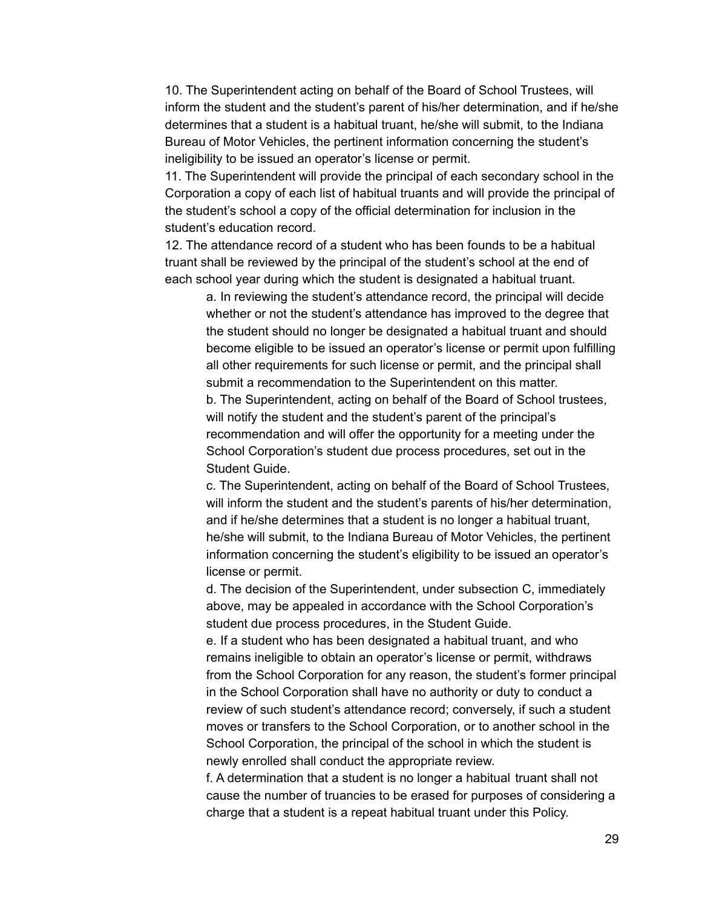10. The Superintendent acting on behalf of the Board of School Trustees, will inform the student and the student's parent of his/her determination, and if he/she determines that a student is a habitual truant, he/she will submit, to the Indiana Bureau of Motor Vehicles, the pertinent information concerning the student's ineligibility to be issued an operator's license or permit.

11. The Superintendent will provide the principal of each secondary school in the Corporation a copy of each list of habitual truants and will provide the principal of the student's school a copy of the official determination for inclusion in the student's education record.

12. The attendance record of a student who has been founds to be a habitual truant shall be reviewed by the principal of the student's school at the end of each school year during which the student is designated a habitual truant.

   a. In reviewing the student's attendance record, the principal will decide whether or not the student's attendance has improved to the degree that the student should no longer be designated a habitual truant and should become eligible to be issued an operator's license or permit upon fulfilling all other requirements for such license or permit, and the principal shall submit a recommendation to the Superintendent on this matter.

   b. The Superintendent, acting on behalf of the Board of School trustees, will notify the student and the student's parent of the principal's recommendation and will offer the opportunity for a meeting under the School Corporation's student due process procedures, set out in the Student Guide.

   c. The Superintendent, acting on behalf of the Board of School Trustees, will inform the student and the student's parents of his/her determination, and if he/she determines that a student is no longer a habitual truant, he/she will submit, to the Indiana Bureau of Motor Vehicles, the pertinent information concerning the student's eligibility to be issued an operator's license or permit.

   d. The decision of the Superintendent, under subsection C, immediately above, may be appealed in accordance with the School Corporation's student due process procedures, in the Student Guide.

   e. If a student who has been designated a habitual truant, and who remains ineligible to obtain an operator's license or permit, withdraws from the School Corporation for any reason, the student's former principal in the School Corporation shall have no authority or duty to conduct a review of such student's attendance record; conversely, if such a student moves or transfers to the School Corporation, or to another school in the School Corporation, the principal of the school in which the student is newly enrolled shall conduct the appropriate review.

   f. A determination that a student is no longer a habitual truant shall not cause the number of truancies to be erased for purposes of considering a charge that a student is a repeat habitual truant under this Policy.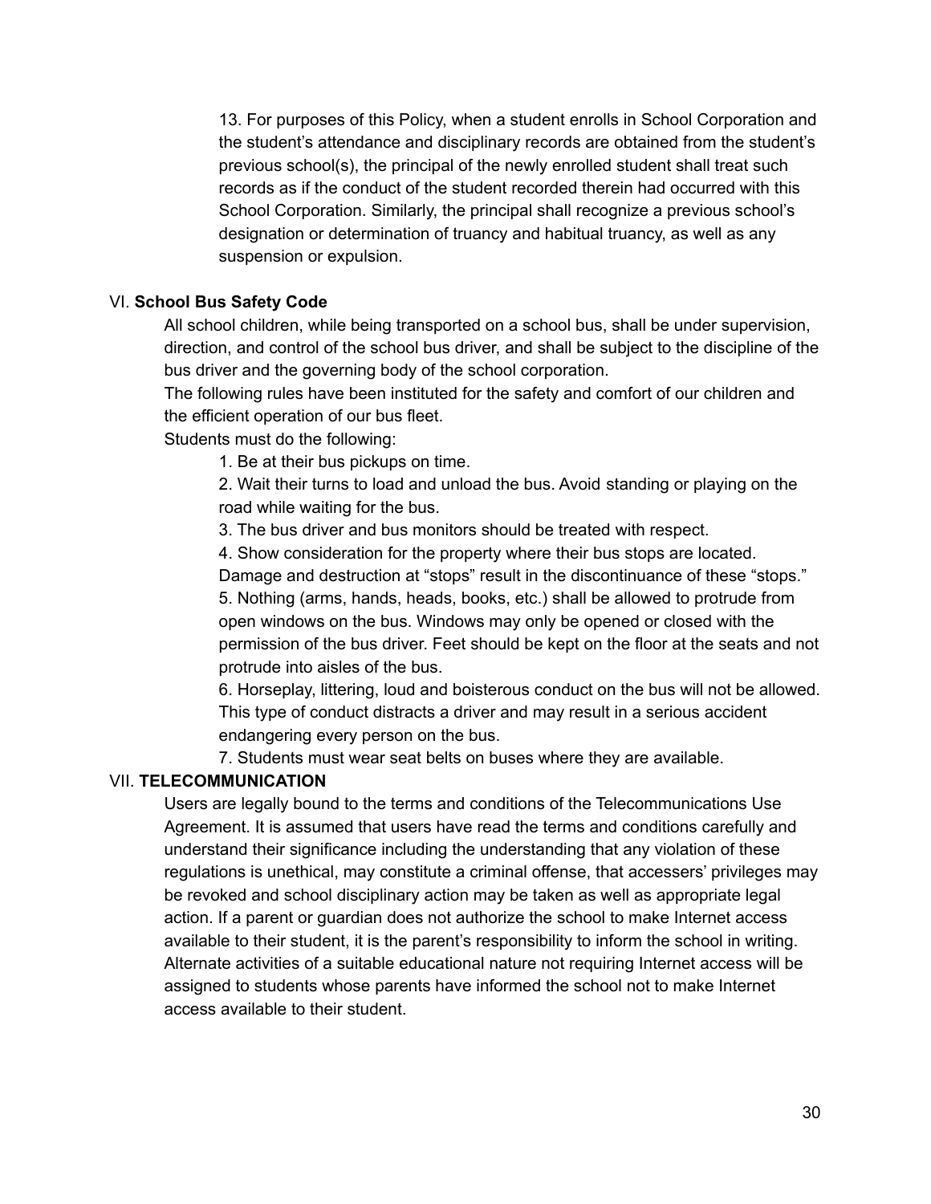13. For purposes of this Policy, when a student enrolls in School Corporation and the student's attendance and disciplinary records are obtained from the student's previous school(s), the principal of the newly enrolled student shall treat such records as if the conduct of the student recorded therein had occurred with this School Corporation. Similarly, the principal shall recognize a previous school's designation or determination of truancy and habitual truancy, as well as any suspension or expulsion.

## VI. **School Bus Safety Code**

All school children, while being transported on a school bus, shall be under supervision, direction, and control of the school bus driver, and shall be subject to the discipline of the bus driver and the governing body of the school corporation.

The following rules have been instituted for the safety and comfort of our children and the efficient operation of our bus fleet.

Students must do the following:

1. Be at their bus pickups on time.
2. Wait their turns to load and unload the bus. Avoid standing or playing on the road while waiting for the bus.
3. The bus driver and bus monitors should be treated with respect.
4. Show consideration for the property where their bus stops are located. Damage and destruction at "stops" result in the discontinuance of these "stops."
5. Nothing (arms, hands, heads, books, etc.) shall be allowed to protrude from open windows on the bus. Windows may only be opened or closed with the permission of the bus driver. Feet should be kept on the floor at the seats and not protrude into aisles of the bus.
6. Horseplay, littering, loud and boisterous conduct on the bus will not be allowed. This type of conduct distracts a driver and may result in a serious accident endangering every person on the bus.
7. Students must wear seat belts on buses where they are available.

## VII. **TELECOMMUNICATION**

Users are legally bound to the terms and conditions of the Telecommunications Use Agreement. It is assumed that users have read the terms and conditions carefully and understand their significance including the understanding that any violation of these regulations is unethical, may constitute a criminal offense, that accessers' privileges may be revoked and school disciplinary action may be taken as well as appropriate legal action. If a parent or guardian does not authorize the school to make Internet access available to their student, it is the parent's responsibility to inform the school in writing. Alternate activities of a suitable educational nature not requiring Internet access will be assigned to students whose parents have informed the school not to make Internet access available to their student.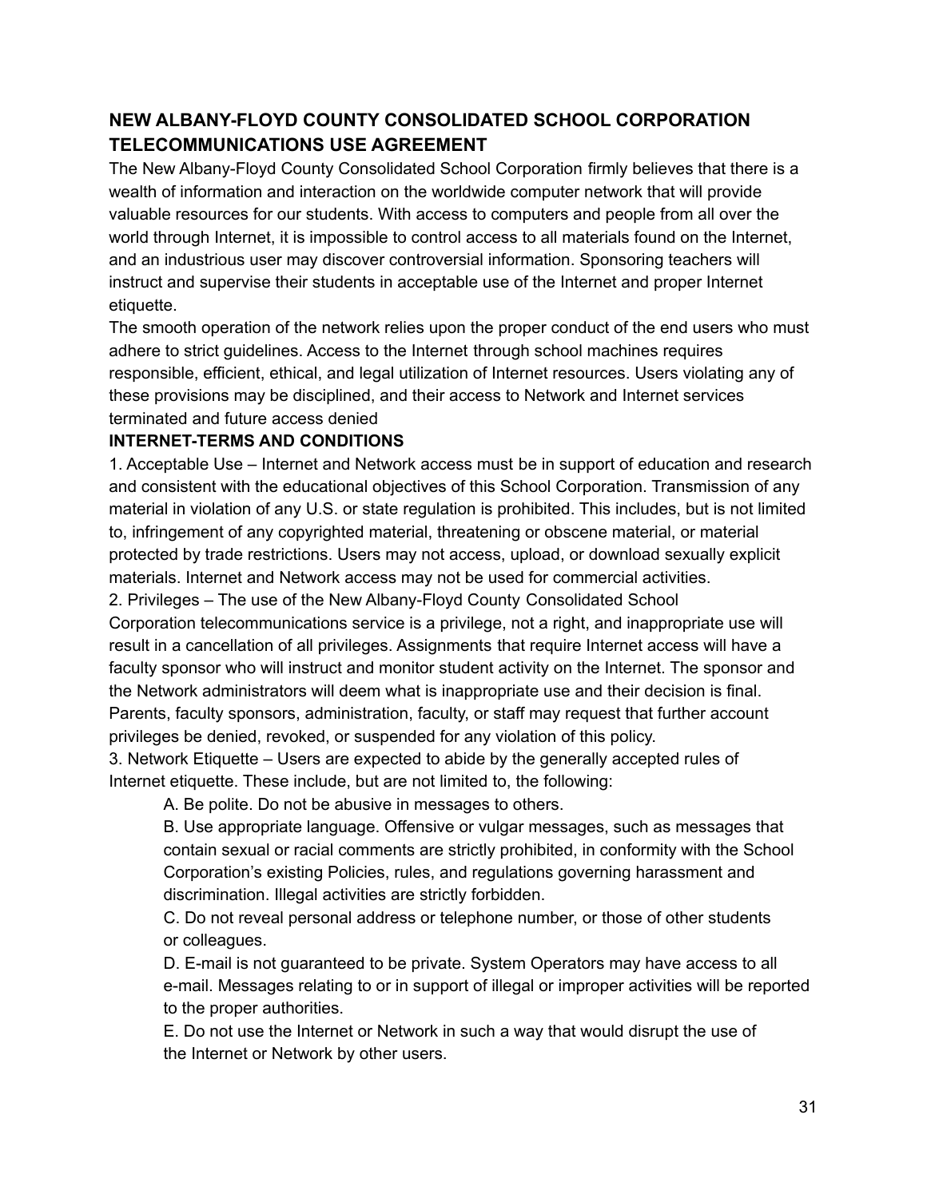## NEW ALBANY-FLOYD COUNTY CONSOLIDATED SCHOOL CORPORATION TELECOMMUNICATIONS USE AGREEMENT

The New Albany-Floyd County Consolidated School Corporation firmly believes that there is a wealth of information and interaction on the worldwide computer network that will provide valuable resources for our students. With access to computers and people from all over the world through Internet, it is impossible to control access to all materials found on the Internet, and an industrious user may discover controversial information. Sponsoring teachers will instruct and supervise their students in acceptable use of the Internet and proper Internet etiquette.

The smooth operation of the network relies upon the proper conduct of the end users who must adhere to strict guidelines. Access to the Internet through school machines requires responsible, efficient, ethical, and legal utilization of Internet resources. Users violating any of these provisions may be disciplined, and their access to Network and Internet services terminated and future access denied

### INTERNET-TERMS AND CONDITIONS

1. Acceptable Use – Internet and Network access must be in support of education and research and consistent with the educational objectives of this School Corporation. Transmission of any material in violation of any U.S. or state regulation is prohibited. This includes, but is not limited to, infringement of any copyrighted material, threatening or obscene material, or material protected by trade restrictions. Users may not access, upload, or download sexually explicit materials. Internet and Network access may not be used for commercial activities.
2. Privileges – The use of the New Albany-Floyd County Consolidated School Corporation telecommunications service is a privilege, not a right, and inappropriate use will result in a cancellation of all privileges. Assignments that require Internet access will have a faculty sponsor who will instruct and monitor student activity on the Internet. The sponsor and the Network administrators will deem what is inappropriate use and their decision is final. Parents, faculty sponsors, administration, faculty, or staff may request that further account privileges be denied, revoked, or suspended for any violation of this policy.
3. Network Etiquette – Users are expected to abide by the generally accepted rules of Internet etiquette. These include, but are not limited to, the following:
   - A. Be polite. Do not be abusive in messages to others.
   - B. Use appropriate language. Offensive or vulgar messages, such as messages that contain sexual or racial comments are strictly prohibited, in conformity with the School Corporation's existing Policies, rules, and regulations governing harassment and discrimination. Illegal activities are strictly forbidden.
   - C. Do not reveal personal address or telephone number, or those of other students or colleagues.
   - D. E-mail is not guaranteed to be private. System Operators may have access to all e-mail. Messages relating to or in support of illegal or improper activities will be reported to the proper authorities.
   - E. Do not use the Internet or Network in such a way that would disrupt the use of the Internet or Network by other users.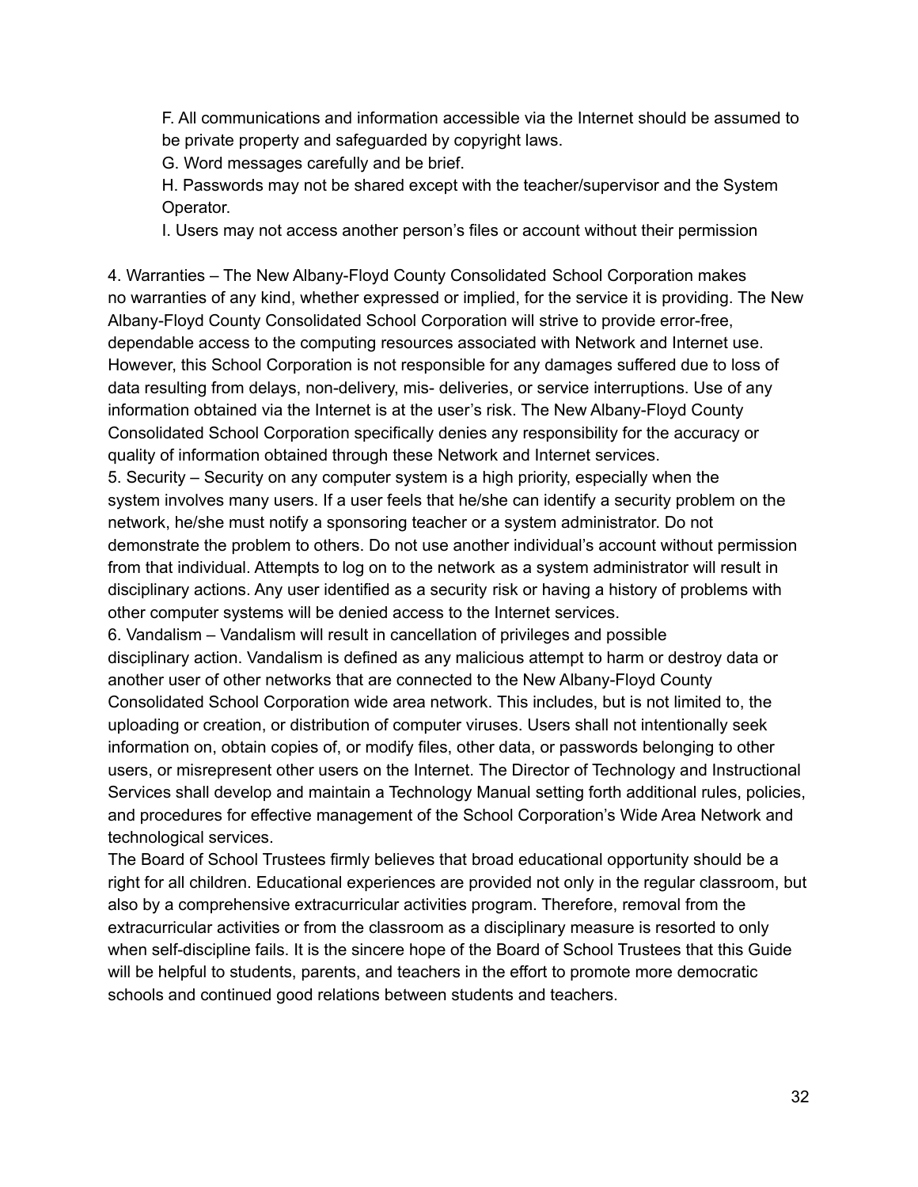F. All communications and information accessible via the Internet should be assumed to be private property and safeguarded by copyright laws.

G. Word messages carefully and be brief.

H. Passwords may not be shared except with the teacher/supervisor and the System Operator.

I. Users may not access another person's files or account without their permission

4. Warranties – The New Albany-Floyd County Consolidated School Corporation makes no warranties of any kind, whether expressed or implied, for the service it is providing. The New Albany-Floyd County Consolidated School Corporation will strive to provide error-free, dependable access to the computing resources associated with Network and Internet use. However, this School Corporation is not responsible for any damages suffered due to loss of data resulting from delays, non-delivery, mis- deliveries, or service interruptions. Use of any information obtained via the Internet is at the user's risk. The New Albany-Floyd County Consolidated School Corporation specifically denies any responsibility for the accuracy or quality of information obtained through these Network and Internet services.
5. Security – Security on any computer system is a high priority, especially when the system involves many users. If a user feels that he/she can identify a security problem on the network, he/she must notify a sponsoring teacher or a system administrator. Do not demonstrate the problem to others. Do not use another individual's account without permission from that individual. Attempts to log on to the network as a system administrator will result in disciplinary actions. Any user identified as a security risk or having a history of problems with other computer systems will be denied access to the Internet services.
6. Vandalism – Vandalism will result in cancellation of privileges and possible disciplinary action. Vandalism is defined as any malicious attempt to harm or destroy data or another user of other networks that are connected to the New Albany-Floyd County Consolidated School Corporation wide area network. This includes, but is not limited to, the uploading or creation, or distribution of computer viruses. Users shall not intentionally seek information on, obtain copies of, or modify files, other data, or passwords belonging to other users, or misrepresent other users on the Internet. The Director of Technology and Instructional Services shall develop and maintain a Technology Manual setting forth additional rules, policies, and procedures for effective management of the School Corporation's Wide Area Network and technological services.

The Board of School Trustees firmly believes that broad educational opportunity should be a right for all children. Educational experiences are provided not only in the regular classroom, but also by a comprehensive extracurricular activities program. Therefore, removal from the extracurricular activities or from the classroom as a disciplinary measure is resorted to only when self-discipline fails. It is the sincere hope of the Board of School Trustees that this Guide will be helpful to students, parents, and teachers in the effort to promote more democratic schools and continued good relations between students and teachers.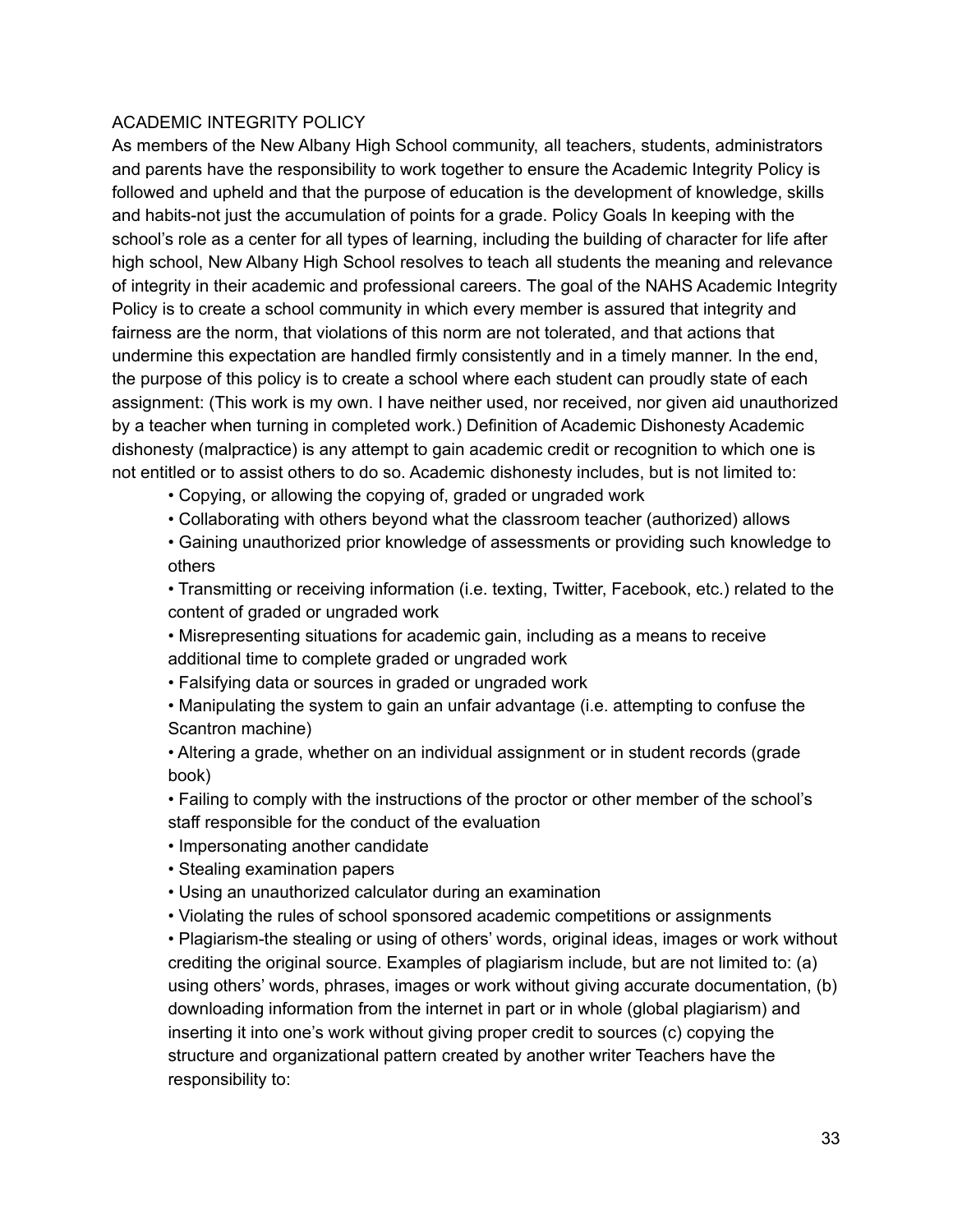## ACADEMIC INTEGRITY POLICY

As members of the New Albany High School community, all teachers, students, administrators and parents have the responsibility to work together to ensure the Academic Integrity Policy is followed and upheld and that the purpose of education is the development of knowledge, skills and habits-not just the accumulation of points for a grade. Policy Goals In keeping with the school's role as a center for all types of learning, including the building of character for life after high school, New Albany High School resolves to teach all students the meaning and relevance of integrity in their academic and professional careers. The goal of the NAHS Academic Integrity Policy is to create a school community in which every member is assured that integrity and fairness are the norm, that violations of this norm are not tolerated, and that actions that undermine this expectation are handled firmly consistently and in a timely manner. In the end, the purpose of this policy is to create a school where each student can proudly state of each assignment: (This work is my own. I have neither used, nor received, nor given aid unauthorized by a teacher when turning in completed work.) Definition of Academic Dishonesty Academic dishonesty (malpractice) is any attempt to gain academic credit or recognition to which one is not entitled or to assist others to do so. Academic dishonesty includes, but is not limited to:

- Copying, or allowing the copying of, graded or ungraded work
- Collaborating with others beyond what the classroom teacher (authorized) allows
- Gaining unauthorized prior knowledge of assessments or providing such knowledge to others
- Transmitting or receiving information (i.e. texting, Twitter, Facebook, etc.) related to the content of graded or ungraded work
- Misrepresenting situations for academic gain, including as a means to receive additional time to complete graded or ungraded work
- Falsifying data or sources in graded or ungraded work
- Manipulating the system to gain an unfair advantage (i.e. attempting to confuse the Scantron machine)
- Altering a grade, whether on an individual assignment or in student records (grade book)
- Failing to comply with the instructions of the proctor or other member of the school's staff responsible for the conduct of the evaluation
- Impersonating another candidate
- Stealing examination papers
- Using an unauthorized calculator during an examination
- Violating the rules of school sponsored academic competitions or assignments
- Plagiarism-the stealing or using of others' words, original ideas, images or work without crediting the original source. Examples of plagiarism include, but are not limited to: (a) using others' words, phrases, images or work without giving accurate documentation, (b) downloading information from the internet in part or in whole (global plagiarism) and inserting it into one's work without giving proper credit to sources (c) copying the structure and organizational pattern created by another writer Teachers have the responsibility to: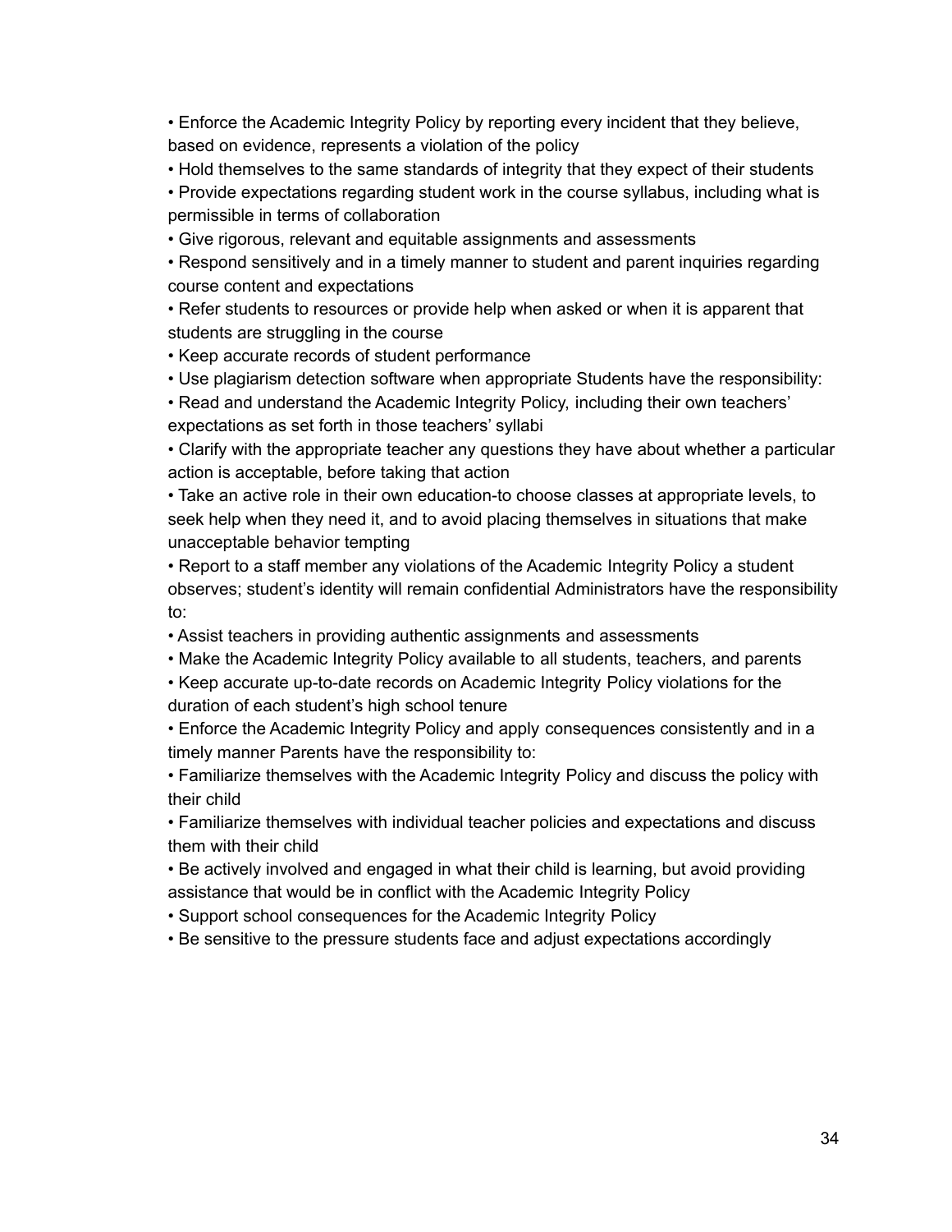- Enforce the Academic Integrity Policy by reporting every incident that they believe, based on evidence, represents a violation of the policy
- Hold themselves to the same standards of integrity that they expect of their students
- Provide expectations regarding student work in the course syllabus, including what is permissible in terms of collaboration
- Give rigorous, relevant and equitable assignments and assessments
- Respond sensitively and in a timely manner to student and parent inquiries regarding course content and expectations
- Refer students to resources or provide help when asked or when it is apparent that students are struggling in the course
- Keep accurate records of student performance
- Use plagiarism detection software when appropriate Students have the responsibility:
- Read and understand the Academic Integrity Policy, including their own teachers' expectations as set forth in those teachers' syllabi
- Clarify with the appropriate teacher any questions they have about whether a particular action is acceptable, before taking that action
- Take an active role in their own education-to choose classes at appropriate levels, to seek help when they need it, and to avoid placing themselves in situations that make unacceptable behavior tempting
- Report to a staff member any violations of the Academic Integrity Policy a student observes; student's identity will remain confidential Administrators have the responsibility to:
- Assist teachers in providing authentic assignments and assessments
- Make the Academic Integrity Policy available to all students, teachers, and parents
- Keep accurate up-to-date records on Academic Integrity Policy violations for the duration of each student's high school tenure
- Enforce the Academic Integrity Policy and apply consequences consistently and in a timely manner Parents have the responsibility to:
- Familiarize themselves with the Academic Integrity Policy and discuss the policy with their child
- Familiarize themselves with individual teacher policies and expectations and discuss them with their child
- Be actively involved and engaged in what their child is learning, but avoid providing assistance that would be in conflict with the Academic Integrity Policy
- Support school consequences for the Academic Integrity Policy
- Be sensitive to the pressure students face and adjust expectations accordingly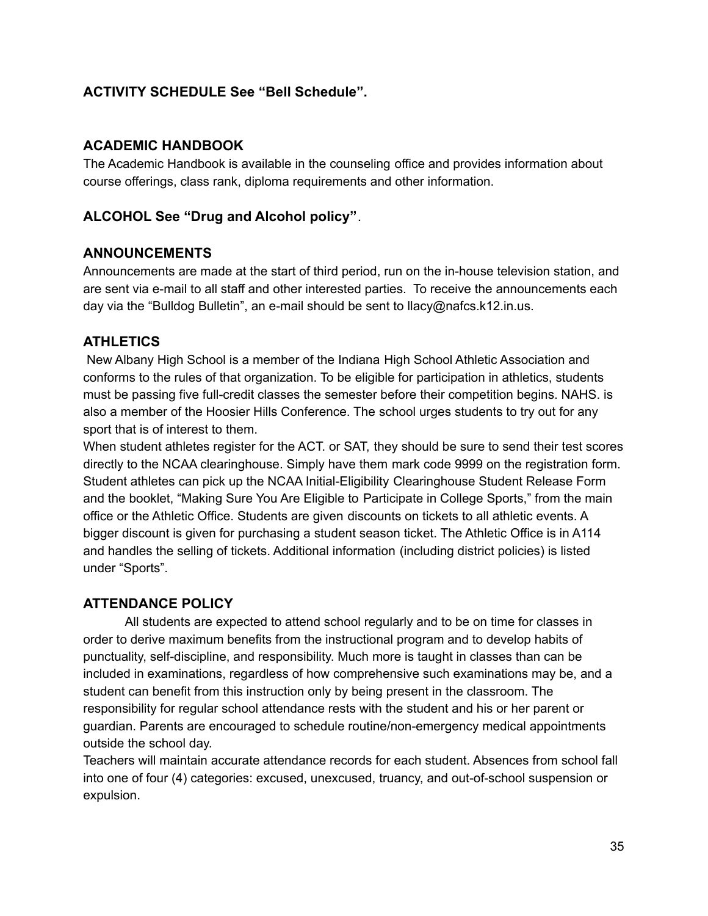## ACTIVITY SCHEDULE See "Bell Schedule".

## ACADEMIC HANDBOOK

The Academic Handbook is available in the counseling office and provides information about course offerings, class rank, diploma requirements and other information.

## ALCOHOL See "Drug and Alcohol policy".

## ANNOUNCEMENTS

Announcements are made at the start of third period, run on the in-house television station, and are sent via e-mail to all staff and other interested parties. To receive the announcements each day via the "Bulldog Bulletin", an e-mail should be sent to llacy@nafcs.k12.in.us.

## ATHLETICS

New Albany High School is a member of the Indiana High School Athletic Association and conforms to the rules of that organization. To be eligible for participation in athletics, students must be passing five full-credit classes the semester before their competition begins. NAHS. is also a member of the Hoosier Hills Conference. The school urges students to try out for any sport that is of interest to them.

When student athletes register for the ACT. or SAT, they should be sure to send their test scores directly to the NCAA clearinghouse. Simply have them mark code 9999 on the registration form. Student athletes can pick up the NCAA Initial-Eligibility Clearinghouse Student Release Form and the booklet, "Making Sure You Are Eligible to Participate in College Sports," from the main office or the Athletic Office. Students are given discounts on tickets to all athletic events. A bigger discount is given for purchasing a student season ticket. The Athletic Office is in A114 and handles the selling of tickets. Additional information (including district policies) is listed under "Sports".

## ATTENDANCE POLICY

All students are expected to attend school regularly and to be on time for classes in order to derive maximum benefits from the instructional program and to develop habits of punctuality, self-discipline, and responsibility. Much more is taught in classes than can be included in examinations, regardless of how comprehensive such examinations may be, and a student can benefit from this instruction only by being present in the classroom. The responsibility for regular school attendance rests with the student and his or her parent or guardian. Parents are encouraged to schedule routine/non-emergency medical appointments outside the school day.

Teachers will maintain accurate attendance records for each student. Absences from school fall into one of four (4) categories: excused, unexcused, truancy, and out-of-school suspension or expulsion.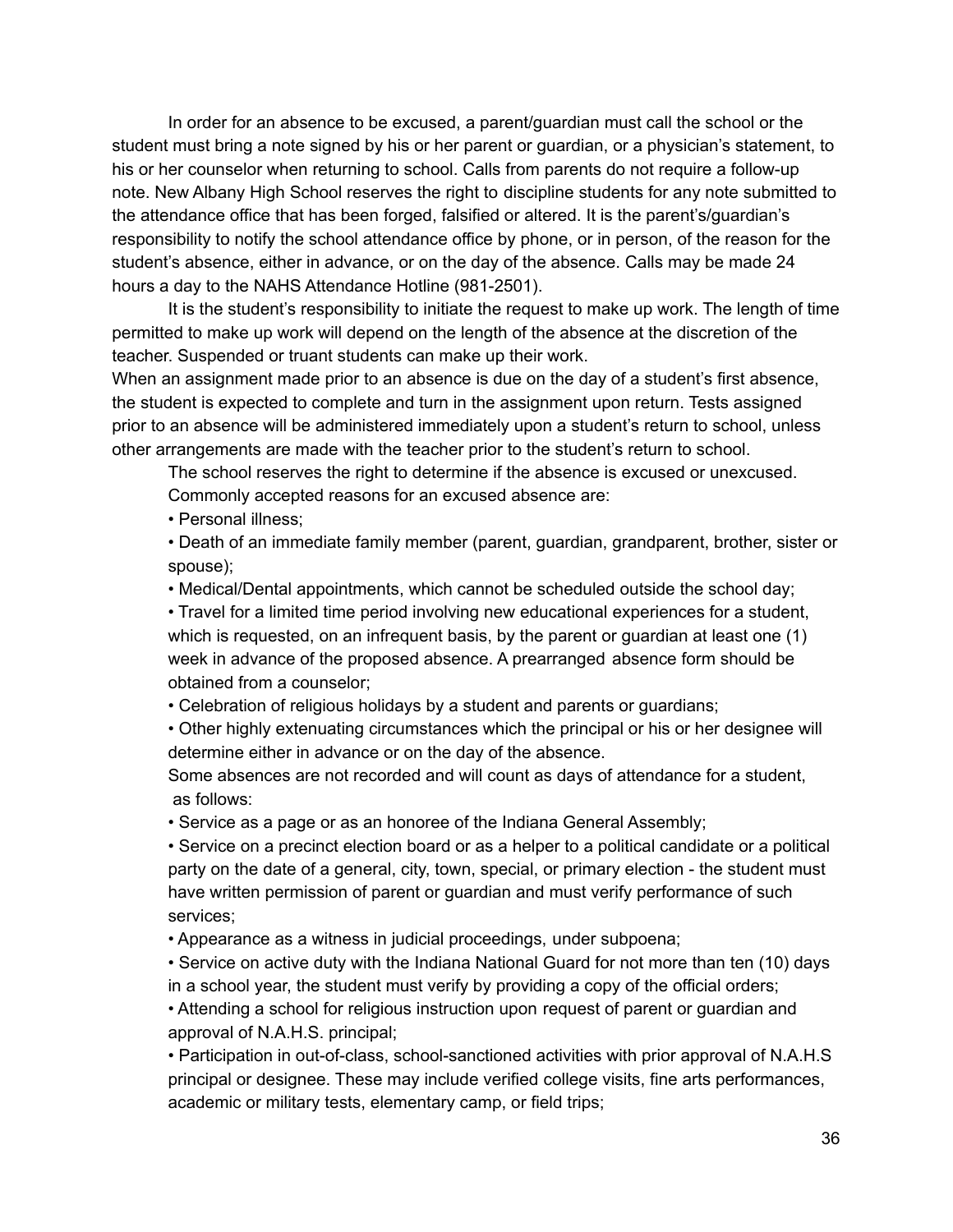In order for an absence to be excused, a parent/guardian must call the school or the student must bring a note signed by his or her parent or guardian, or a physician's statement, to his or her counselor when returning to school. Calls from parents do not require a follow-up note. New Albany High School reserves the right to discipline students for any note submitted to the attendance office that has been forged, falsified or altered. It is the parent's/guardian's responsibility to notify the school attendance office by phone, or in person, of the reason for the student's absence, either in advance, or on the day of the absence. Calls may be made 24 hours a day to the NAHS Attendance Hotline (981-2501).

It is the student's responsibility to initiate the request to make up work. The length of time permitted to make up work will depend on the length of the absence at the discretion of the teacher. Suspended or truant students can make up their work.

When an assignment made prior to an absence is due on the day of a student's first absence, the student is expected to complete and turn in the assignment upon return. Tests assigned prior to an absence will be administered immediately upon a student's return to school, unless other arrangements are made with the teacher prior to the student's return to school.

The school reserves the right to determine if the absence is excused or unexcused. Commonly accepted reasons for an excused absence are:

- Personal illness;
- Death of an immediate family member (parent, guardian, grandparent, brother, sister or spouse);
- Medical/Dental appointments, which cannot be scheduled outside the school day;
- Travel for a limited time period involving new educational experiences for a student, which is requested, on an infrequent basis, by the parent or guardian at least one (1) week in advance of the proposed absence. A prearranged absence form should be obtained from a counselor;
- Celebration of religious holidays by a student and parents or guardians;
- Other highly extenuating circumstances which the principal or his or her designee will determine either in advance or on the day of the absence.

Some absences are not recorded and will count as days of attendance for a student, as follows:

- Service as a page or as an honoree of the Indiana General Assembly;
- Service on a precinct election board or as a helper to a political candidate or a political party on the date of a general, city, town, special, or primary election - the student must have written permission of parent or guardian and must verify performance of such services;
- Appearance as a witness in judicial proceedings, under subpoena;
- Service on active duty with the Indiana National Guard for not more than ten (10) days in a school year, the student must verify by providing a copy of the official orders;
- Attending a school for religious instruction upon request of parent or guardian and approval of N.A.H.S. principal;
- Participation in out-of-class, school-sanctioned activities with prior approval of N.A.H.S principal or designee. These may include verified college visits, fine arts performances, academic or military tests, elementary camp, or field trips;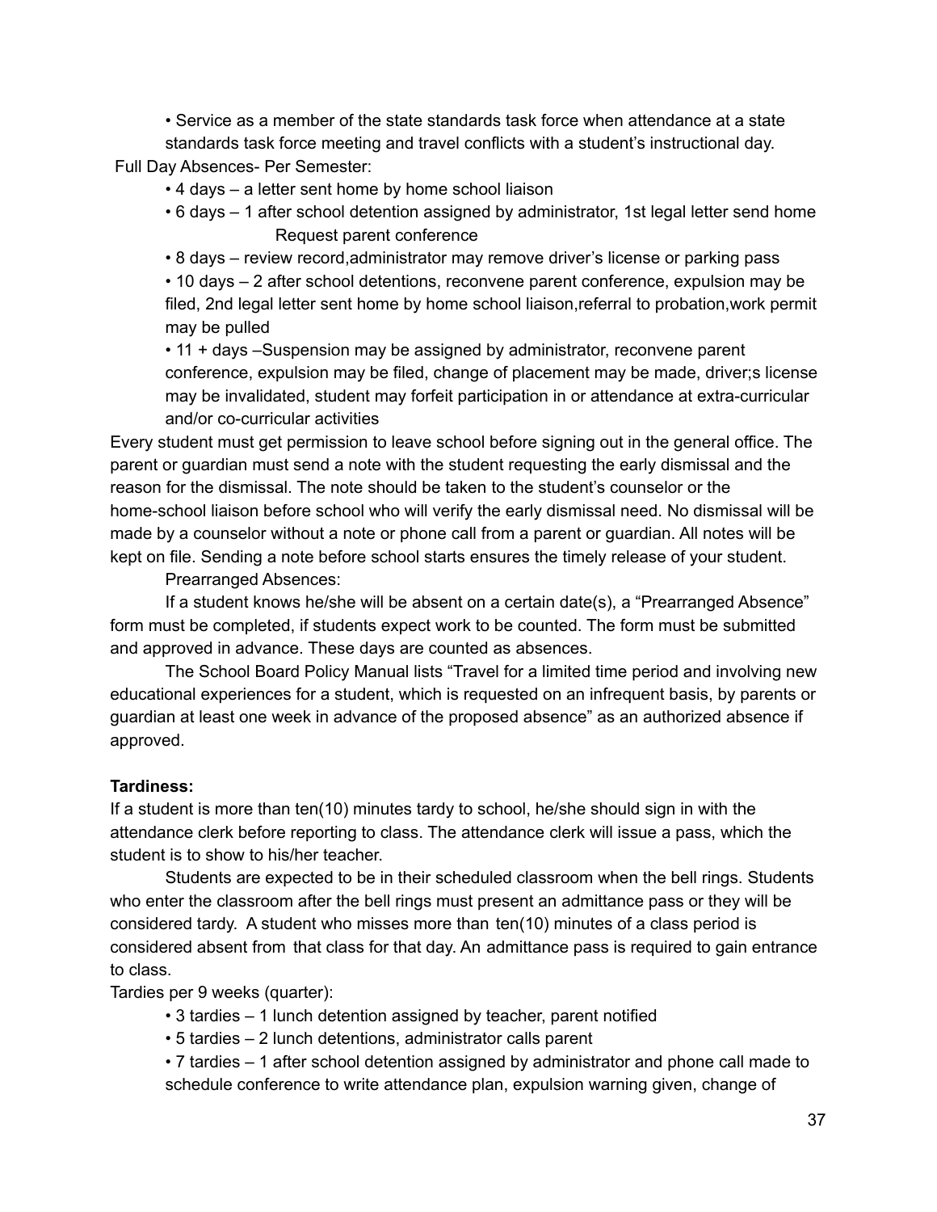• Service as a member of the state standards task force when attendance at a state standards task force meeting and travel conflicts with a student's instructional day.

Full Day Absences- Per Semester:

- 4 days – a letter sent home by home school liaison
- 6 days – 1 after school detention assigned by administrator, 1st legal letter send home Request parent conference
- 8 days – review record,administrator may remove driver's license or parking pass
- 10 days – 2 after school detentions, reconvene parent conference, expulsion may be filed, 2nd legal letter sent home by home school liaison,referral to probation,work permit may be pulled
- 11 + days –Suspension may be assigned by administrator, reconvene parent conference, expulsion may be filed, change of placement may be made, driver;s license may be invalidated, student may forfeit participation in or attendance at extra-curricular and/or co-curricular activities

Every student must get permission to leave school before signing out in the general office. The parent or guardian must send a note with the student requesting the early dismissal and the reason for the dismissal. The note should be taken to the student's counselor or the home-school liaison before school who will verify the early dismissal need. No dismissal will be made by a counselor without a note or phone call from a parent or guardian. All notes will be kept on file. Sending a note before school starts ensures the timely release of your student.

Prearranged Absences:

If a student knows he/she will be absent on a certain date(s), a "Prearranged Absence" form must be completed, if students expect work to be counted. The form must be submitted and approved in advance. These days are counted as absences.

The School Board Policy Manual lists "Travel for a limited time period and involving new educational experiences for a student, which is requested on an infrequent basis, by parents or guardian at least one week in advance of the proposed absence" as an authorized absence if approved.

**Tardiness:**

If a student is more than ten(10) minutes tardy to school, he/she should sign in with the attendance clerk before reporting to class. The attendance clerk will issue a pass, which the student is to show to his/her teacher.

Students are expected to be in their scheduled classroom when the bell rings. Students who enter the classroom after the bell rings must present an admittance pass or they will be considered tardy. A student who misses more than ten(10) minutes of a class period is considered absent from that class for that day. An admittance pass is required to gain entrance to class.

Tardies per 9 weeks (quarter):

- 3 tardies – 1 lunch detention assigned by teacher, parent notified
- 5 tardies – 2 lunch detentions, administrator calls parent
- 7 tardies – 1 after school detention assigned by administrator and phone call made to schedule conference to write attendance plan, expulsion warning given, change of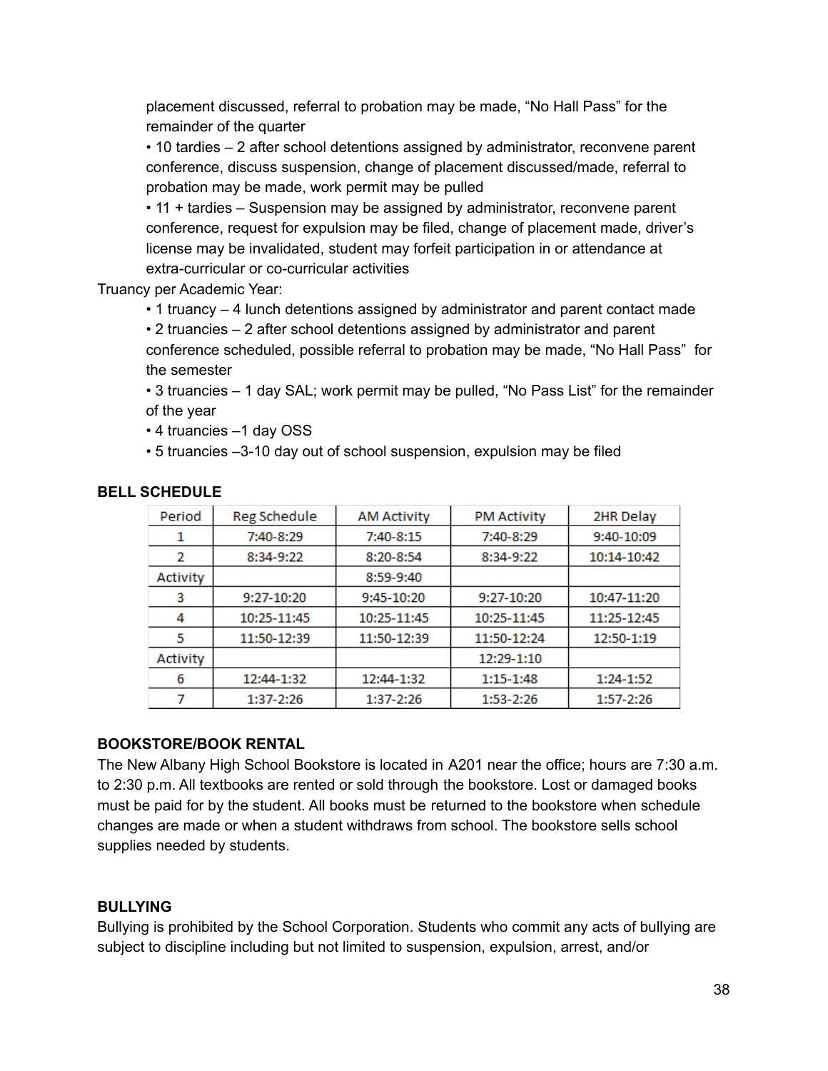placement discussed, referral to probation may be made, “No Hall Pass” for the remainder of the quarter

- 10 tardies – 2 after school detentions assigned by administrator, reconvene parent conference, discuss suspension, change of placement discussed/made, referral to probation may be made, work permit may be pulled
- 11 + tardies – Suspension may be assigned by administrator, reconvene parent conference, request for expulsion may be filed, change of placement made, driver’s license may be invalidated, student may forfeit participation in or attendance at extra-curricular or co-curricular activities

Truancy per Academic Year:

- 1 truancy – 4 lunch detentions assigned by administrator and parent contact made
- 2 truancies – 2 after school detentions assigned by administrator and parent conference scheduled, possible referral to probation may be made, “No Hall Pass” for the semester
- 3 truancies – 1 day SAL; work permit may be pulled, “No Pass List” for the remainder of the year
- 4 truancies –1 day OSS
- 5 truancies –3-10 day out of school suspension, expulsion may be filed

**BELL SCHEDULE**

| Period | Reg Schedule | AM Activity | PM Activity | 2HR Delay |
|---|---|---|---|---|
| 1 | 7:40-8:29 | 7:40-8:15 | 7:40-8:29 | 9:40-10:09 |
| 2 | 8:34-9:22 | 8:20-8:54 | 8:34-9:22 | 10:14-10:42 |
| Activity | | 8:59-9:40 | | |
| 3 | 9:27-10:20 | 9:45-10:20 | 9:27-10:20 | 10:47-11:20 |
| 4 | 10:25-11:45 | 10:25-11:45 | 10:25-11:45 | 11:25-12:45 |
| 5 | 11:50-12:39 | 11:50-12:39 | 11:50-12:24 | 12:50-1:19 |
| Activity | | | 12:29-1:10 | |
| 6 | 12:44-1:32 | 12:44-1:32 | 1:15-1:48 | 1:24-1:52 |
| 7 | 1:37-2:26 | 1:37-2:26 | 1:53-2:26 | 1:57-2:26 |

**BOOKSTORE/BOOK RENTAL**

The New Albany High School Bookstore is located in A201 near the office; hours are 7:30 a.m. to 2:30 p.m. All textbooks are rented or sold through the bookstore. Lost or damaged books must be paid for by the student. All books must be returned to the bookstore when schedule changes are made or when a student withdraws from school. The bookstore sells school supplies needed by students.

**BULLYING**

Bullying is prohibited by the School Corporation. Students who commit any acts of bullying are subject to discipline including but not limited to suspension, expulsion, arrest, and/or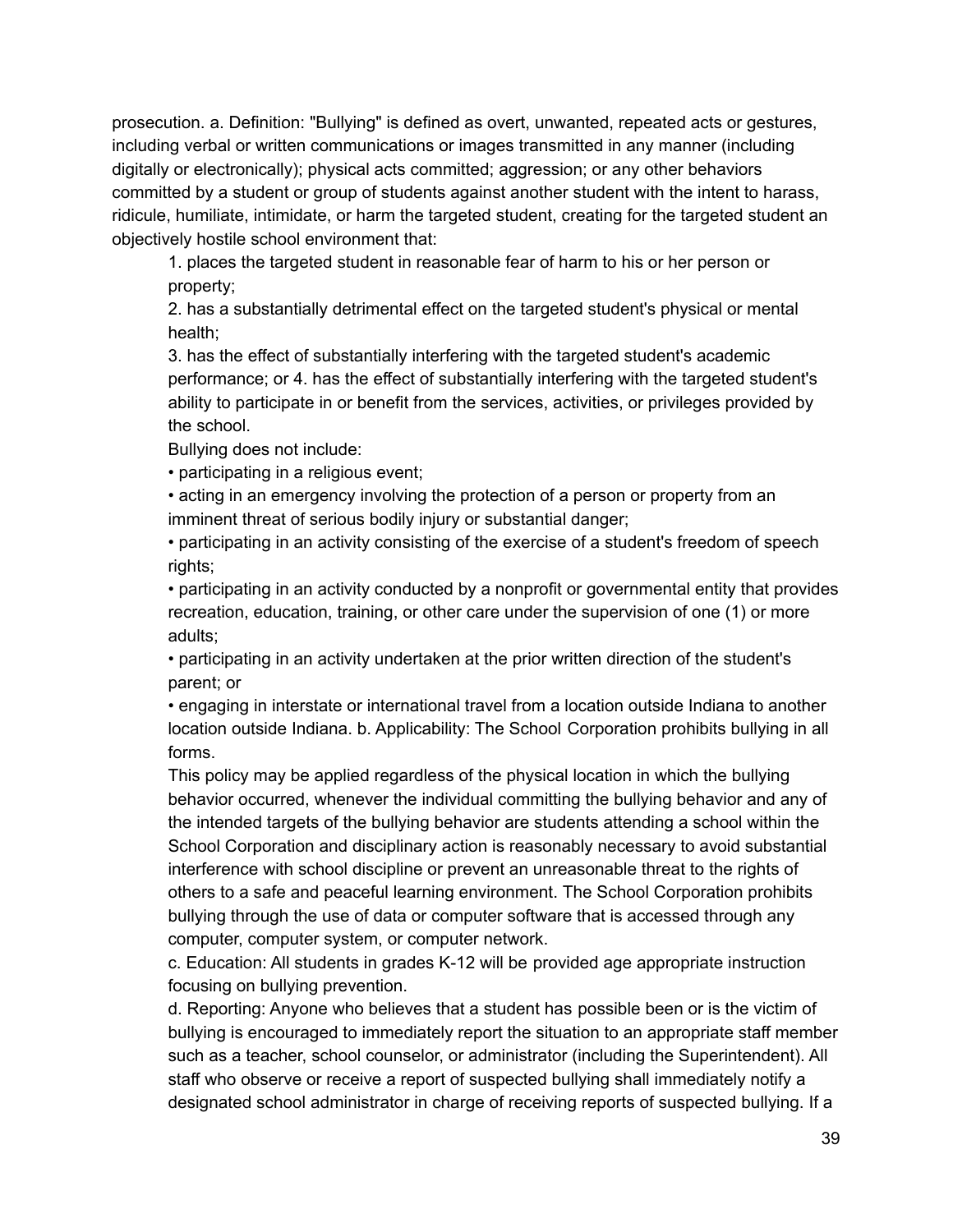prosecution. a. Definition: "Bullying" is defined as overt, unwanted, repeated acts or gestures, including verbal or written communications or images transmitted in any manner (including digitally or electronically); physical acts committed; aggression; or any other behaviors committed by a student or group of students against another student with the intent to harass, ridicule, humiliate, intimidate, or harm the targeted student, creating for the targeted student an objectively hostile school environment that:

1. places the targeted student in reasonable fear of harm to his or her person or property;
2. has a substantially detrimental effect on the targeted student's physical or mental health;
3. has the effect of substantially interfering with the targeted student's academic performance; or 4. has the effect of substantially interfering with the targeted student's ability to participate in or benefit from the services, activities, or privileges provided by the school.

Bullying does not include:

- participating in a religious event;
- acting in an emergency involving the protection of a person or property from an imminent threat of serious bodily injury or substantial danger;
- participating in an activity consisting of the exercise of a student's freedom of speech rights;
- participating in an activity conducted by a nonprofit or governmental entity that provides recreation, education, training, or other care under the supervision of one (1) or more adults;
- participating in an activity undertaken at the prior written direction of the student's parent; or
- engaging in interstate or international travel from a location outside Indiana to another location outside Indiana. b. Applicability: The School Corporation prohibits bullying in all forms.

This policy may be applied regardless of the physical location in which the bullying behavior occurred, whenever the individual committing the bullying behavior and any of the intended targets of the bullying behavior are students attending a school within the School Corporation and disciplinary action is reasonably necessary to avoid substantial interference with school discipline or prevent an unreasonable threat to the rights of others to a safe and peaceful learning environment. The School Corporation prohibits bullying through the use of data or computer software that is accessed through any computer, computer system, or computer network.

c. Education: All students in grades K-12 will be provided age appropriate instruction focusing on bullying prevention.

d. Reporting: Anyone who believes that a student has possible been or is the victim of bullying is encouraged to immediately report the situation to an appropriate staff member such as a teacher, school counselor, or administrator (including the Superintendent). All staff who observe or receive a report of suspected bullying shall immediately notify a designated school administrator in charge of receiving reports of suspected bullying. If a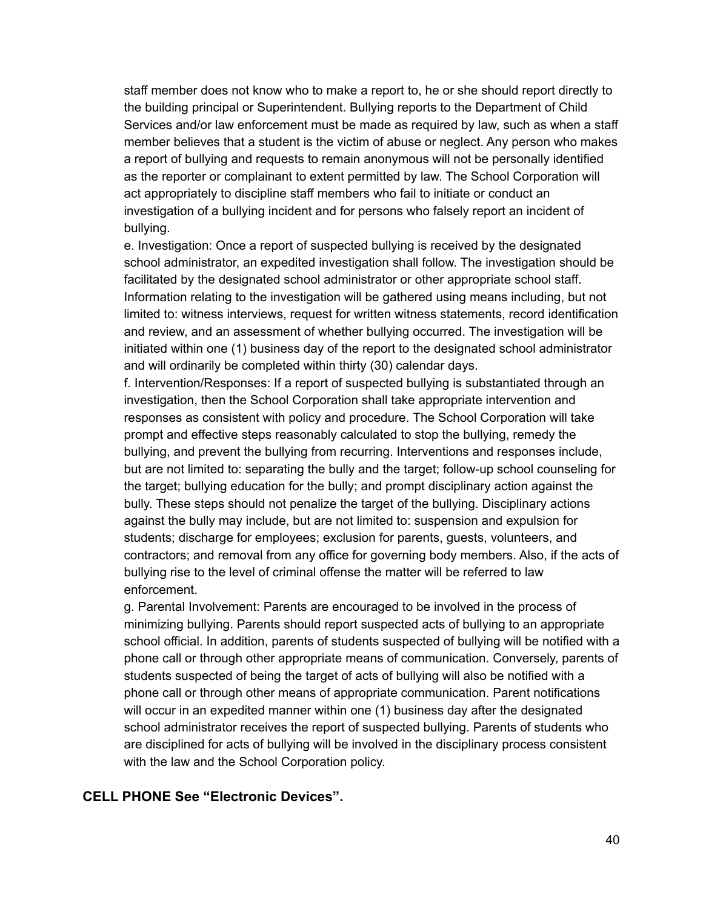staff member does not know who to make a report to, he or she should report directly to the building principal or Superintendent. Bullying reports to the Department of Child Services and/or law enforcement must be made as required by law, such as when a staff member believes that a student is the victim of abuse or neglect. Any person who makes a report of bullying and requests to remain anonymous will not be personally identified as the reporter or complainant to extent permitted by law. The School Corporation will act appropriately to discipline staff members who fail to initiate or conduct an investigation of a bullying incident and for persons who falsely report an incident of bullying.

e. Investigation: Once a report of suspected bullying is received by the designated school administrator, an expedited investigation shall follow. The investigation should be facilitated by the designated school administrator or other appropriate school staff. Information relating to the investigation will be gathered using means including, but not limited to: witness interviews, request for written witness statements, record identification and review, and an assessment of whether bullying occurred. The investigation will be initiated within one (1) business day of the report to the designated school administrator and will ordinarily be completed within thirty (30) calendar days.

f. Intervention/Responses: If a report of suspected bullying is substantiated through an investigation, then the School Corporation shall take appropriate intervention and responses as consistent with policy and procedure. The School Corporation will take prompt and effective steps reasonably calculated to stop the bullying, remedy the bullying, and prevent the bullying from recurring. Interventions and responses include, but are not limited to: separating the bully and the target; follow-up school counseling for the target; bullying education for the bully; and prompt disciplinary action against the bully. These steps should not penalize the target of the bullying. Disciplinary actions against the bully may include, but are not limited to: suspension and expulsion for students; discharge for employees; exclusion for parents, guests, volunteers, and contractors; and removal from any office for governing body members. Also, if the acts of bullying rise to the level of criminal offense the matter will be referred to law enforcement.

g. Parental Involvement: Parents are encouraged to be involved in the process of minimizing bullying. Parents should report suspected acts of bullying to an appropriate school official. In addition, parents of students suspected of bullying will be notified with a phone call or through other appropriate means of communication. Conversely, parents of students suspected of being the target of acts of bullying will also be notified with a phone call or through other means of appropriate communication. Parent notifications will occur in an expedited manner within one (1) business day after the designated school administrator receives the report of suspected bullying. Parents of students who are disciplined for acts of bullying will be involved in the disciplinary process consistent with the law and the School Corporation policy.

**CELL PHONE See "Electronic Devices".**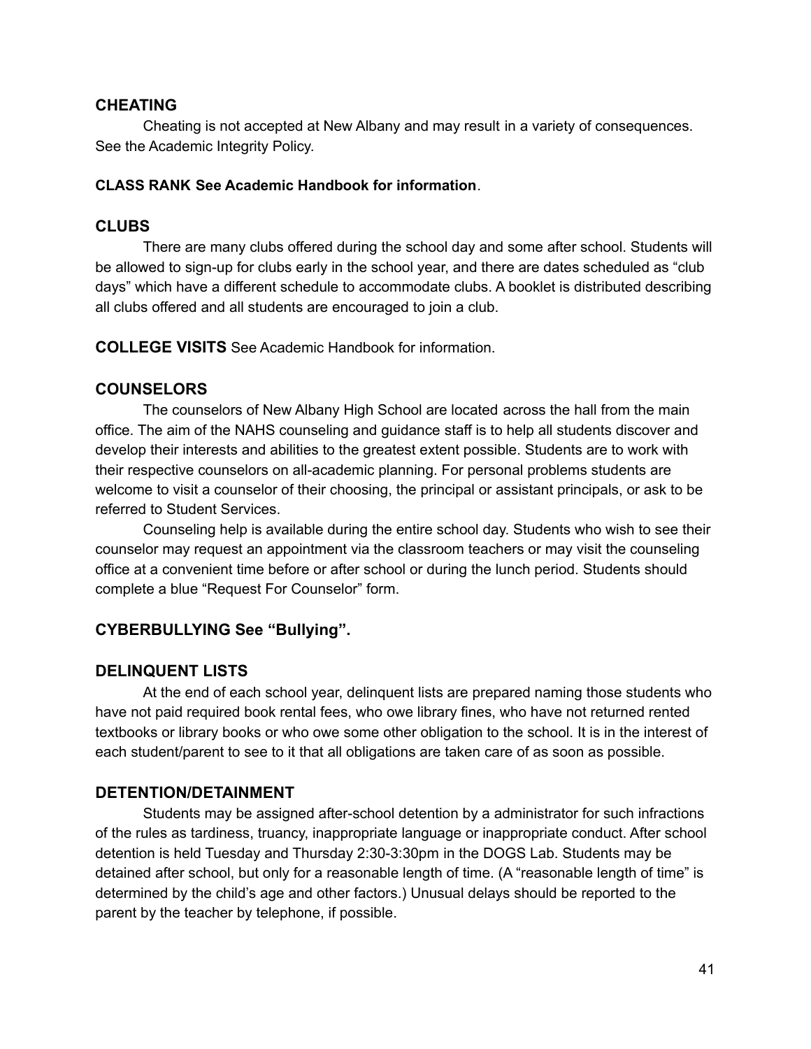## CHEATING

Cheating is not accepted at New Albany and may result in a variety of consequences. See the Academic Integrity Policy.

**CLASS RANK See Academic Handbook for information**.

## CLUBS

There are many clubs offered during the school day and some after school. Students will be allowed to sign-up for clubs early in the school year, and there are dates scheduled as "club days" which have a different schedule to accommodate clubs. A booklet is distributed describing all clubs offered and all students are encouraged to join a club.

**COLLEGE VISITS** See Academic Handbook for information.

## COUNSELORS

The counselors of New Albany High School are located across the hall from the main office. The aim of the NAHS counseling and guidance staff is to help all students discover and develop their interests and abilities to the greatest extent possible. Students are to work with their respective counselors on all-academic planning. For personal problems students are welcome to visit a counselor of their choosing, the principal or assistant principals, or ask to be referred to Student Services.

Counseling help is available during the entire school day. Students who wish to see their counselor may request an appointment via the classroom teachers or may visit the counseling office at a convenient time before or after school or during the lunch period. Students should complete a blue "Request For Counselor" form.

## CYBERBULLYING See "Bullying".

## DELINQUENT LISTS

At the end of each school year, delinquent lists are prepared naming those students who have not paid required book rental fees, who owe library fines, who have not returned rented textbooks or library books or who owe some other obligation to the school. It is in the interest of each student/parent to see to it that all obligations are taken care of as soon as possible.

## DETENTION/DETAINMENT

Students may be assigned after-school detention by a administrator for such infractions of the rules as tardiness, truancy, inappropriate language or inappropriate conduct. After school detention is held Tuesday and Thursday 2:30-3:30pm in the DOGS Lab. Students may be detained after school, but only for a reasonable length of time. (A "reasonable length of time" is determined by the child's age and other factors.) Unusual delays should be reported to the parent by the teacher by telephone, if possible.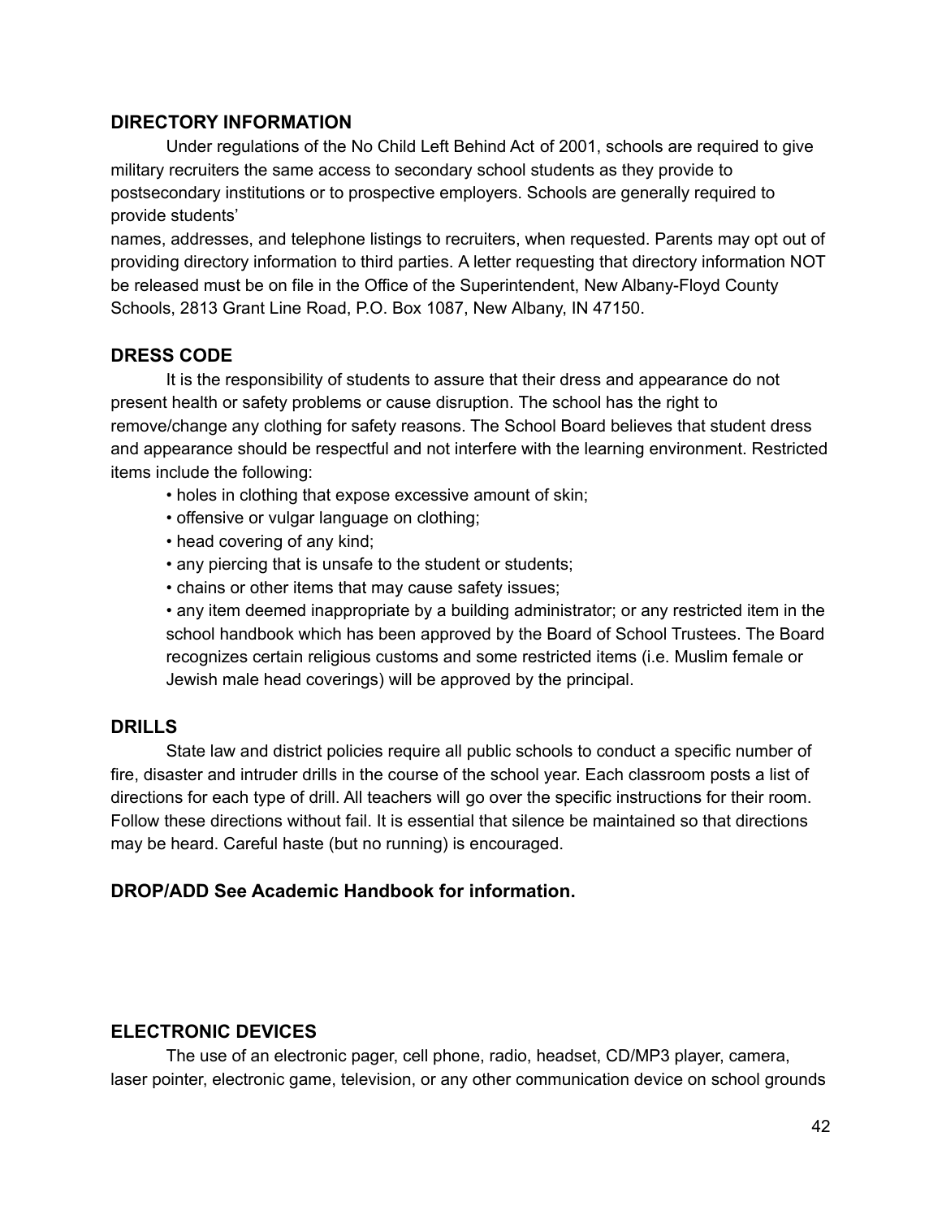## DIRECTORY INFORMATION

Under regulations of the No Child Left Behind Act of 2001, schools are required to give military recruiters the same access to secondary school students as they provide to postsecondary institutions or to prospective employers. Schools are generally required to provide students' names, addresses, and telephone listings to recruiters, when requested. Parents may opt out of providing directory information to third parties. A letter requesting that directory information NOT be released must be on file in the Office of the Superintendent, New Albany-Floyd County Schools, 2813 Grant Line Road, P.O. Box 1087, New Albany, IN 47150.

## DRESS CODE

It is the responsibility of students to assure that their dress and appearance do not present health or safety problems or cause disruption. The school has the right to remove/change any clothing for safety reasons. The School Board believes that student dress and appearance should be respectful and not interfere with the learning environment. Restricted items include the following:

- holes in clothing that expose excessive amount of skin;
- offensive or vulgar language on clothing;
- head covering of any kind;
- any piercing that is unsafe to the student or students;
- chains or other items that may cause safety issues;
- any item deemed inappropriate by a building administrator; or any restricted item in the school handbook which has been approved by the Board of School Trustees. The Board recognizes certain religious customs and some restricted items (i.e. Muslim female or Jewish male head coverings) will be approved by the principal.

## DRILLS

State law and district policies require all public schools to conduct a specific number of fire, disaster and intruder drills in the course of the school year. Each classroom posts a list of directions for each type of drill. All teachers will go over the specific instructions for their room. Follow these directions without fail. It is essential that silence be maintained so that directions may be heard. Careful haste (but no running) is encouraged.

## DROP/ADD See Academic Handbook for information.

## ELECTRONIC DEVICES

The use of an electronic pager, cell phone, radio, headset, CD/MP3 player, camera, laser pointer, electronic game, television, or any other communication device on school grounds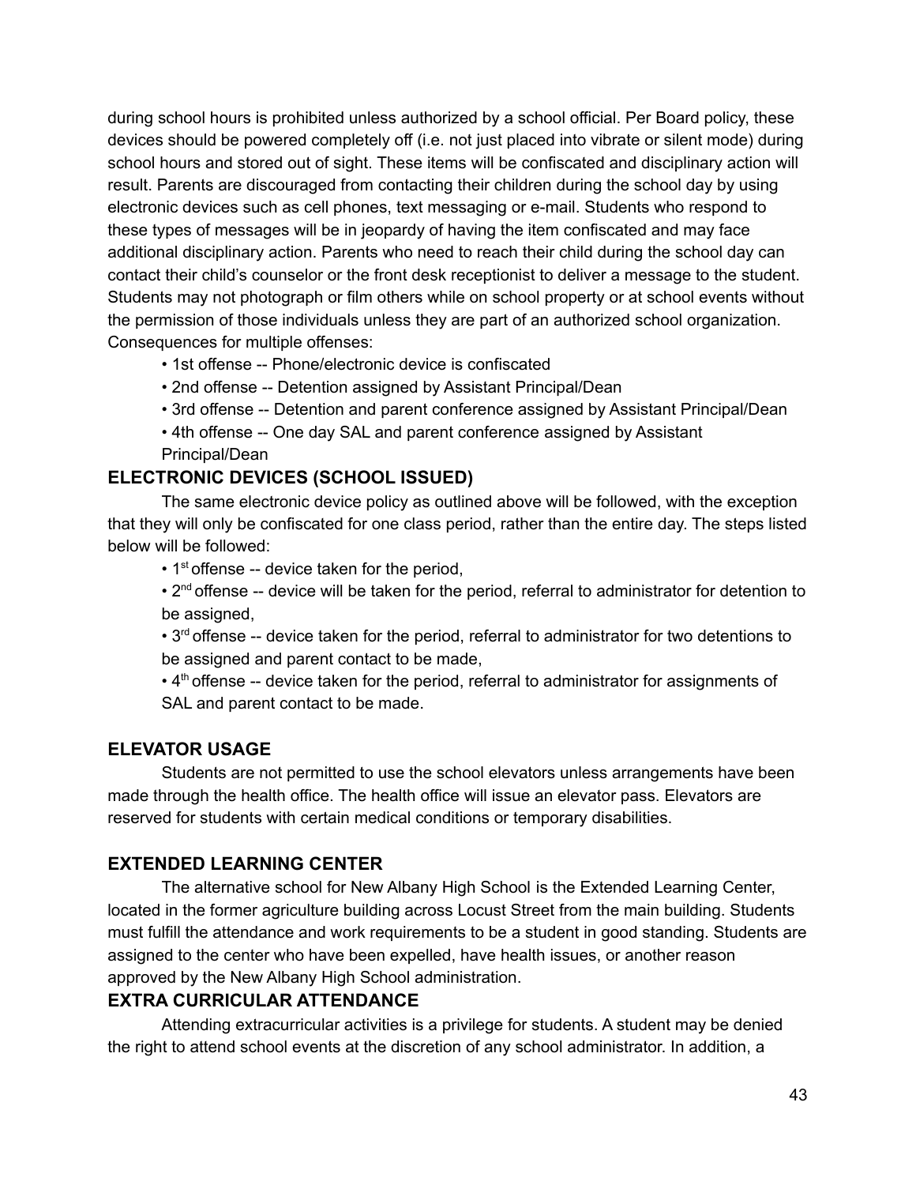during school hours is prohibited unless authorized by a school official. Per Board policy, these devices should be powered completely off (i.e. not just placed into vibrate or silent mode) during school hours and stored out of sight. These items will be confiscated and disciplinary action will result. Parents are discouraged from contacting their children during the school day by using electronic devices such as cell phones, text messaging or e-mail. Students who respond to these types of messages will be in jeopardy of having the item confiscated and may face additional disciplinary action. Parents who need to reach their child during the school day can contact their child's counselor or the front desk receptionist to deliver a message to the student. Students may not photograph or film others while on school property or at school events without the permission of those individuals unless they are part of an authorized school organization. Consequences for multiple offenses:

- 1st offense -- Phone/electronic device is confiscated
- 2nd offense -- Detention assigned by Assistant Principal/Dean
- 3rd offense -- Detention and parent conference assigned by Assistant Principal/Dean
- 4th offense -- One day SAL and parent conference assigned by Assistant Principal/Dean

### ELECTRONIC DEVICES (SCHOOL ISSUED)

The same electronic device policy as outlined above will be followed, with the exception that they will only be confiscated for one class period, rather than the entire day. The steps listed below will be followed:

- 1st offense -- device taken for the period,
- 2nd offense -- device will be taken for the period, referral to administrator for detention to be assigned,
- 3rd offense -- device taken for the period, referral to administrator for two detentions to be assigned and parent contact to be made,
- 4th offense -- device taken for the period, referral to administrator for assignments of SAL and parent contact to be made.

### ELEVATOR USAGE

Students are not permitted to use the school elevators unless arrangements have been made through the health office. The health office will issue an elevator pass. Elevators are reserved for students with certain medical conditions or temporary disabilities.

### EXTENDED LEARNING CENTER

The alternative school for New Albany High School is the Extended Learning Center, located in the former agriculture building across Locust Street from the main building. Students must fulfill the attendance and work requirements to be a student in good standing. Students are assigned to the center who have been expelled, have health issues, or another reason approved by the New Albany High School administration.

### EXTRA CURRICULAR ATTENDANCE

Attending extracurricular activities is a privilege for students. A student may be denied the right to attend school events at the discretion of any school administrator. In addition, a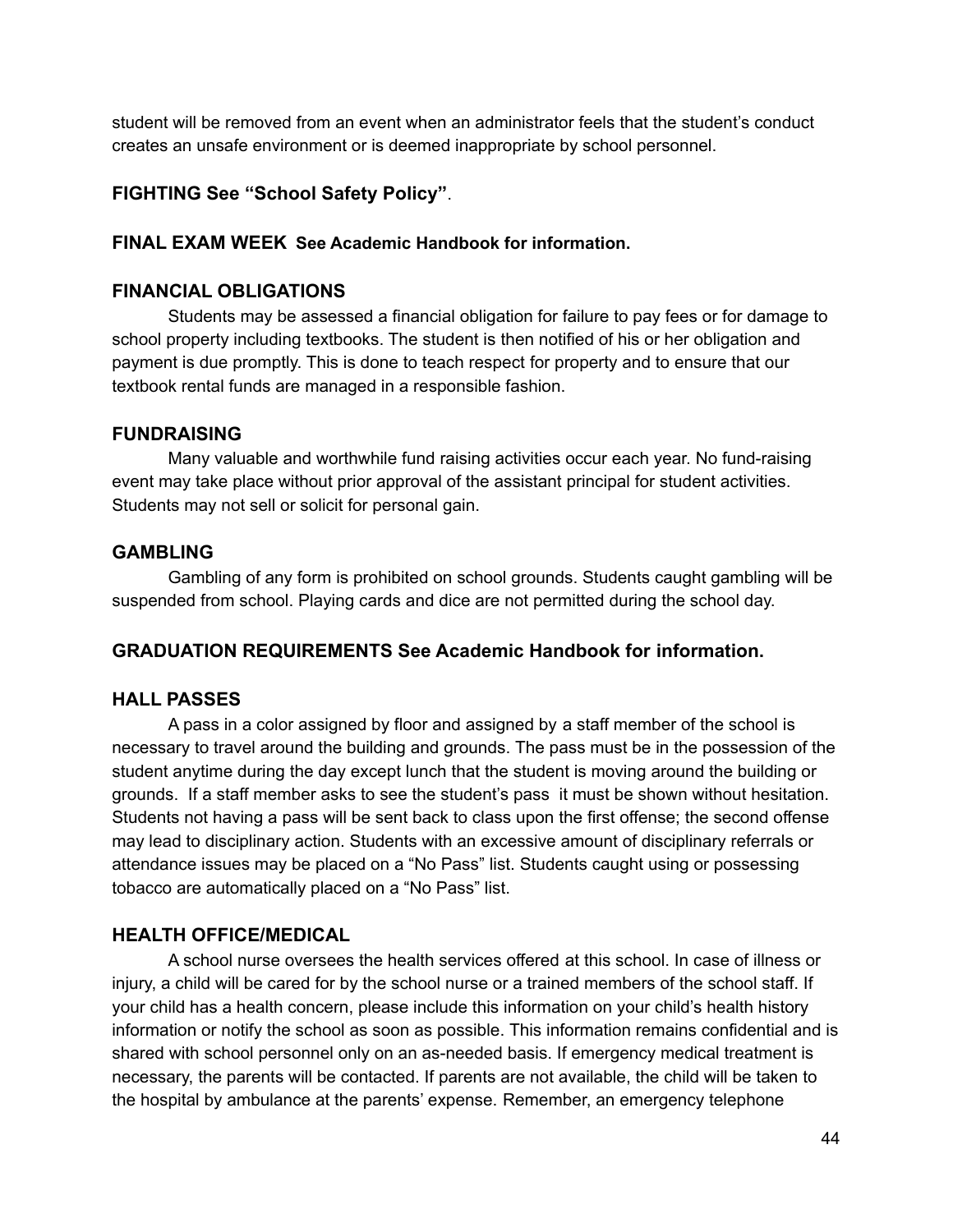student will be removed from an event when an administrator feels that the student's conduct creates an unsafe environment or is deemed inappropriate by school personnel.

### FIGHTING See "School Safety Policy".

### FINAL EXAM WEEK See Academic Handbook for information.

### FINANCIAL OBLIGATIONS

Students may be assessed a financial obligation for failure to pay fees or for damage to school property including textbooks. The student is then notified of his or her obligation and payment is due promptly. This is done to teach respect for property and to ensure that our textbook rental funds are managed in a responsible fashion.

### FUNDRAISING

Many valuable and worthwhile fund raising activities occur each year. No fund-raising event may take place without prior approval of the assistant principal for student activities. Students may not sell or solicit for personal gain.

### GAMBLING

Gambling of any form is prohibited on school grounds. Students caught gambling will be suspended from school. Playing cards and dice are not permitted during the school day.

### GRADUATION REQUIREMENTS See Academic Handbook for information.

### HALL PASSES

A pass in a color assigned by floor and assigned by a staff member of the school is necessary to travel around the building and grounds. The pass must be in the possession of the student anytime during the day except lunch that the student is moving around the building or grounds. If a staff member asks to see the student's pass it must be shown without hesitation. Students not having a pass will be sent back to class upon the first offense; the second offense may lead to disciplinary action. Students with an excessive amount of disciplinary referrals or attendance issues may be placed on a "No Pass" list. Students caught using or possessing tobacco are automatically placed on a "No Pass" list.

### HEALTH OFFICE/MEDICAL

A school nurse oversees the health services offered at this school. In case of illness or injury, a child will be cared for by the school nurse or a trained members of the school staff. If your child has a health concern, please include this information on your child's health history information or notify the school as soon as possible. This information remains confidential and is shared with school personnel only on an as-needed basis. If emergency medical treatment is necessary, the parents will be contacted. If parents are not available, the child will be taken to the hospital by ambulance at the parents' expense. Remember, an emergency telephone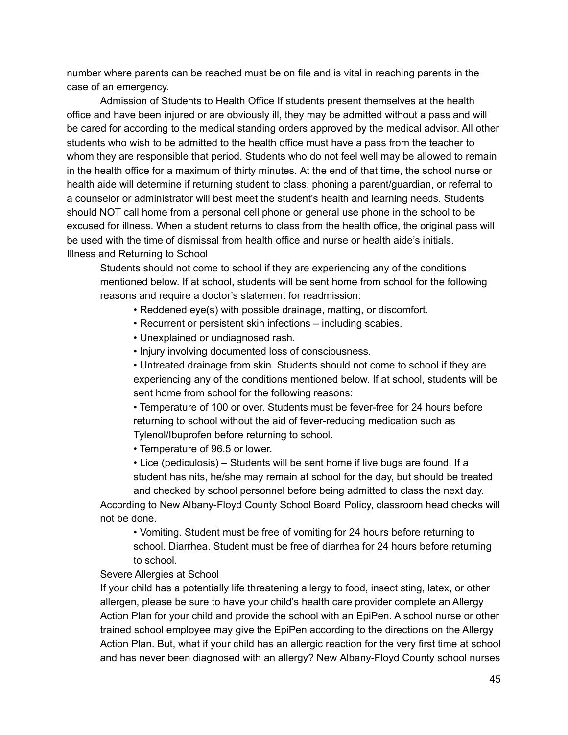number where parents can be reached must be on file and is vital in reaching parents in the case of an emergency.

Admission of Students to Health Office If students present themselves at the health office and have been injured or are obviously ill, they may be admitted without a pass and will be cared for according to the medical standing orders approved by the medical advisor. All other students who wish to be admitted to the health office must have a pass from the teacher to whom they are responsible that period. Students who do not feel well may be allowed to remain in the health office for a maximum of thirty minutes. At the end of that time, the school nurse or health aide will determine if returning student to class, phoning a parent/guardian, or referral to a counselor or administrator will best meet the student's health and learning needs. Students should NOT call home from a personal cell phone or general use phone in the school to be excused for illness. When a student returns to class from the health office, the original pass will be used with the time of dismissal from health office and nurse or health aide's initials.

Illness and Returning to School

Students should not come to school if they are experiencing any of the conditions mentioned below. If at school, students will be sent home from school for the following reasons and require a doctor's statement for readmission:

- Reddened eye(s) with possible drainage, matting, or discomfort.
- Recurrent or persistent skin infections – including scabies.
- Unexplained or undiagnosed rash.
- Injury involving documented loss of consciousness.
- Untreated drainage from skin. Students should not come to school if they are experiencing any of the conditions mentioned below. If at school, students will be sent home from school for the following reasons:
- Temperature of 100 or over. Students must be fever-free for 24 hours before returning to school without the aid of fever-reducing medication such as Tylenol/Ibuprofen before returning to school.
- Temperature of 96.5 or lower.
- Lice (pediculosis) – Students will be sent home if live bugs are found. If a student has nits, he/she may remain at school for the day, but should be treated and checked by school personnel before being admitted to class the next day.

According to New Albany-Floyd County School Board Policy, classroom head checks will not be done.

- Vomiting. Student must be free of vomiting for 24 hours before returning to school. Diarrhea. Student must be free of diarrhea for 24 hours before returning to school.

Severe Allergies at School

If your child has a potentially life threatening allergy to food, insect sting, latex, or other allergen, please be sure to have your child's health care provider complete an Allergy Action Plan for your child and provide the school with an EpiPen. A school nurse or other trained school employee may give the EpiPen according to the directions on the Allergy Action Plan. But, what if your child has an allergic reaction for the very first time at school and has never been diagnosed with an allergy? New Albany-Floyd County school nurses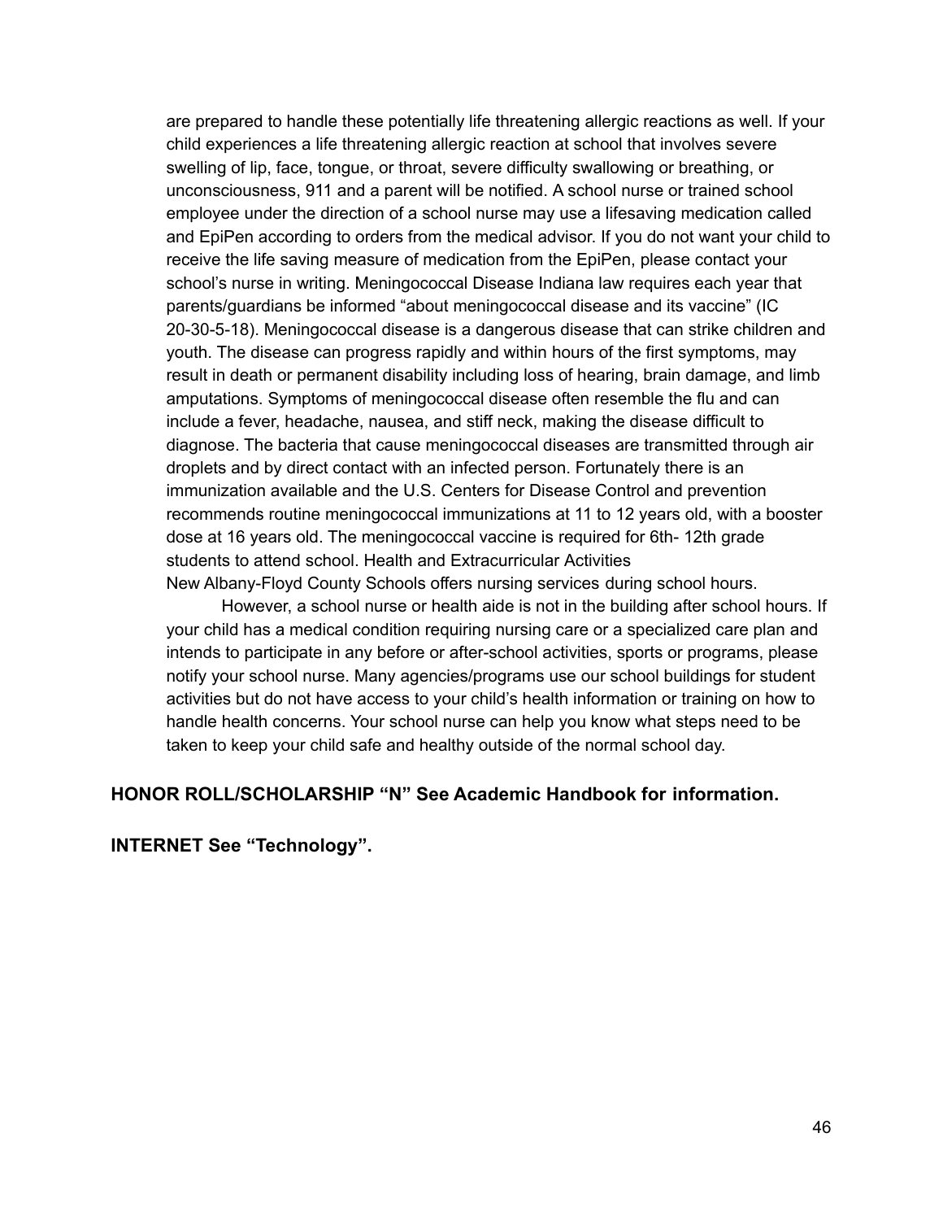are prepared to handle these potentially life threatening allergic reactions as well. If your child experiences a life threatening allergic reaction at school that involves severe swelling of lip, face, tongue, or throat, severe difficulty swallowing or breathing, or unconsciousness, 911 and a parent will be notified. A school nurse or trained school employee under the direction of a school nurse may use a lifesaving medication called and EpiPen according to orders from the medical advisor. If you do not want your child to receive the life saving measure of medication from the EpiPen, please contact your school's nurse in writing. Meningococcal Disease Indiana law requires each year that parents/guardians be informed "about meningococcal disease and its vaccine" (IC 20-30-5-18). Meningococcal disease is a dangerous disease that can strike children and youth. The disease can progress rapidly and within hours of the first symptoms, may result in death or permanent disability including loss of hearing, brain damage, and limb amputations. Symptoms of meningococcal disease often resemble the flu and can include a fever, headache, nausea, and stiff neck, making the disease difficult to diagnose. The bacteria that cause meningococcal diseases are transmitted through air droplets and by direct contact with an infected person. Fortunately there is an immunization available and the U.S. Centers for Disease Control and prevention recommends routine meningococcal immunizations at 11 to 12 years old, with a booster dose at 16 years old. The meningococcal vaccine is required for 6th- 12th grade students to attend school. Health and Extracurricular Activities
New Albany-Floyd County Schools offers nursing services during school hours.

However, a school nurse or health aide is not in the building after school hours. If your child has a medical condition requiring nursing care or a specialized care plan and intends to participate in any before or after-school activities, sports or programs, please notify your school nurse. Many agencies/programs use our school buildings for student activities but do not have access to your child's health information or training on how to handle health concerns. Your school nurse can help you know what steps need to be taken to keep your child safe and healthy outside of the normal school day.

**HONOR ROLL/SCHOLARSHIP "N" See Academic Handbook for information.**

**INTERNET See "Technology".**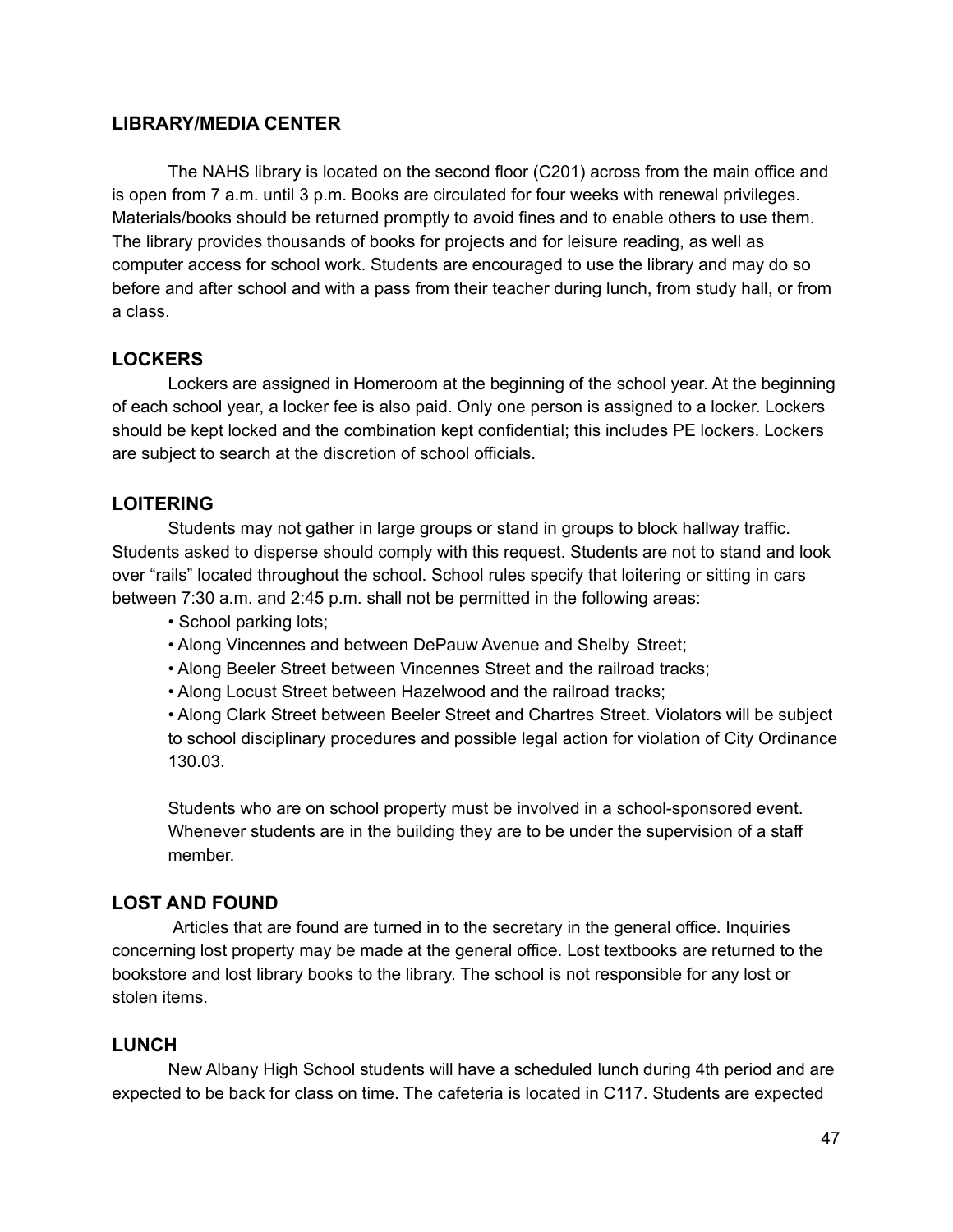## LIBRARY/MEDIA CENTER

The NAHS library is located on the second floor (C201) across from the main office and is open from 7 a.m. until 3 p.m. Books are circulated for four weeks with renewal privileges. Materials/books should be returned promptly to avoid fines and to enable others to use them. The library provides thousands of books for projects and for leisure reading, as well as computer access for school work. Students are encouraged to use the library and may do so before and after school and with a pass from their teacher during lunch, from study hall, or from a class.

## LOCKERS

Lockers are assigned in Homeroom at the beginning of the school year. At the beginning of each school year, a locker fee is also paid. Only one person is assigned to a locker. Lockers should be kept locked and the combination kept confidential; this includes PE lockers. Lockers are subject to search at the discretion of school officials.

## LOITERING

Students may not gather in large groups or stand in groups to block hallway traffic. Students asked to disperse should comply with this request. Students are not to stand and look over "rails" located throughout the school. School rules specify that loitering or sitting in cars between 7:30 a.m. and 2:45 p.m. shall not be permitted in the following areas:

- School parking lots;
- Along Vincennes and between DePauw Avenue and Shelby Street;
- Along Beeler Street between Vincennes Street and the railroad tracks;
- Along Locust Street between Hazelwood and the railroad tracks;
- Along Clark Street between Beeler Street and Chartres Street. Violators will be subject to school disciplinary procedures and possible legal action for violation of City Ordinance 130.03.

Students who are on school property must be involved in a school-sponsored event. Whenever students are in the building they are to be under the supervision of a staff member.

## LOST AND FOUND

Articles that are found are turned in to the secretary in the general office. Inquiries concerning lost property may be made at the general office. Lost textbooks are returned to the bookstore and lost library books to the library. The school is not responsible for any lost or stolen items.

## LUNCH

New Albany High School students will have a scheduled lunch during 4th period and are expected to be back for class on time. The cafeteria is located in C117. Students are expected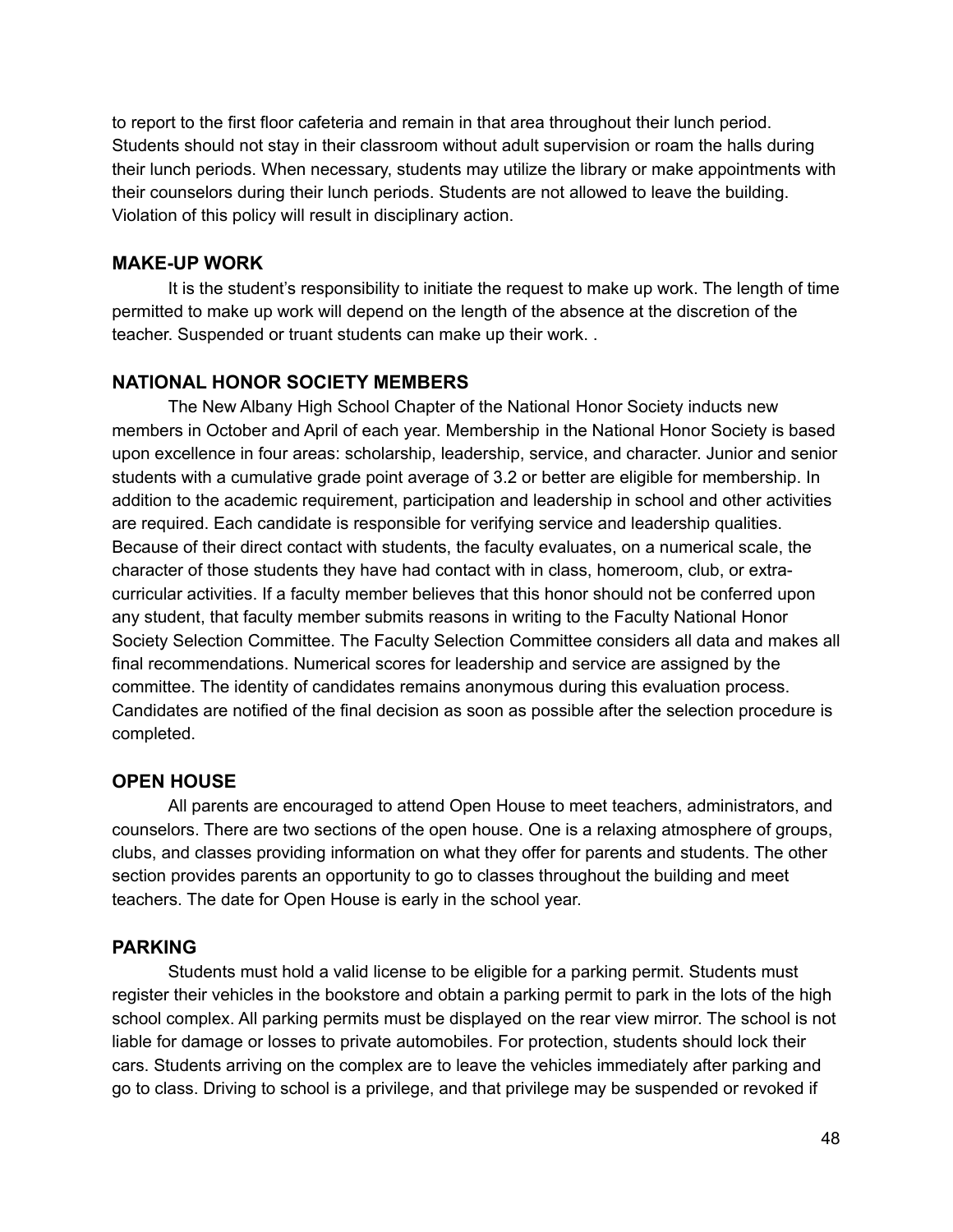to report to the first floor cafeteria and remain in that area throughout their lunch period. Students should not stay in their classroom without adult supervision or roam the halls during their lunch periods. When necessary, students may utilize the library or make appointments with their counselors during their lunch periods. Students are not allowed to leave the building. Violation of this policy will result in disciplinary action.

### MAKE-UP WORK

It is the student's responsibility to initiate the request to make up work. The length of time permitted to make up work will depend on the length of the absence at the discretion of the teacher. Suspended or truant students can make up their work. .

### NATIONAL HONOR SOCIETY MEMBERS

The New Albany High School Chapter of the National Honor Society inducts new members in October and April of each year. Membership in the National Honor Society is based upon excellence in four areas: scholarship, leadership, service, and character. Junior and senior students with a cumulative grade point average of 3.2 or better are eligible for membership. In addition to the academic requirement, participation and leadership in school and other activities are required. Each candidate is responsible for verifying service and leadership qualities. Because of their direct contact with students, the faculty evaluates, on a numerical scale, the character of those students they have had contact with in class, homeroom, club, or extra-curricular activities. If a faculty member believes that this honor should not be conferred upon any student, that faculty member submits reasons in writing to the Faculty National Honor Society Selection Committee. The Faculty Selection Committee considers all data and makes all final recommendations. Numerical scores for leadership and service are assigned by the committee. The identity of candidates remains anonymous during this evaluation process. Candidates are notified of the final decision as soon as possible after the selection procedure is completed.

### OPEN HOUSE

All parents are encouraged to attend Open House to meet teachers, administrators, and counselors. There are two sections of the open house. One is a relaxing atmosphere of groups, clubs, and classes providing information on what they offer for parents and students. The other section provides parents an opportunity to go to classes throughout the building and meet teachers. The date for Open House is early in the school year.

### PARKING

Students must hold a valid license to be eligible for a parking permit. Students must register their vehicles in the bookstore and obtain a parking permit to park in the lots of the high school complex. All parking permits must be displayed on the rear view mirror. The school is not liable for damage or losses to private automobiles. For protection, students should lock their cars. Students arriving on the complex are to leave the vehicles immediately after parking and go to class. Driving to school is a privilege, and that privilege may be suspended or revoked if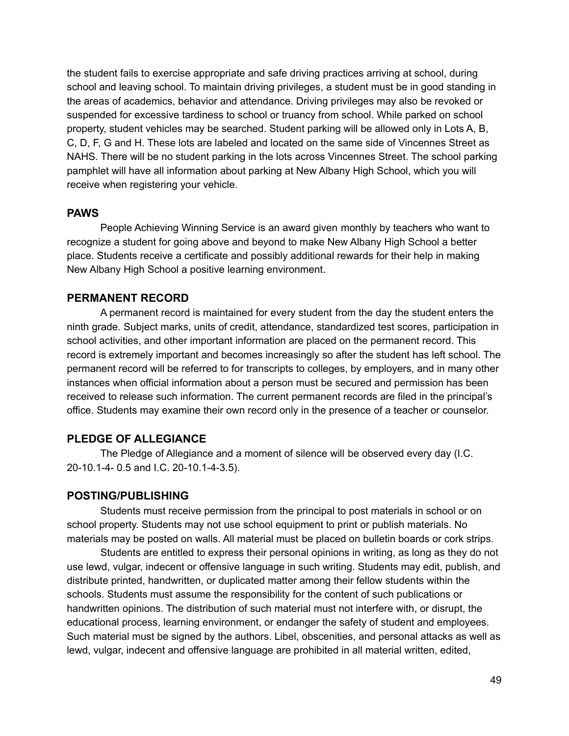the student fails to exercise appropriate and safe driving practices arriving at school, during school and leaving school. To maintain driving privileges, a student must be in good standing in the areas of academics, behavior and attendance. Driving privileges may also be revoked or suspended for excessive tardiness to school or truancy from school. While parked on school property, student vehicles may be searched. Student parking will be allowed only in Lots A, B, C, D, F, G and H. These lots are labeled and located on the same side of Vincennes Street as NAHS. There will be no student parking in the lots across Vincennes Street. The school parking pamphlet will have all information about parking at New Albany High School, which you will receive when registering your vehicle.

### PAWS

People Achieving Winning Service is an award given monthly by teachers who want to recognize a student for going above and beyond to make New Albany High School a better place. Students receive a certificate and possibly additional rewards for their help in making New Albany High School a positive learning environment.

### PERMANENT RECORD

A permanent record is maintained for every student from the day the student enters the ninth grade. Subject marks, units of credit, attendance, standardized test scores, participation in school activities, and other important information are placed on the permanent record. This record is extremely important and becomes increasingly so after the student has left school. The permanent record will be referred to for transcripts to colleges, by employers, and in many other instances when official information about a person must be secured and permission has been received to release such information. The current permanent records are filed in the principal's office. Students may examine their own record only in the presence of a teacher or counselor.

### PLEDGE OF ALLEGIANCE

The Pledge of Allegiance and a moment of silence will be observed every day (I.C. 20-10.1-4- 0.5 and I.C. 20-10.1-4-3.5).

### POSTING/PUBLISHING

Students must receive permission from the principal to post materials in school or on school property. Students may not use school equipment to print or publish materials. No materials may be posted on walls. All material must be placed on bulletin boards or cork strips.

Students are entitled to express their personal opinions in writing, as long as they do not use lewd, vulgar, indecent or offensive language in such writing. Students may edit, publish, and distribute printed, handwritten, or duplicated matter among their fellow students within the schools. Students must assume the responsibility for the content of such publications or handwritten opinions. The distribution of such material must not interfere with, or disrupt, the educational process, learning environment, or endanger the safety of student and employees. Such material must be signed by the authors. Libel, obscenities, and personal attacks as well as lewd, vulgar, indecent and offensive language are prohibited in all material written, edited,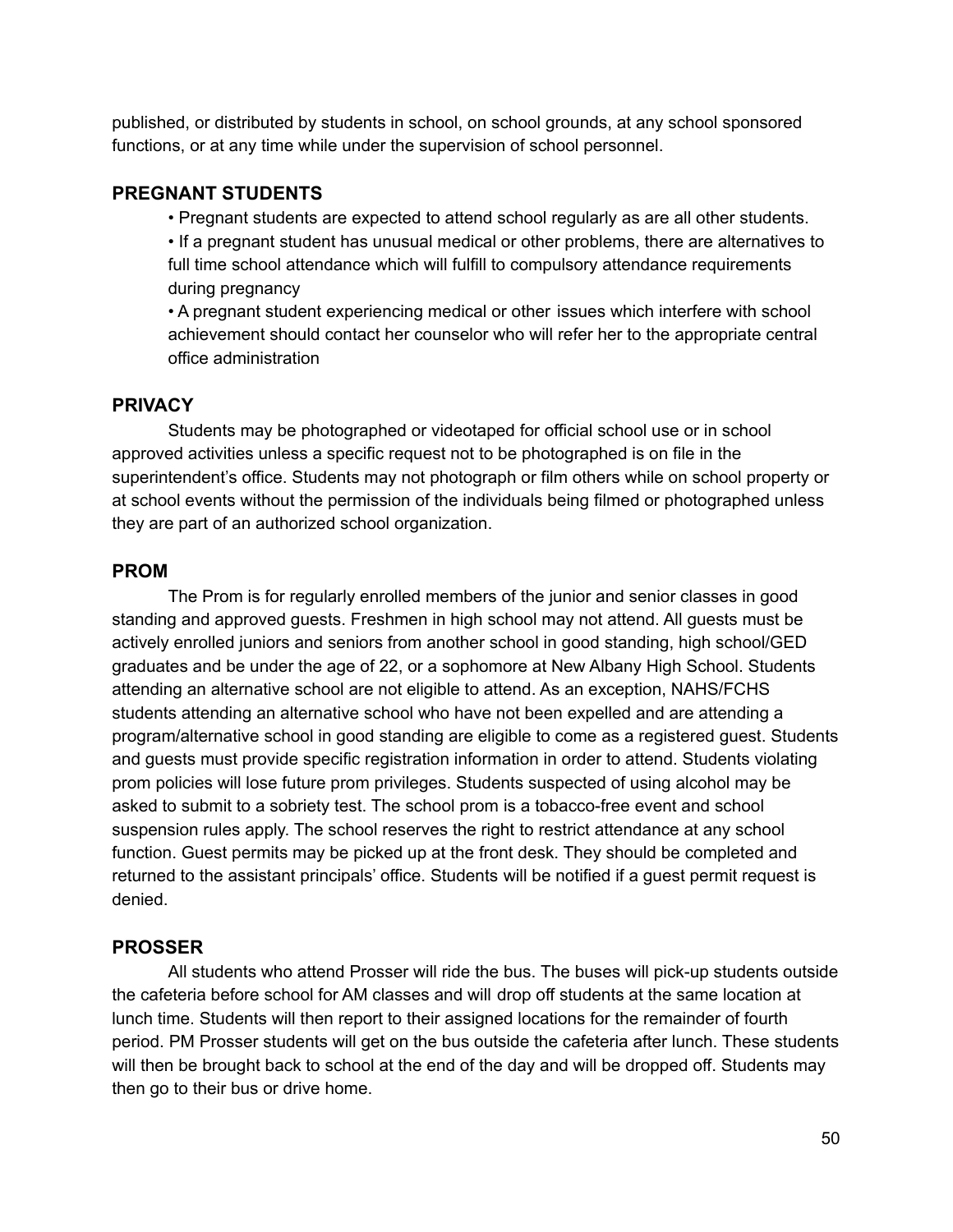published, or distributed by students in school, on school grounds, at any school sponsored functions, or at any time while under the supervision of school personnel.

## PREGNANT STUDENTS

- Pregnant students are expected to attend school regularly as are all other students.
- If a pregnant student has unusual medical or other problems, there are alternatives to full time school attendance which will fulfill to compulsory attendance requirements during pregnancy
- A pregnant student experiencing medical or other issues which interfere with school achievement should contact her counselor who will refer her to the appropriate central office administration

## PRIVACY

Students may be photographed or videotaped for official school use or in school approved activities unless a specific request not to be photographed is on file in the superintendent's office. Students may not photograph or film others while on school property or at school events without the permission of the individuals being filmed or photographed unless they are part of an authorized school organization.

## PROM

The Prom is for regularly enrolled members of the junior and senior classes in good standing and approved guests. Freshmen in high school may not attend. All guests must be actively enrolled juniors and seniors from another school in good standing, high school/GED graduates and be under the age of 22, or a sophomore at New Albany High School. Students attending an alternative school are not eligible to attend. As an exception, NAHS/FCHS students attending an alternative school who have not been expelled and are attending a program/alternative school in good standing are eligible to come as a registered guest. Students and guests must provide specific registration information in order to attend. Students violating prom policies will lose future prom privileges. Students suspected of using alcohol may be asked to submit to a sobriety test. The school prom is a tobacco-free event and school suspension rules apply. The school reserves the right to restrict attendance at any school function. Guest permits may be picked up at the front desk. They should be completed and returned to the assistant principals' office. Students will be notified if a guest permit request is denied.

## PROSSER

All students who attend Prosser will ride the bus. The buses will pick-up students outside the cafeteria before school for AM classes and will drop off students at the same location at lunch time. Students will then report to their assigned locations for the remainder of fourth period. PM Prosser students will get on the bus outside the cafeteria after lunch. These students will then be brought back to school at the end of the day and will be dropped off. Students may then go to their bus or drive home.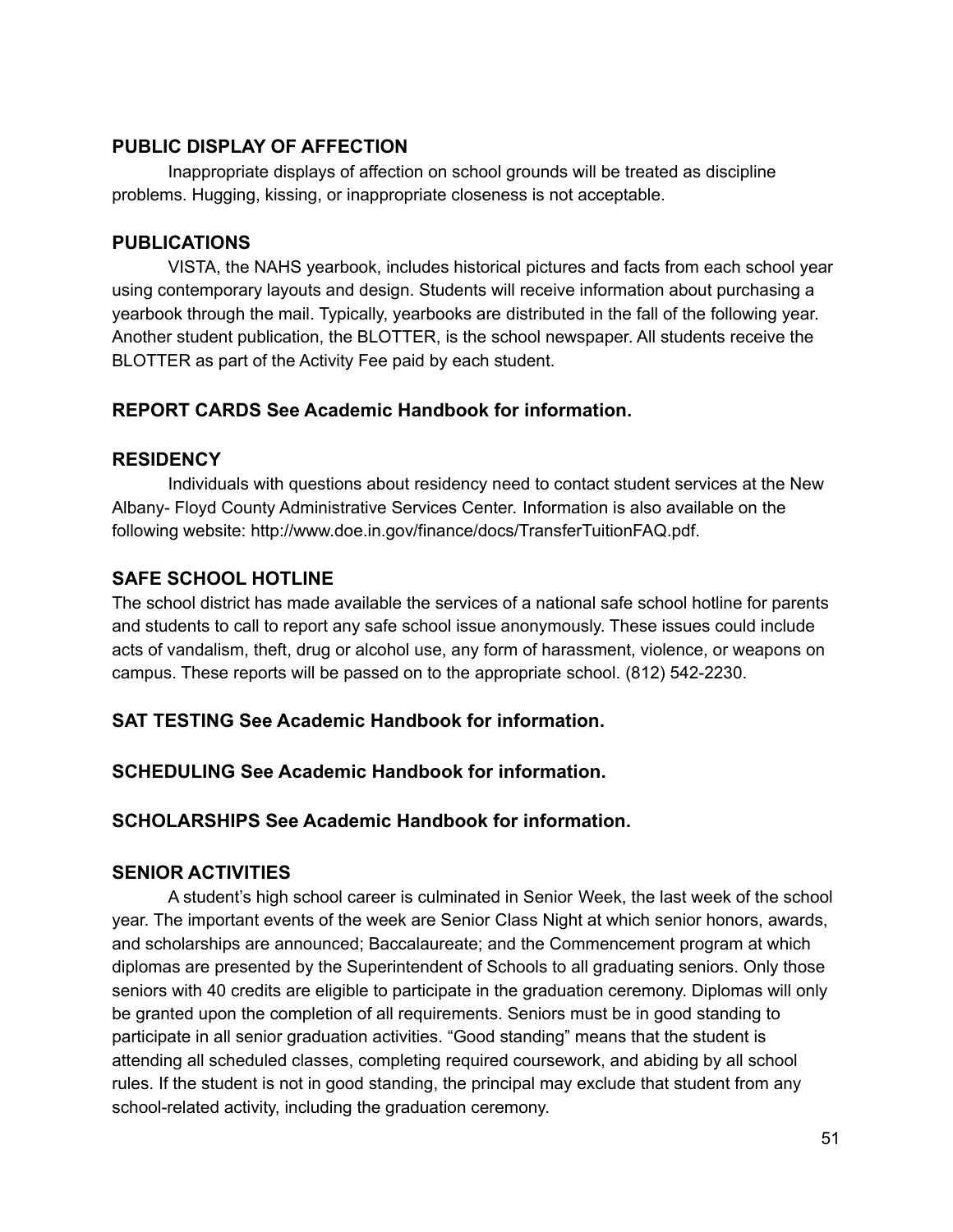## PUBLIC DISPLAY OF AFFECTION

Inappropriate displays of affection on school grounds will be treated as discipline problems. Hugging, kissing, or inappropriate closeness is not acceptable.

## PUBLICATIONS

VISTA, the NAHS yearbook, includes historical pictures and facts from each school year using contemporary layouts and design. Students will receive information about purchasing a yearbook through the mail. Typically, yearbooks are distributed in the fall of the following year. Another student publication, the BLOTTER, is the school newspaper. All students receive the BLOTTER as part of the Activity Fee paid by each student.

## REPORT CARDS See Academic Handbook for information.

## RESIDENCY

Individuals with questions about residency need to contact student services at the New Albany- Floyd County Administrative Services Center. Information is also available on the following website: http://www.doe.in.gov/finance/docs/TransferTuitionFAQ.pdf.

## SAFE SCHOOL HOTLINE

The school district has made available the services of a national safe school hotline for parents and students to call to report any safe school issue anonymously. These issues could include acts of vandalism, theft, drug or alcohol use, any form of harassment, violence, or weapons on campus. These reports will be passed on to the appropriate school. (812) 542-2230.

## SAT TESTING See Academic Handbook for information.

## SCHEDULING See Academic Handbook for information.

## SCHOLARSHIPS See Academic Handbook for information.

## SENIOR ACTIVITIES

A student's high school career is culminated in Senior Week, the last week of the school year. The important events of the week are Senior Class Night at which senior honors, awards, and scholarships are announced; Baccalaureate; and the Commencement program at which diplomas are presented by the Superintendent of Schools to all graduating seniors. Only those seniors with 40 credits are eligible to participate in the graduation ceremony. Diplomas will only be granted upon the completion of all requirements. Seniors must be in good standing to participate in all senior graduation activities. "Good standing" means that the student is attending all scheduled classes, completing required coursework, and abiding by all school rules. If the student is not in good standing, the principal may exclude that student from any school-related activity, including the graduation ceremony.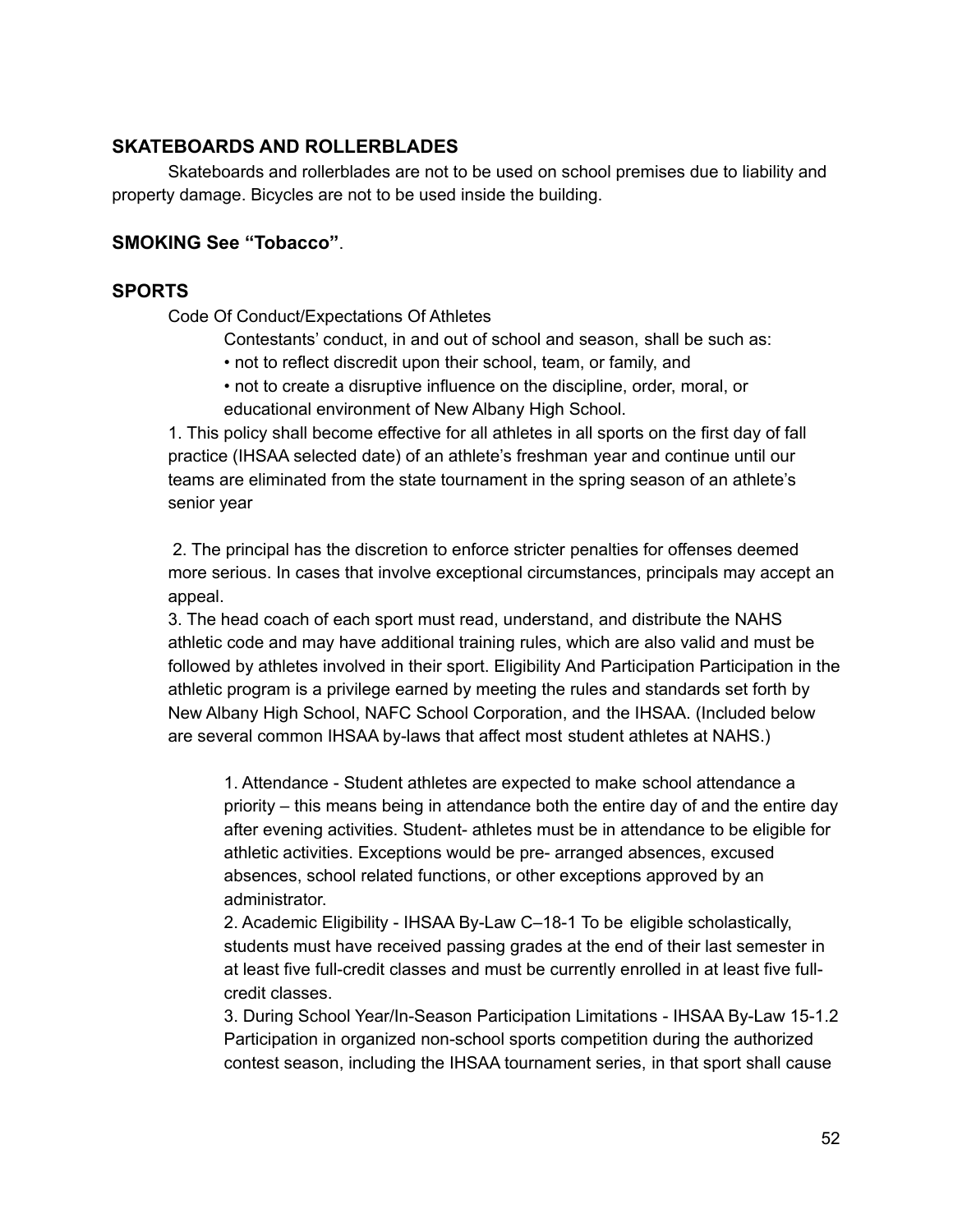## SKATEBOARDS AND ROLLERBLADES

Skateboards and rollerblades are not to be used on school premises due to liability and property damage. Bicycles are not to be used inside the building.

## SMOKING See "Tobacco".

## SPORTS

Code Of Conduct/Expectations Of Athletes

Contestants' conduct, in and out of school and season, shall be such as:

- not to reflect discredit upon their school, team, or family, and
- not to create a disruptive influence on the discipline, order, moral, or educational environment of New Albany High School.

1. This policy shall become effective for all athletes in all sports on the first day of fall practice (IHSAA selected date) of an athlete's freshman year and continue until our teams are eliminated from the state tournament in the spring season of an athlete's senior year

2. The principal has the discretion to enforce stricter penalties for offenses deemed more serious. In cases that involve exceptional circumstances, principals may accept an appeal.
3. The head coach of each sport must read, understand, and distribute the NAHS athletic code and may have additional training rules, which are also valid and must be followed by athletes involved in their sport. Eligibility And Participation Participation in the athletic program is a privilege earned by meeting the rules and standards set forth by New Albany High School, NAFC School Corporation, and the IHSAA. (Included below are several common IHSAA by-laws that affect most student athletes at NAHS.)

   1. Attendance - Student athletes are expected to make school attendance a priority – this means being in attendance both the entire day of and the entire day after evening activities. Student- athletes must be in attendance to be eligible for athletic activities. Exceptions would be pre- arranged absences, excused absences, school related functions, or other exceptions approved by an administrator.
   2. Academic Eligibility - IHSAA By-Law C–18-1 To be eligible scholastically, students must have received passing grades at the end of their last semester in at least five full-credit classes and must be currently enrolled in at least five full-credit classes.
   3. During School Year/In-Season Participation Limitations - IHSAA By-Law 15-1.2 Participation in organized non-school sports competition during the authorized contest season, including the IHSAA tournament series, in that sport shall cause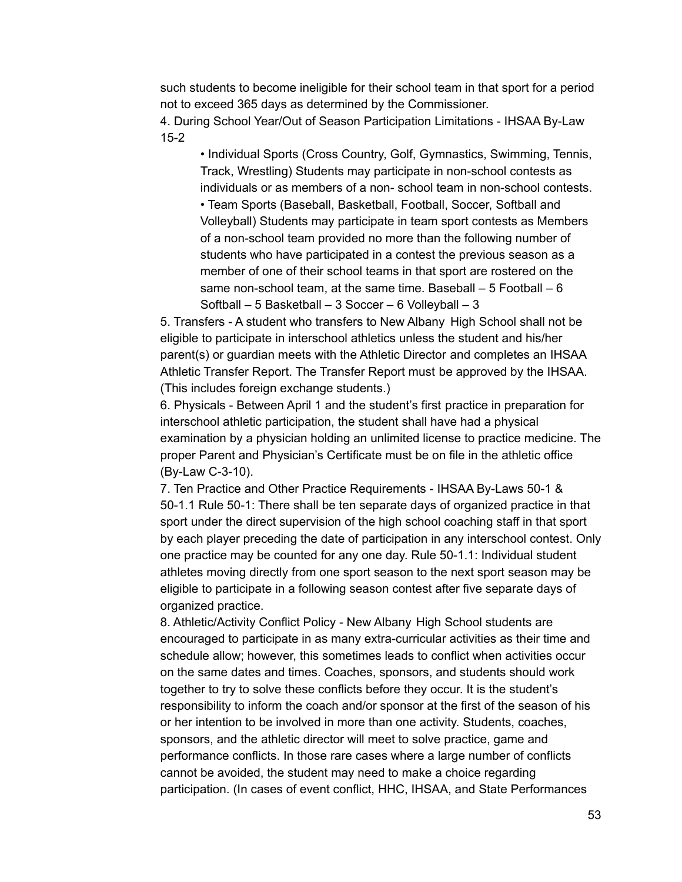such students to become ineligible for their school team in that sport for a period not to exceed 365 days as determined by the Commissioner.

4. During School Year/Out of Season Participation Limitations - IHSAA By-Law 15-2

- Individual Sports (Cross Country, Golf, Gymnastics, Swimming, Tennis, Track, Wrestling) Students may participate in non-school contests as individuals or as members of a non- school team in non-school contests.
- Team Sports (Baseball, Basketball, Football, Soccer, Softball and Volleyball) Students may participate in team sport contests as Members of a non-school team provided no more than the following number of students who have participated in a contest the previous season as a member of one of their school teams in that sport are rostered on the same non-school team, at the same time. Baseball – 5 Football – 6 Softball – 5 Basketball – 3 Soccer – 6 Volleyball – 3

5. Transfers - A student who transfers to New Albany High School shall not be eligible to participate in interschool athletics unless the student and his/her parent(s) or guardian meets with the Athletic Director and completes an IHSAA Athletic Transfer Report. The Transfer Report must be approved by the IHSAA. (This includes foreign exchange students.)

6. Physicals - Between April 1 and the student's first practice in preparation for interschool athletic participation, the student shall have had a physical examination by a physician holding an unlimited license to practice medicine. The proper Parent and Physician's Certificate must be on file in the athletic office (By-Law C-3-10).

7. Ten Practice and Other Practice Requirements - IHSAA By-Laws 50-1 & 50-1.1 Rule 50-1: There shall be ten separate days of organized practice in that sport under the direct supervision of the high school coaching staff in that sport by each player preceding the date of participation in any interschool contest. Only one practice may be counted for any one day. Rule 50-1.1: Individual student athletes moving directly from one sport season to the next sport season may be eligible to participate in a following season contest after five separate days of organized practice.

8. Athletic/Activity Conflict Policy - New Albany High School students are encouraged to participate in as many extra-curricular activities as their time and schedule allow; however, this sometimes leads to conflict when activities occur on the same dates and times. Coaches, sponsors, and students should work together to try to solve these conflicts before they occur. It is the student's responsibility to inform the coach and/or sponsor at the first of the season of his or her intention to be involved in more than one activity. Students, coaches, sponsors, and the athletic director will meet to solve practice, game and performance conflicts. In those rare cases where a large number of conflicts cannot be avoided, the student may need to make a choice regarding participation. (In cases of event conflict, HHC, IHSAA, and State Performances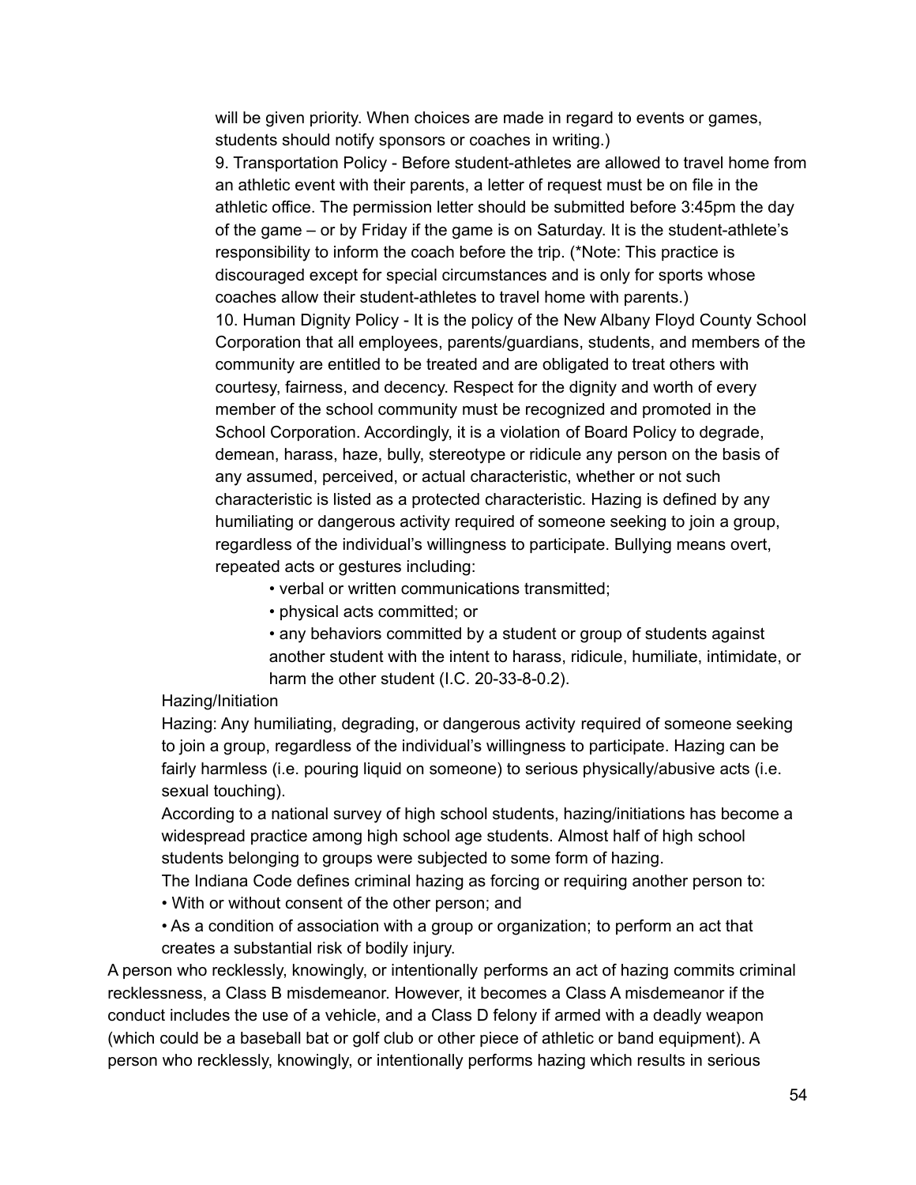will be given priority. When choices are made in regard to events or games, students should notify sponsors or coaches in writing.)

9. Transportation Policy - Before student-athletes are allowed to travel home from an athletic event with their parents, a letter of request must be on file in the athletic office. The permission letter should be submitted before 3:45pm the day of the game – or by Friday if the game is on Saturday. It is the student-athlete's responsibility to inform the coach before the trip. (*Note: This practice is discouraged except for special circumstances and is only for sports whose coaches allow their student-athletes to travel home with parents.)

10. Human Dignity Policy - It is the policy of the New Albany Floyd County School Corporation that all employees, parents/guardians, students, and members of the community are entitled to be treated and are obligated to treat others with courtesy, fairness, and decency. Respect for the dignity and worth of every member of the school community must be recognized and promoted in the School Corporation. Accordingly, it is a violation of Board Policy to degrade, demean, harass, haze, bully, stereotype or ridicule any person on the basis of any assumed, perceived, or actual characteristic, whether or not such characteristic is listed as a protected characteristic. Hazing is defined by any humiliating or dangerous activity required of someone seeking to join a group, regardless of the individual's willingness to participate. Bullying means overt, repeated acts or gestures including:

- verbal or written communications transmitted;
- physical acts committed; or
- any behaviors committed by a student or group of students against another student with the intent to harass, ridicule, humiliate, intimidate, or harm the other student (I.C. 20-33-8-0.2).

Hazing/Initiation

Hazing: Any humiliating, degrading, or dangerous activity required of someone seeking to join a group, regardless of the individual's willingness to participate. Hazing can be fairly harmless (i.e. pouring liquid on someone) to serious physically/abusive acts (i.e. sexual touching).

According to a national survey of high school students, hazing/initiations has become a widespread practice among high school age students. Almost half of high school students belonging to groups were subjected to some form of hazing.

The Indiana Code defines criminal hazing as forcing or requiring another person to:

- With or without consent of the other person; and
- As a condition of association with a group or organization; to perform an act that creates a substantial risk of bodily injury.

A person who recklessly, knowingly, or intentionally performs an act of hazing commits criminal recklessness, a Class B misdemeanor. However, it becomes a Class A misdemeanor if the conduct includes the use of a vehicle, and a Class D felony if armed with a deadly weapon (which could be a baseball bat or golf club or other piece of athletic or band equipment). A person who recklessly, knowingly, or intentionally performs hazing which results in serious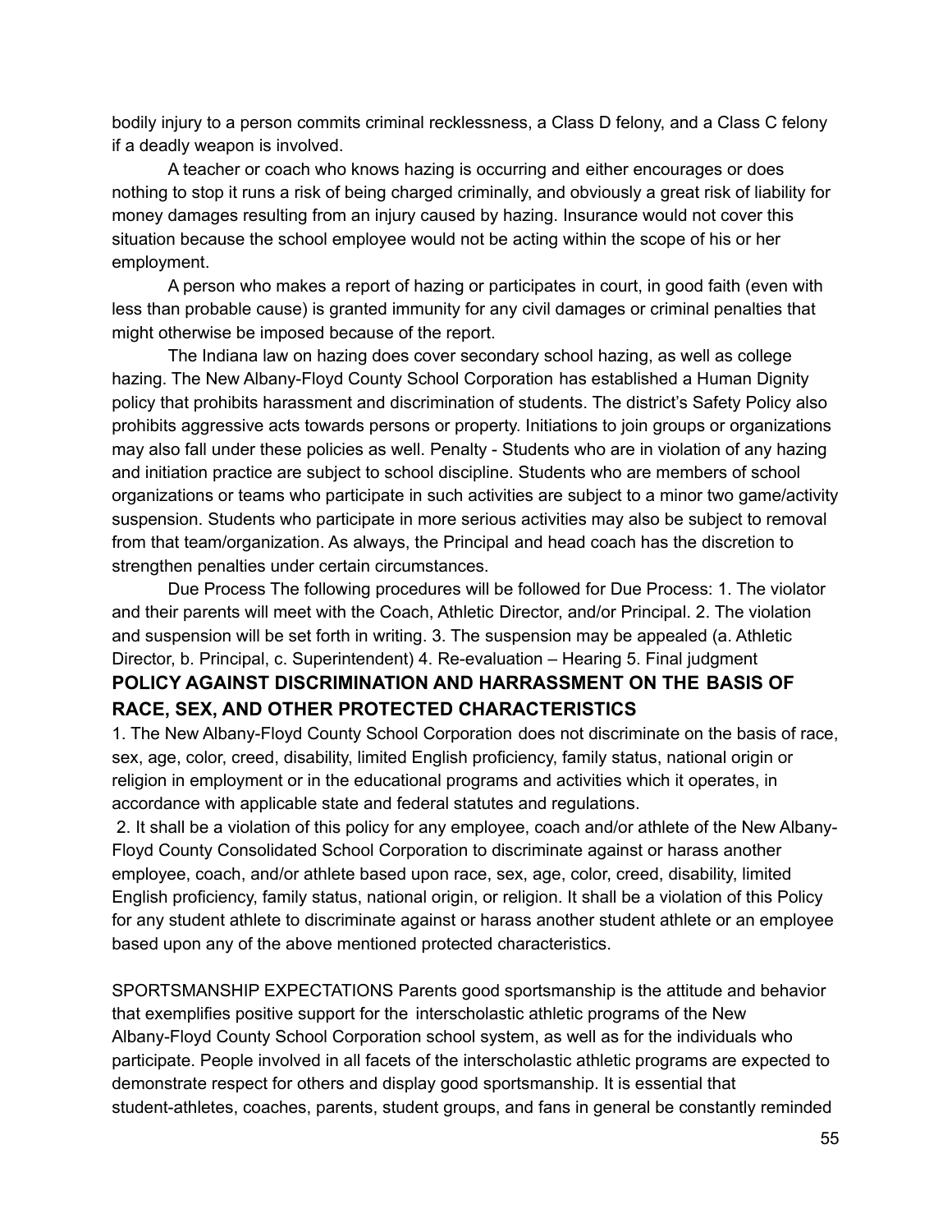bodily injury to a person commits criminal recklessness, a Class D felony, and a Class C felony if a deadly weapon is involved.

A teacher or coach who knows hazing is occurring and either encourages or does nothing to stop it runs a risk of being charged criminally, and obviously a great risk of liability for money damages resulting from an injury caused by hazing. Insurance would not cover this situation because the school employee would not be acting within the scope of his or her employment.

A person who makes a report of hazing or participates in court, in good faith (even with less than probable cause) is granted immunity for any civil damages or criminal penalties that might otherwise be imposed because of the report.

The Indiana law on hazing does cover secondary school hazing, as well as college hazing. The New Albany-Floyd County School Corporation has established a Human Dignity policy that prohibits harassment and discrimination of students. The district's Safety Policy also prohibits aggressive acts towards persons or property. Initiations to join groups or organizations may also fall under these policies as well. Penalty - Students who are in violation of any hazing and initiation practice are subject to school discipline. Students who are members of school organizations or teams who participate in such activities are subject to a minor two game/activity suspension. Students who participate in more serious activities may also be subject to removal from that team/organization. As always, the Principal and head coach has the discretion to strengthen penalties under certain circumstances.

Due Process The following procedures will be followed for Due Process: 1. The violator and their parents will meet with the Coach, Athletic Director, and/or Principal. 2. The violation and suspension will be set forth in writing. 3. The suspension may be appealed (a. Athletic Director, b. Principal, c. Superintendent) 4. Re-evaluation – Hearing 5. Final judgment

## POLICY AGAINST DISCRIMINATION AND HARRASSMENT ON THE BASIS OF RACE, SEX, AND OTHER PROTECTED CHARACTERISTICS

1. The New Albany-Floyd County School Corporation does not discriminate on the basis of race, sex, age, color, creed, disability, limited English proficiency, family status, national origin or religion in employment or in the educational programs and activities which it operates, in accordance with applicable state and federal statutes and regulations.

2. It shall be a violation of this policy for any employee, coach and/or athlete of the New Albany-Floyd County Consolidated School Corporation to discriminate against or harass another employee, coach, and/or athlete based upon race, sex, age, color, creed, disability, limited English proficiency, family status, national origin, or religion. It shall be a violation of this Policy for any student athlete to discriminate against or harass another student athlete or an employee based upon any of the above mentioned protected characteristics.

SPORTSMANSHIP EXPECTATIONS Parents good sportsmanship is the attitude and behavior that exemplifies positive support for the interscholastic athletic programs of the New Albany-Floyd County School Corporation school system, as well as for the individuals who participate. People involved in all facets of the interscholastic athletic programs are expected to demonstrate respect for others and display good sportsmanship. It is essential that student-athletes, coaches, parents, student groups, and fans in general be constantly reminded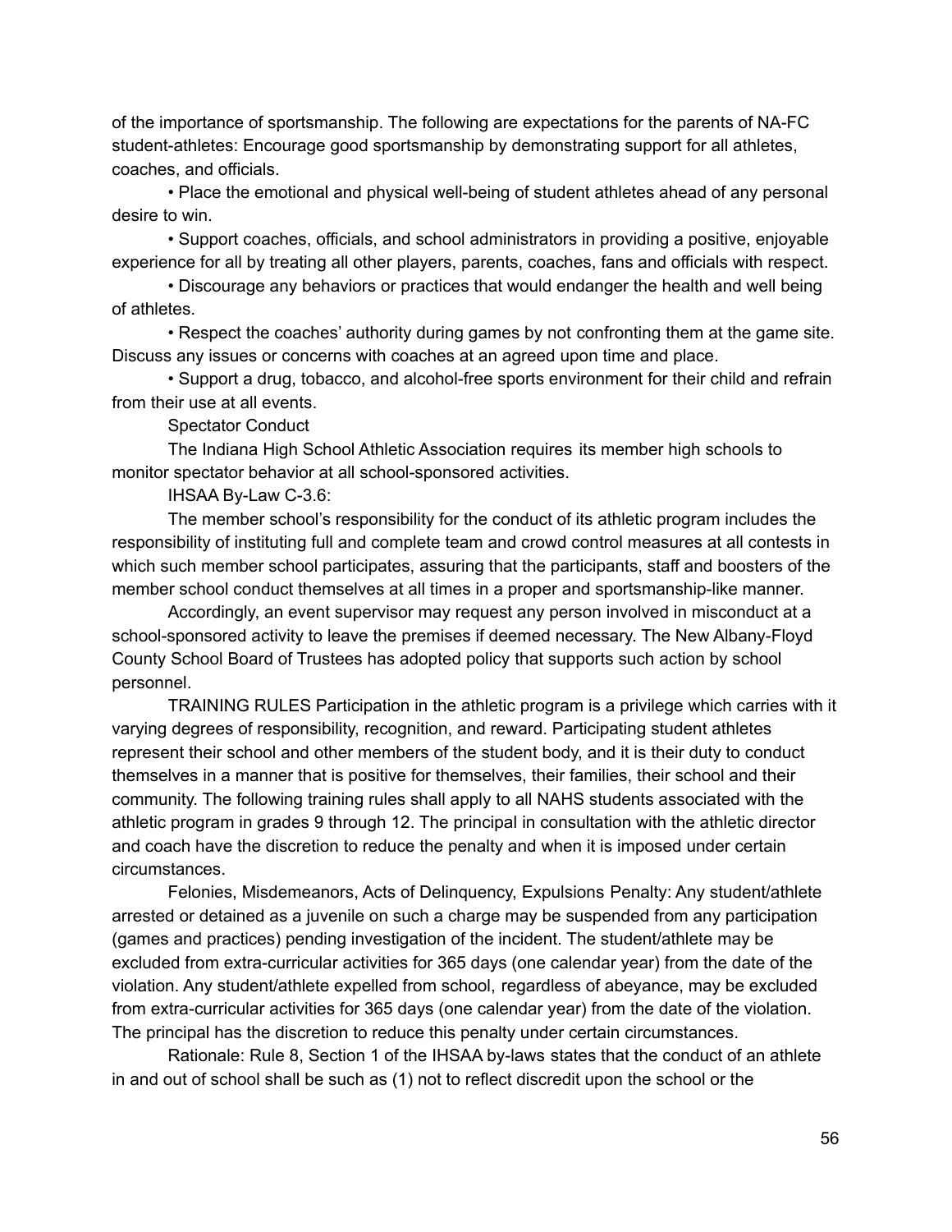of the importance of sportsmanship. The following are expectations for the parents of NA-FC student-athletes: Encourage good sportsmanship by demonstrating support for all athletes, coaches, and officials.

- Place the emotional and physical well-being of student athletes ahead of any personal desire to win.
- Support coaches, officials, and school administrators in providing a positive, enjoyable experience for all by treating all other players, parents, coaches, fans and officials with respect.
- Discourage any behaviors or practices that would endanger the health and well being of athletes.
- Respect the coaches' authority during games by not confronting them at the game site. Discuss any issues or concerns with coaches at an agreed upon time and place.
- Support a drug, tobacco, and alcohol-free sports environment for their child and refrain from their use at all events.

Spectator Conduct

The Indiana High School Athletic Association requires its member high schools to monitor spectator behavior at all school-sponsored activities.

IHSAA By-Law C-3.6:

The member school's responsibility for the conduct of its athletic program includes the responsibility of instituting full and complete team and crowd control measures at all contests in which such member school participates, assuring that the participants, staff and boosters of the member school conduct themselves at all times in a proper and sportsmanship-like manner.

Accordingly, an event supervisor may request any person involved in misconduct at a school-sponsored activity to leave the premises if deemed necessary. The New Albany-Floyd County School Board of Trustees has adopted policy that supports such action by school personnel.

TRAINING RULES Participation in the athletic program is a privilege which carries with it varying degrees of responsibility, recognition, and reward. Participating student athletes represent their school and other members of the student body, and it is their duty to conduct themselves in a manner that is positive for themselves, their families, their school and their community. The following training rules shall apply to all NAHS students associated with the athletic program in grades 9 through 12. The principal in consultation with the athletic director and coach have the discretion to reduce the penalty and when it is imposed under certain circumstances.

Felonies, Misdemeanors, Acts of Delinquency, Expulsions Penalty: Any student/athlete arrested or detained as a juvenile on such a charge may be suspended from any participation (games and practices) pending investigation of the incident. The student/athlete may be excluded from extra-curricular activities for 365 days (one calendar year) from the date of the violation. Any student/athlete expelled from school, regardless of abeyance, may be excluded from extra-curricular activities for 365 days (one calendar year) from the date of the violation. The principal has the discretion to reduce this penalty under certain circumstances.

Rationale: Rule 8, Section 1 of the IHSAA by-laws states that the conduct of an athlete in and out of school shall be such as (1) not to reflect discredit upon the school or the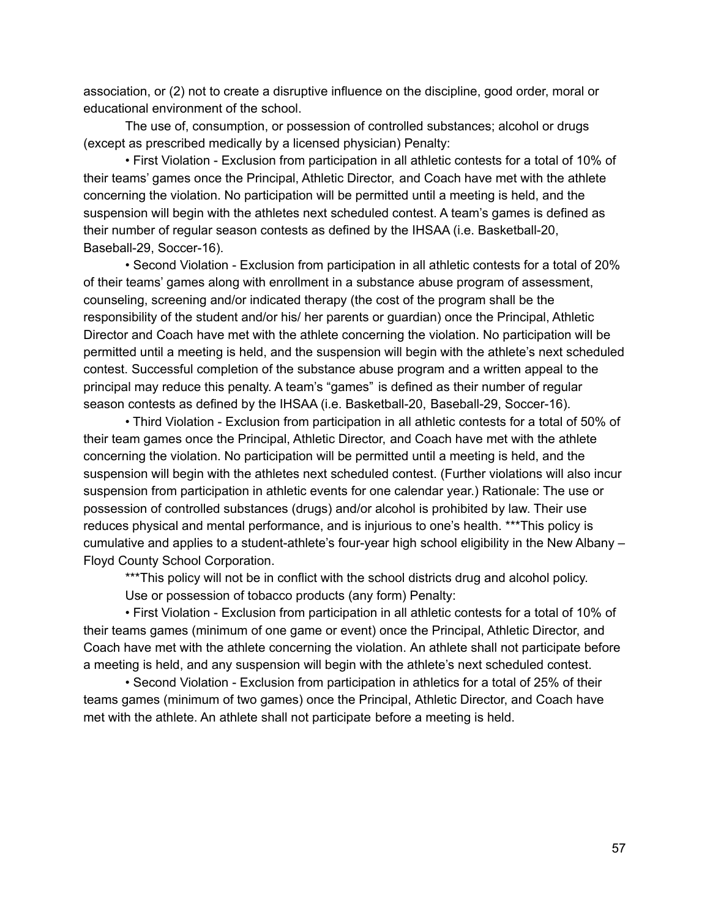association, or (2) not to create a disruptive influence on the discipline, good order, moral or educational environment of the school.

The use of, consumption, or possession of controlled substances; alcohol or drugs (except as prescribed medically by a licensed physician) Penalty:

• First Violation - Exclusion from participation in all athletic contests for a total of 10% of their teams' games once the Principal, Athletic Director, and Coach have met with the athlete concerning the violation. No participation will be permitted until a meeting is held, and the suspension will begin with the athletes next scheduled contest. A team's games is defined as their number of regular season contests as defined by the IHSAA (i.e. Basketball-20, Baseball-29, Soccer-16).

• Second Violation - Exclusion from participation in all athletic contests for a total of 20% of their teams' games along with enrollment in a substance abuse program of assessment, counseling, screening and/or indicated therapy (the cost of the program shall be the responsibility of the student and/or his/ her parents or guardian) once the Principal, Athletic Director and Coach have met with the athlete concerning the violation. No participation will be permitted until a meeting is held, and the suspension will begin with the athlete's next scheduled contest. Successful completion of the substance abuse program and a written appeal to the principal may reduce this penalty. A team's "games" is defined as their number of regular season contests as defined by the IHSAA (i.e. Basketball-20, Baseball-29, Soccer-16).

• Third Violation - Exclusion from participation in all athletic contests for a total of 50% of their team games once the Principal, Athletic Director, and Coach have met with the athlete concerning the violation. No participation will be permitted until a meeting is held, and the suspension will begin with the athletes next scheduled contest. (Further violations will also incur suspension from participation in athletic events for one calendar year.) Rationale: The use or possession of controlled substances (drugs) and/or alcohol is prohibited by law. Their use reduces physical and mental performance, and is injurious to one's health. ***This policy is cumulative and applies to a student-athlete's four-year high school eligibility in the New Albany – Floyd County School Corporation.

***This policy will not be in conflict with the school districts drug and alcohol policy.

Use or possession of tobacco products (any form) Penalty:

• First Violation - Exclusion from participation in all athletic contests for a total of 10% of their teams games (minimum of one game or event) once the Principal, Athletic Director, and Coach have met with the athlete concerning the violation. An athlete shall not participate before a meeting is held, and any suspension will begin with the athlete's next scheduled contest.

• Second Violation - Exclusion from participation in athletics for a total of 25% of their teams games (minimum of two games) once the Principal, Athletic Director, and Coach have met with the athlete. An athlete shall not participate before a meeting is held.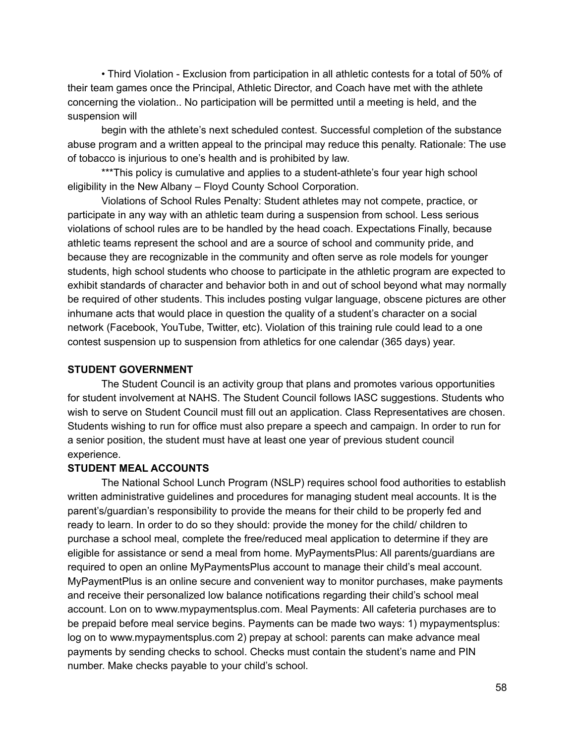• Third Violation - Exclusion from participation in all athletic contests for a total of 50% of their team games once the Principal, Athletic Director, and Coach have met with the athlete concerning the violation.. No participation will be permitted until a meeting is held, and the suspension will

begin with the athlete's next scheduled contest. Successful completion of the substance abuse program and a written appeal to the principal may reduce this penalty. Rationale: The use of tobacco is injurious to one's health and is prohibited by law.

***This policy is cumulative and applies to a student-athlete's four year high school eligibility in the New Albany – Floyd County School Corporation.

Violations of School Rules Penalty: Student athletes may not compete, practice, or participate in any way with an athletic team during a suspension from school. Less serious violations of school rules are to be handled by the head coach. Expectations Finally, because athletic teams represent the school and are a source of school and community pride, and because they are recognizable in the community and often serve as role models for younger students, high school students who choose to participate in the athletic program are expected to exhibit standards of character and behavior both in and out of school beyond what may normally be required of other students. This includes posting vulgar language, obscene pictures are other inhumane acts that would place in question the quality of a student's character on a social network (Facebook, YouTube, Twitter, etc). Violation of this training rule could lead to a one contest suspension up to suspension from athletics for one calendar (365 days) year.

**STUDENT GOVERNMENT**

The Student Council is an activity group that plans and promotes various opportunities for student involvement at NAHS. The Student Council follows IASC suggestions. Students who wish to serve on Student Council must fill out an application. Class Representatives are chosen. Students wishing to run for office must also prepare a speech and campaign. In order to run for a senior position, the student must have at least one year of previous student council experience.

**STUDENT MEAL ACCOUNTS**

The National School Lunch Program (NSLP) requires school food authorities to establish written administrative guidelines and procedures for managing student meal accounts. It is the parent's/guardian's responsibility to provide the means for their child to be properly fed and ready to learn. In order to do so they should: provide the money for the child/ children to purchase a school meal, complete the free/reduced meal application to determine if they are eligible for assistance or send a meal from home. MyPaymentsPlus: All parents/guardians are required to open an online MyPaymentsPlus account to manage their child's meal account. MyPaymentPlus is an online secure and convenient way to monitor purchases, make payments and receive their personalized low balance notifications regarding their child's school meal account. Lon on to www.mypaymentsplus.com. Meal Payments: All cafeteria purchases are to be prepaid before meal service begins. Payments can be made two ways: 1) mypaymentsplus: log on to www.mypaymentsplus.com 2) prepay at school: parents can make advance meal payments by sending checks to school. Checks must contain the student's name and PIN number. Make checks payable to your child's school.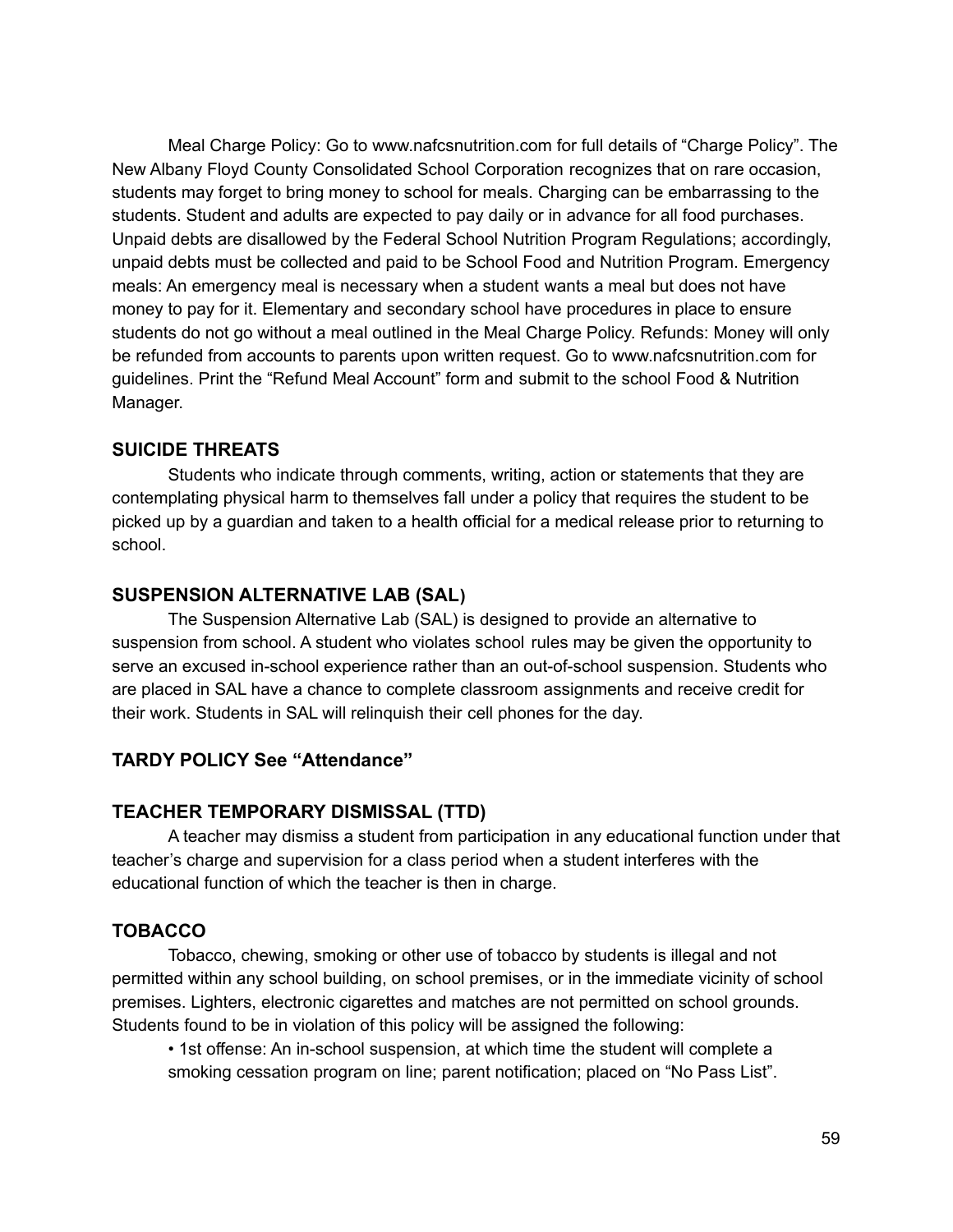Meal Charge Policy: Go to www.nafcsnutrition.com for full details of “Charge Policy”. The New Albany Floyd County Consolidated School Corporation recognizes that on rare occasion, students may forget to bring money to school for meals. Charging can be embarrassing to the students. Student and adults are expected to pay daily or in advance for all food purchases. Unpaid debts are disallowed by the Federal School Nutrition Program Regulations; accordingly, unpaid debts must be collected and paid to be School Food and Nutrition Program. Emergency meals: An emergency meal is necessary when a student wants a meal but does not have money to pay for it. Elementary and secondary school have procedures in place to ensure students do not go without a meal outlined in the Meal Charge Policy. Refunds: Money will only be refunded from accounts to parents upon written request. Go to www.nafcsnutrition.com for guidelines. Print the “Refund Meal Account” form and submit to the school Food & Nutrition Manager.

### SUICIDE THREATS

Students who indicate through comments, writing, action or statements that they are contemplating physical harm to themselves fall under a policy that requires the student to be picked up by a guardian and taken to a health official for a medical release prior to returning to school.

### SUSPENSION ALTERNATIVE LAB (SAL)

The Suspension Alternative Lab (SAL) is designed to provide an alternative to suspension from school. A student who violates school rules may be given the opportunity to serve an excused in-school experience rather than an out-of-school suspension. Students who are placed in SAL have a chance to complete classroom assignments and receive credit for their work. Students in SAL will relinquish their cell phones for the day.

### TARDY POLICY See “Attendance”

### TEACHER TEMPORARY DISMISSAL (TTD)

A teacher may dismiss a student from participation in any educational function under that teacher’s charge and supervision for a class period when a student interferes with the educational function of which the teacher is then in charge.

### TOBACCO

Tobacco, chewing, smoking or other use of tobacco by students is illegal and not permitted within any school building, on school premises, or in the immediate vicinity of school premises. Lighters, electronic cigarettes and matches are not permitted on school grounds. Students found to be in violation of this policy will be assigned the following:

- 1st offense: An in-school suspension, at which time the student will complete a smoking cessation program on line; parent notification; placed on “No Pass List”.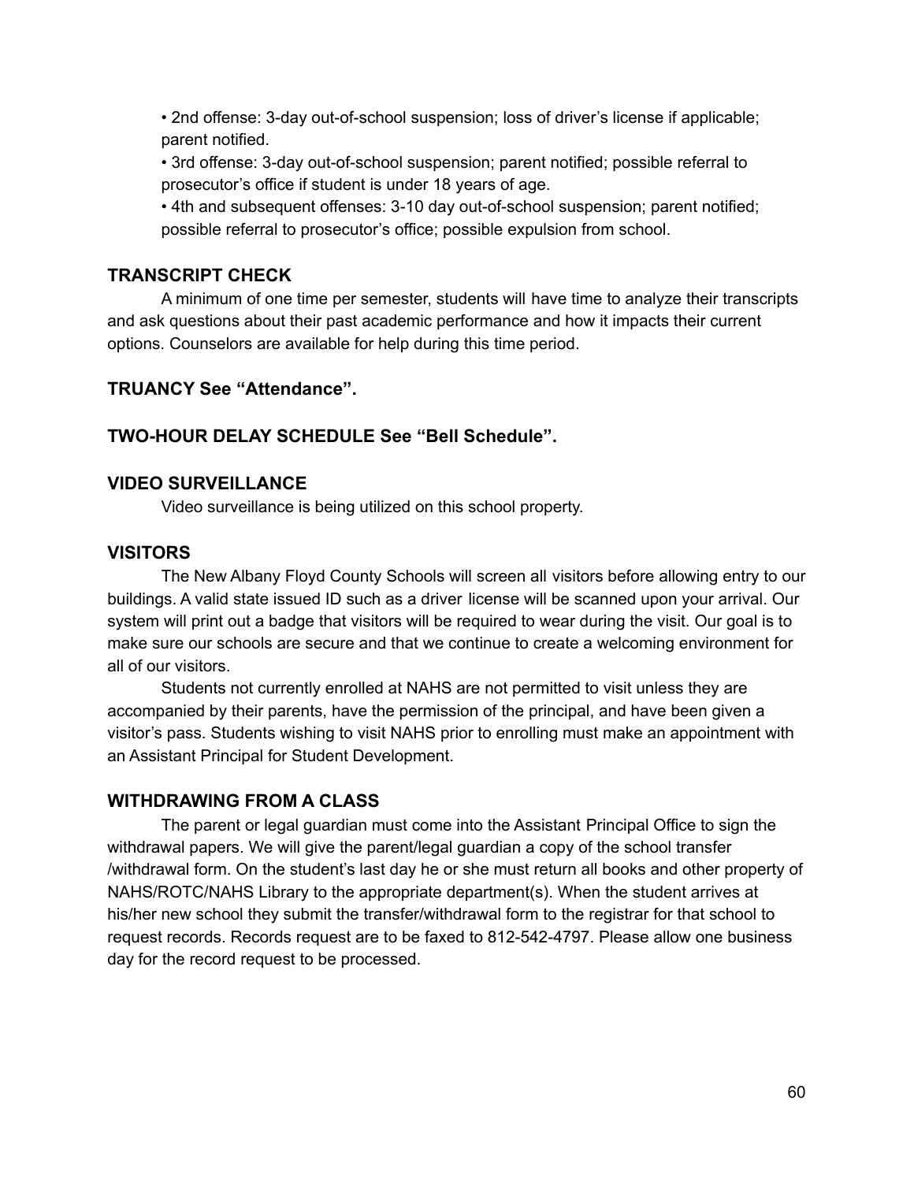- 2nd offense: 3-day out-of-school suspension; loss of driver's license if applicable; parent notified.
- 3rd offense: 3-day out-of-school suspension; parent notified; possible referral to prosecutor's office if student is under 18 years of age.
- 4th and subsequent offenses: 3-10 day out-of-school suspension; parent notified; possible referral to prosecutor's office; possible expulsion from school.

## TRANSCRIPT CHECK

A minimum of one time per semester, students will have time to analyze their transcripts and ask questions about their past academic performance and how it impacts their current options. Counselors are available for help during this time period.

## TRUANCY See "Attendance".

## TWO-HOUR DELAY SCHEDULE See "Bell Schedule".

## VIDEO SURVEILLANCE

Video surveillance is being utilized on this school property.

## VISITORS

The New Albany Floyd County Schools will screen all visitors before allowing entry to our buildings. A valid state issued ID such as a driver license will be scanned upon your arrival. Our system will print out a badge that visitors will be required to wear during the visit. Our goal is to make sure our schools are secure and that we continue to create a welcoming environment for all of our visitors.

Students not currently enrolled at NAHS are not permitted to visit unless they are accompanied by their parents, have the permission of the principal, and have been given a visitor's pass. Students wishing to visit NAHS prior to enrolling must make an appointment with an Assistant Principal for Student Development.

## WITHDRAWING FROM A CLASS

The parent or legal guardian must come into the Assistant Principal Office to sign the withdrawal papers. We will give the parent/legal guardian a copy of the school transfer /withdrawal form. On the student's last day he or she must return all books and other property of NAHS/ROTC/NAHS Library to the appropriate department(s). When the student arrives at his/her new school they submit the transfer/withdrawal form to the registrar for that school to request records. Records request are to be faxed to 812-542-4797. Please allow one business day for the record request to be processed.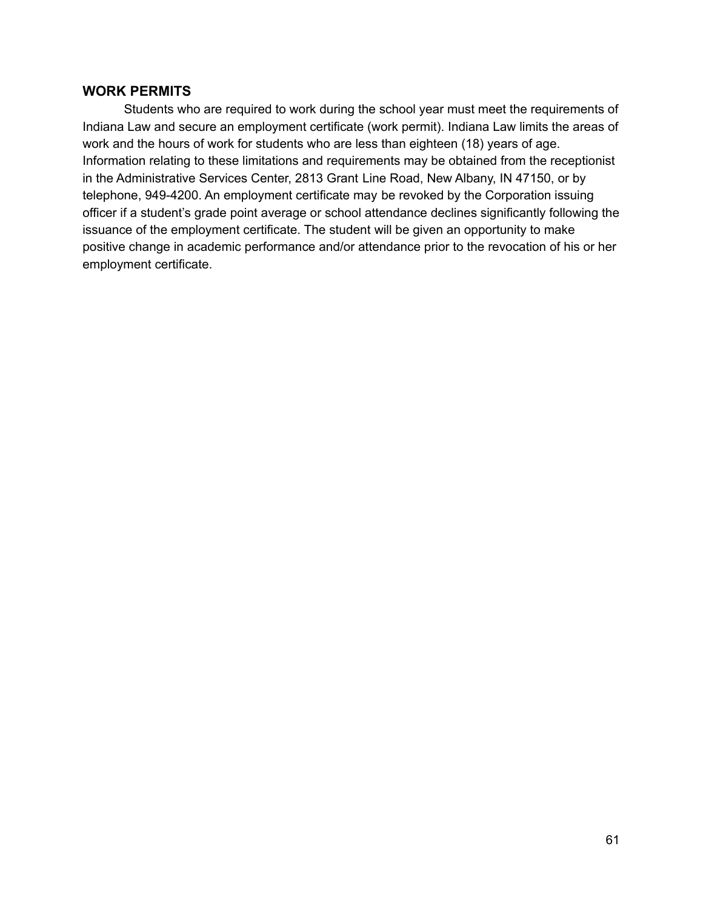## WORK PERMITS

Students who are required to work during the school year must meet the requirements of Indiana Law and secure an employment certificate (work permit). Indiana Law limits the areas of work and the hours of work for students who are less than eighteen (18) years of age. Information relating to these limitations and requirements may be obtained from the receptionist in the Administrative Services Center, 2813 Grant Line Road, New Albany, IN 47150, or by telephone, 949-4200. An employment certificate may be revoked by the Corporation issuing officer if a student's grade point average or school attendance declines significantly following the issuance of the employment certificate. The student will be given an opportunity to make positive change in academic performance and/or attendance prior to the revocation of his or her employment certificate.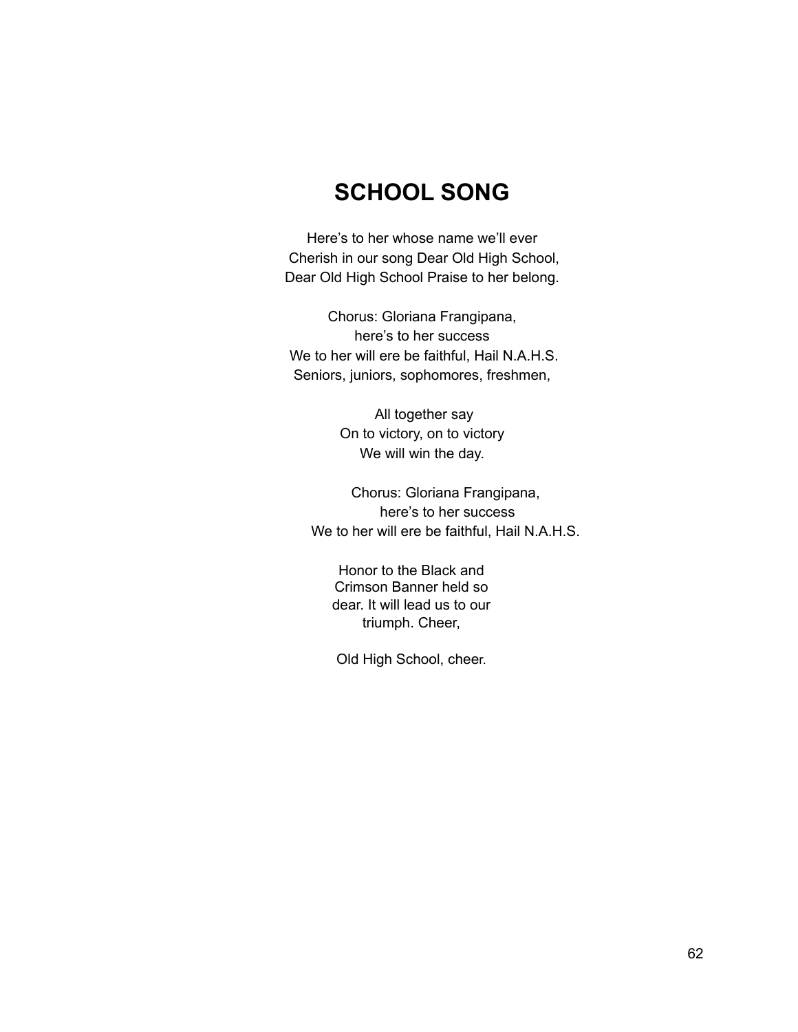# SCHOOL SONG

Here's to her whose name we'll ever
Cherish in our song Dear Old High School,
Dear Old High School Praise to her belong.

Chorus: Gloriana Frangipana,
here's to her success
We to her will ere be faithful, Hail N.A.H.S.
Seniors, juniors, sophomores, freshmen,

All together say
On to victory, on to victory
We will win the day.

Chorus: Gloriana Frangipana,
here's to her success
We to her will ere be faithful, Hail N.A.H.S.

Honor to the Black and
Crimson Banner held so
dear. It will lead us to our
triumph. Cheer,

Old High School, cheer.